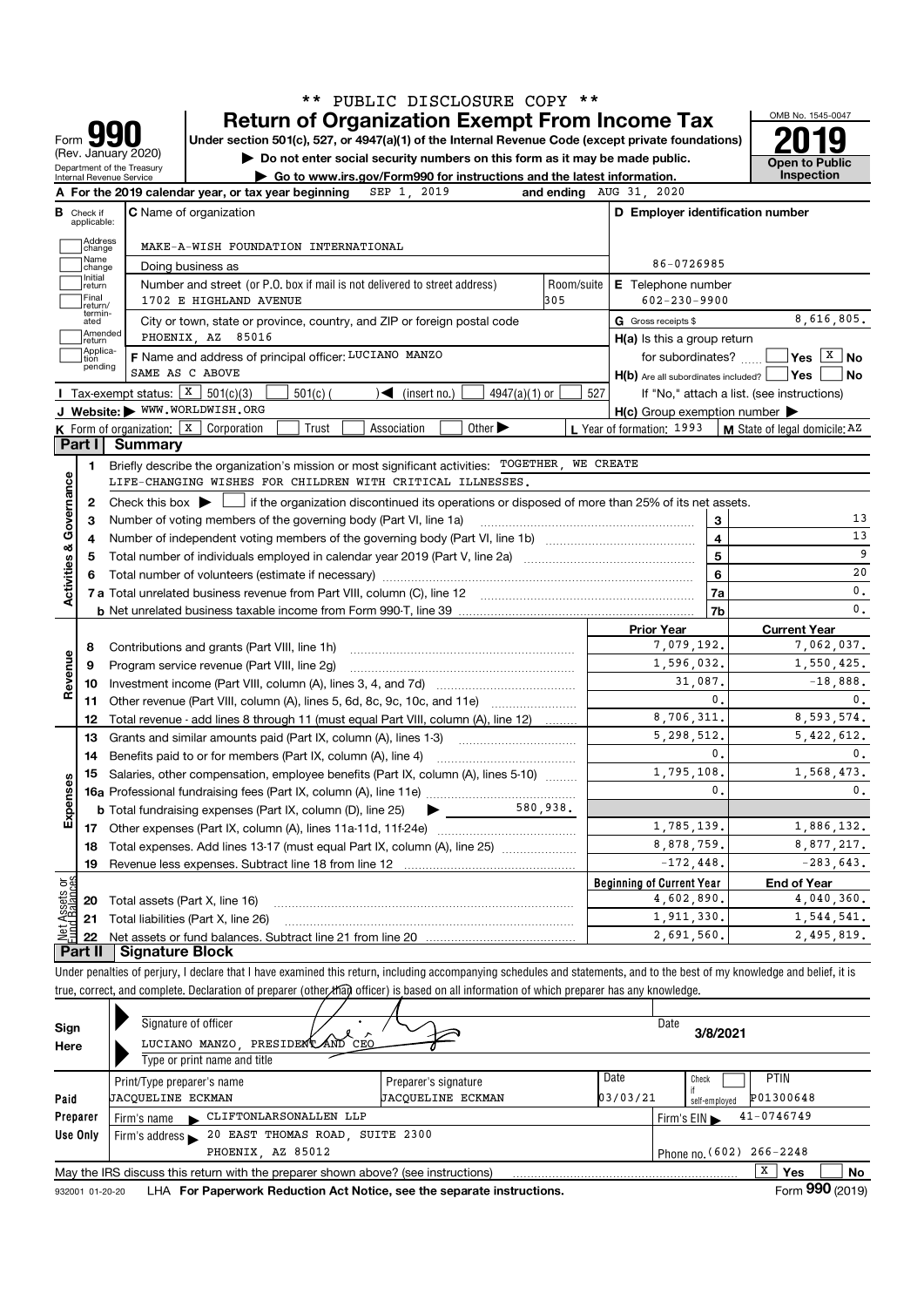** PUBLIC DISCLOSURE COPY **

# Form 990 — Return of Organization Exempt From Income Tax

(Rev. January 2020)

Under section 501(c), 527, or 4947(a)(1) of the Internal Revenue Code (except private foundations)

▶ Do not enter social security numbers on this form as it may be made public.

▶ Go to www.irs.gov/Form990 for instructions and the latest information.

Department of the Treasury
Internal Revenue Service

OMB No. 1545-0047

**2019**

**Open to Public Inspection**

**A** For the 2019 calendar year, or tax year beginning SEP 1, 2019 and ending AUG 31, 2020

**B** Check if applicable: Address change; Name change; Initial return; Final return/terminated; Amended return; Application pending

**C** Name of organization: MAKE-A-WISH FOUNDATION INTERNATIONAL

Doing business as

Number and street (or P.O. box if mail is not delivered to street address): 1702 E HIGHLAND AVENUE — Room/suite: 305

City or town, state or province, country, and ZIP or foreign postal code: PHOENIX, AZ 85016

**D** Employer identification number: 86-0726985

**E** Telephone number: 602-230-9900

**G** Gross receipts $ 8,616,805.

**F** Name and address of principal officer: LUCIANO MANZO, SAME AS C ABOVE

**H(a)** Is this a group return for subordinates? Yes [ ] No [X]

**H(b)** Are all subordinates included? Yes [ ] No [ ]

If "No," attach a list. (see instructions)

**I** Tax-exempt status: [X] 501(c)(3) [ ] 501(c) ( ) ◀ (insert no.) [ ] 4947(a)(1) or [ ] 527

**J** Website: ▶ WWW.WORLDWISH.ORG

**H(c)** Group exemption number ▶

**K** Form of organization: [X] Corporation [ ] Trust [ ] Association [ ] Other ▶

**L** Year of formation: 1993

**M** State of legal domicile: AZ

## Part I — Summary

**Activities & Governance**

1. Briefly describe the organization's mission or most significant activities: TOGETHER, WE CREATE LIFE-CHANGING WISHES FOR CHILDREN WITH CRITICAL ILLNESSES.
2. Check this box ▶ [ ] if the organization discontinued its operations or disposed of more than 25% of its net assets.

| Line | Description | | Value |
|---|---|---|---|
| 3 | Number of voting members of the governing body (Part VI, line 1a) | 3 | 13 |
| 4 | Number of independent voting members of the governing body (Part VI, line 1b) | 4 | 13 |
| 5 | Total number of individuals employed in calendar year 2019 (Part V, line 2a) | 5 | 9 |
| 6 | Total number of volunteers (estimate if necessary) | 6 | 20 |
| 7a | Total unrelated business revenue from Part VIII, column (C), line 12 | 7a | 0. |
| 7b | Net unrelated business taxable income from Form 990-T, line 39 | 7b | 0. |

| Line | Description | Prior Year | Current Year |
|---|---|---|---|
| **Revenue** | | | |
| 8 | Contributions and grants (Part VIII, line 1h) | 7,079,192. | 7,062,037. |
| 9 | Program service revenue (Part VIII, line 2g) | 1,596,032. | 1,550,425. |
| 10 | Investment income (Part VIII, column (A), lines 3, 4, and 7d) | 31,087. | -18,888. |
| 11 | Other revenue (Part VIII, column (A), lines 5, 6d, 8c, 9c, 10c, and 11e) | 0. | 0. |
| 12 | Total revenue - add lines 8 through 11 (must equal Part VIII, column (A), line 12) | 8,706,311. | 8,593,574. |
| **Expenses** | | | |
| 13 | Grants and similar amounts paid (Part IX, column (A), lines 1-3) | 5,298,512. | 5,422,612. |
| 14 | Benefits paid to or for members (Part IX, column (A), line 4) | 0. | 0. |
| 15 | Salaries, other compensation, employee benefits (Part IX, column (A), lines 5-10) | 1,795,108. | 1,568,473. |
| 16a | Professional fundraising fees (Part IX, column (A), line 11e) | 0. | 0. |
| b | Total fundraising expenses (Part IX, column (D), line 25) ▶ 580,938. | | |
| 17 | Other expenses (Part IX, column (A), lines 11a-11d, 11f-24e) | 1,785,139. | 1,886,132. |
| 18 | Total expenses. Add lines 13-17 (must equal Part IX, column (A), line 25) | 8,878,759. | 8,877,217. |
| 19 | Revenue less expenses. Subtract line 18 from line 12 | -172,448. | -283,643. |

| Line | Net Assets or Fund Balances | Beginning of Current Year | End of Year |
|---|---|---|---|
| 20 | Total assets (Part X, line 16) | 4,602,890. | 4,040,360. |
| 21 | Total liabilities (Part X, line 26) | 1,911,330. | 1,544,541. |
| 22 | Net assets or fund balances. Subtract line 21 from line 20 | 2,691,560. | 2,495,819. |

## Part II — Signature Block

Under penalties of perjury, I declare that I have examined this return, including accompanying schedules and statements, and to the best of my knowledge and belief, it is true, correct, and complete. Declaration of preparer (other than officer) is based on all information of which preparer has any knowledge.

**Sign Here**

Signature of officer — Date: 3/8/2021

LUCIANO MANZO, PRESIDENT AND CEO

Type or print name and title

**Paid Preparer Use Only**

| Print/Type preparer's name | Preparer's signature | Date | Check if self-employed | PTIN |
|---|---|---|---|---|
| JACQUELINE ECKMAN | JACQUELINE ECKMAN | 03/03/21 | [ ] | P01300648 |

Firm's name ▶ CLIFTONLARSONALLEN LLP — Firm's EIN ▶ 41-0746749

Firm's address ▶ 20 EAST THOMAS ROAD, SUITE 2300, PHOENIX, AZ 85012 — Phone no. (602) 266-2248

May the IRS discuss this return with the preparer shown above? (see instructions) [X] Yes [ ] No

932001 01-20-20 LHA For Paperwork Reduction Act Notice, see the separate instructions. Form **990** (2019)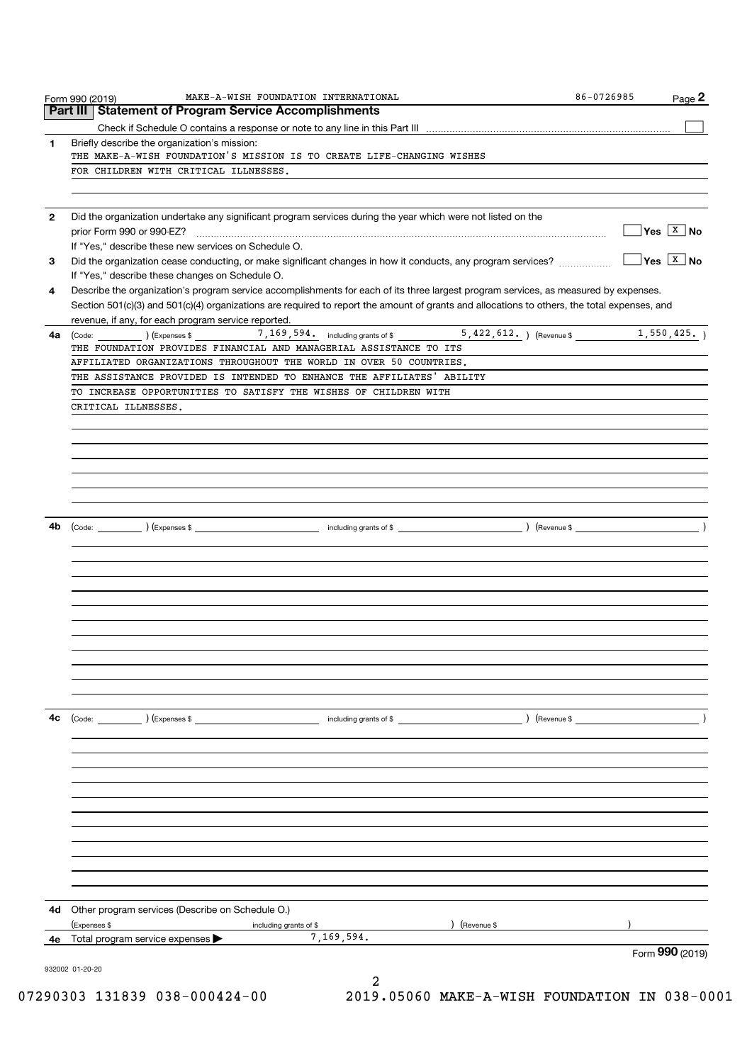Form 990 (2019) MAKE-A-WISH FOUNDATION INTERNATIONAL 86-0726985 Page **2**

## Part III Statement of Program Service Accomplishments

Check if Schedule O contains a response or note to any line in this Part III ☐

**1** Briefly describe the organization's mission:

THE MAKE-A-WISH FOUNDATION'S MISSION IS TO CREATE LIFE-CHANGING WISHES FOR CHILDREN WITH CRITICAL ILLNESSES.

**2** Did the organization undertake any significant program services during the year which were not listed on the prior Form 990 or 990-EZ? ☐ Yes ☒ No

If "Yes," describe these new services on Schedule O.

**3** Did the organization cease conducting, or make significant changes in how it conducts, any program services? ☐ Yes ☒ No

If "Yes," describe these changes on Schedule O.

**4** Describe the organization's program service accomplishments for each of its three largest program services, as measured by expenses. Section 501(c)(3) and 501(c)(4) organizations are required to report the amount of grants and allocations to others, the total expenses, and revenue, if any, for each program service reported.

**4a** (Code: ) (Expenses $ 7,169,594. including grants of $ 5,422,612. ) (Revenue $ 1,550,425. )

THE FOUNDATION PROVIDES FINANCIAL AND MANAGERIAL ASSISTANCE TO ITS AFFILIATED ORGANIZATIONS THROUGHOUT THE WORLD IN OVER 50 COUNTRIES. THE ASSISTANCE PROVIDED IS INTENDED TO ENHANCE THE AFFILIATES' ABILITY TO INCREASE OPPORTUNITIES TO SATISFY THE WISHES OF CHILDREN WITH CRITICAL ILLNESSES.

**4b** (Code: ) (Expenses $ including grants of $ ) (Revenue $ )

**4c** (Code: ) (Expenses $ including grants of $ ) (Revenue $ )

**4d** Other program services (Describe on Schedule O.)

(Expenses $ including grants of $ ) (Revenue $ )

**4e** Total program service expenses ▶ 7,169,594.

Form **990** (2019)

932002 01-20-20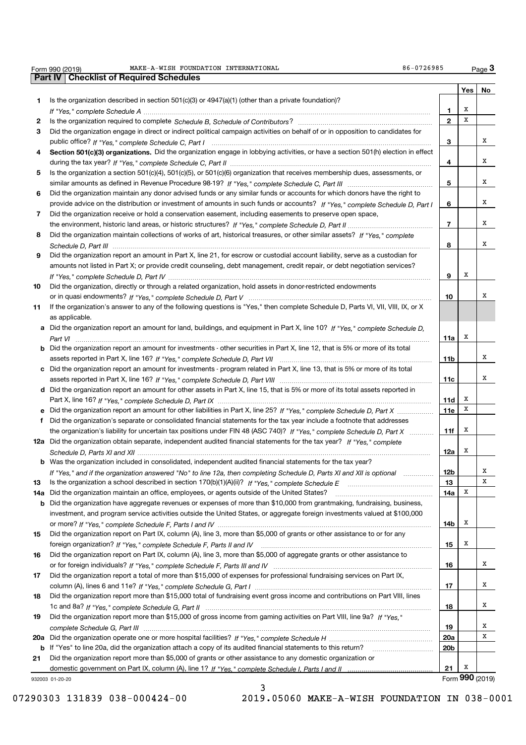Form 990 (2019) MAKE-A-WISH FOUNDATION INTERNATIONAL 86-0726985 Page 3

## Part IV Checklist of Required Schedules

| | | | Yes | No |
|---|---|---|---|---|
| 1 | Is the organization described in section 501(c)(3) or 4947(a)(1) (other than a private foundation)? *If "Yes," complete Schedule A* | 1 | X | |
| 2 | Is the organization required to complete *Schedule B, Schedule of Contributors*? | 2 | X | |
| 3 | Did the organization engage in direct or indirect political campaign activities on behalf of or in opposition to candidates for public office? *If "Yes," complete Schedule C, Part I* | 3 | | X |
| 4 | **Section 501(c)(3) organizations.** Did the organization engage in lobbying activities, or have a section 501(h) election in effect during the tax year? *If "Yes," complete Schedule C, Part II* | 4 | | X |
| 5 | Is the organization a section 501(c)(4), 501(c)(5), or 501(c)(6) organization that receives membership dues, assessments, or similar amounts as defined in Revenue Procedure 98-19? *If "Yes," complete Schedule C, Part III* | 5 | | X |
| 6 | Did the organization maintain any donor advised funds or any similar funds or accounts for which donors have the right to provide advice on the distribution or investment of amounts in such funds or accounts? *If "Yes," complete Schedule D, Part I* | 6 | | X |
| 7 | Did the organization receive or hold a conservation easement, including easements to preserve open space, the environment, historic land areas, or historic structures? *If "Yes," complete Schedule D, Part II* | 7 | | X |
| 8 | Did the organization maintain collections of works of art, historical treasures, or other similar assets? *If "Yes," complete Schedule D, Part III* | 8 | | X |
| 9 | Did the organization report an amount in Part X, line 21, for escrow or custodial account liability, serve as a custodian for amounts not listed in Part X; or provide credit counseling, debt management, credit repair, or debt negotiation services? *If "Yes," complete Schedule D, Part IV* | 9 | X | |
| 10 | Did the organization, directly or through a related organization, hold assets in donor-restricted endowments or in quasi endowments? *If "Yes," complete Schedule D, Part V* | 10 | | X |
| 11 | If the organization's answer to any of the following questions is "Yes," then complete Schedule D, Parts VI, VII, VIII, IX, or X as applicable. | | | |
| a | Did the organization report an amount for land, buildings, and equipment in Part X, line 10? *If "Yes," complete Schedule D, Part VI* | 11a | X | |
| b | Did the organization report an amount for investments - other securities in Part X, line 12, that is 5% or more of its total assets reported in Part X, line 16? *If "Yes," complete Schedule D, Part VII* | 11b | | X |
| c | Did the organization report an amount for investments - program related in Part X, line 13, that is 5% or more of its total assets reported in Part X, line 16? *If "Yes," complete Schedule D, Part VIII* | 11c | | X |
| d | Did the organization report an amount for other assets in Part X, line 15, that is 5% or more of its total assets reported in Part X, line 16? *If "Yes," complete Schedule D, Part IX* | 11d | X | |
| e | Did the organization report an amount for other liabilities in Part X, line 25? *If "Yes," complete Schedule D, Part X* | 11e | X | |
| f | Did the organization's separate or consolidated financial statements for the tax year include a footnote that addresses the organization's liability for uncertain tax positions under FIN 48 (ASC 740)? *If "Yes," complete Schedule D, Part X* | 11f | X | |
| 12a | Did the organization obtain separate, independent audited financial statements for the tax year? *If "Yes," complete Schedule D, Parts XI and XII* | 12a | X | |
| b | Was the organization included in consolidated, independent audited financial statements for the tax year? *If "Yes," and if the organization answered "No" to line 12a, then completing Schedule D, Parts XI and XII is optional* | 12b | | X |
| 13 | Is the organization a school described in section 170(b)(1)(A)(ii)? *If "Yes," complete Schedule E* | 13 | | X |
| 14a | Did the organization maintain an office, employees, or agents outside of the United States? | 14a | X | |
| b | Did the organization have aggregate revenues or expenses of more than $10,000 from grantmaking, fundraising, business, investment, and program service activities outside the United States, or aggregate foreign investments valued at $100,000 or more? *If "Yes," complete Schedule F, Parts I and IV* | 14b | X | |
| 15 | Did the organization report on Part IX, column (A), line 3, more than $5,000 of grants or other assistance to or for any foreign organization? *If "Yes," complete Schedule F, Parts II and IV* | 15 | X | |
| 16 | Did the organization report on Part IX, column (A), line 3, more than $5,000 of aggregate grants or other assistance to or for foreign individuals? *If "Yes," complete Schedule F, Parts III and IV* | 16 | | X |
| 17 | Did the organization report a total of more than $15,000 of expenses for professional fundraising services on Part IX, column (A), lines 6 and 11e? *If "Yes," complete Schedule G, Part I* | 17 | | X |
| 18 | Did the organization report more than $15,000 total of fundraising event gross income and contributions on Part VIII, lines 1c and 8a? *If "Yes," complete Schedule G, Part II* | 18 | | X |
| 19 | Did the organization report more than $15,000 of gross income from gaming activities on Part VIII, line 9a? *If "Yes," complete Schedule G, Part III* | 19 | | X |
| 20a | Did the organization operate one or more hospital facilities? *If "Yes," complete Schedule H* | 20a | | X |
| b | If "Yes" to line 20a, did the organization attach a copy of its audited financial statements to this return? | 20b | | |
| 21 | Did the organization report more than $5,000 of grants or other assistance to any domestic organization or domestic government on Part IX, column (A), line 1? *If "Yes," complete Schedule I, Parts I and II* | 21 | X | |

932003 01-20-20 Form **990** (2019)

07290303 131839 038-000424-00 2019.05060 MAKE-A-WISH FOUNDATION IN 038-0001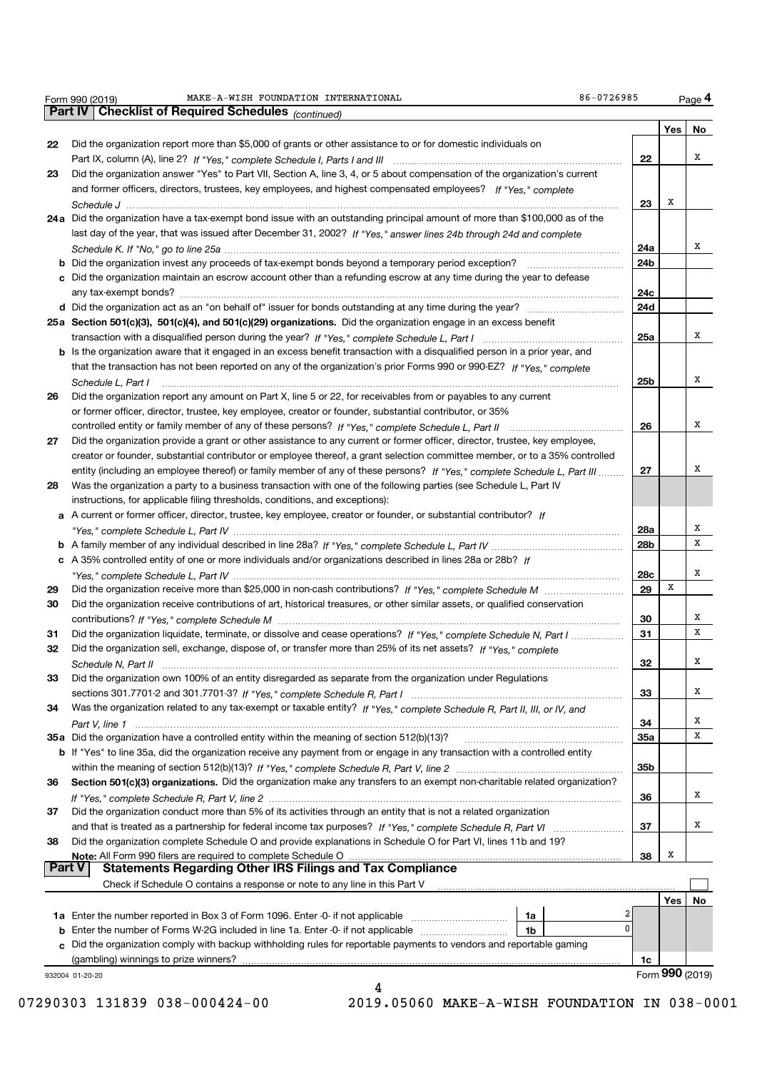Form 990 (2019) MAKE-A-WISH FOUNDATION INTERNATIONAL 86-0726985

## Part IV | Checklist of Required Schedules *(continued)*

| | | | Yes | No |
|---|---|---|---|---|
| 22 | Did the organization report more than $5,000 of grants or other assistance to or for domestic individuals on Part IX, column (A), line 2? *If "Yes," complete Schedule I, Parts I and III* | 22 | | X |
| 23 | Did the organization answer "Yes" to Part VII, Section A, line 3, 4, or 5 about compensation of the organization's current and former officers, directors, trustees, key employees, and highest compensated employees? *If "Yes," complete Schedule J* | 23 | X | |
| 24a | Did the organization have a tax-exempt bond issue with an outstanding principal amount of more than $100,000 as of the last day of the year, that was issued after December 31, 2002? *If "Yes," answer lines 24b through 24d and complete Schedule K. If "No," go to line 25a* | 24a | | X |
| b | Did the organization invest any proceeds of tax-exempt bonds beyond a temporary period exception? | 24b | | |
| c | Did the organization maintain an escrow account other than a refunding escrow at any time during the year to defease any tax-exempt bonds? | 24c | | |
| d | Did the organization act as an "on behalf of" issuer for bonds outstanding at any time during the year? | 24d | | |
| 25a | **Section 501(c)(3), 501(c)(4), and 501(c)(29) organizations.** Did the organization engage in an excess benefit transaction with a disqualified person during the year? *If "Yes," complete Schedule L, Part I* | 25a | | X |
| b | Is the organization aware that it engaged in an excess benefit transaction with a disqualified person in a prior year, and that the transaction has not been reported on any of the organization's prior Forms 990 or 990-EZ? *If "Yes," complete Schedule L, Part I* | 25b | | X |
| 26 | Did the organization report any amount on Part X, line 5 or 22, for receivables from or payables to any current or former officer, director, trustee, key employee, creator or founder, substantial contributor, or 35% controlled entity or family member of any of these persons? *If "Yes," complete Schedule L, Part II* | 26 | | X |
| 27 | Did the organization provide a grant or other assistance to any current or former officer, director, trustee, key employee, creator or founder, substantial contributor or employee thereof, a grant selection committee member, or to a 35% controlled entity (including an employee thereof) or family member of any of these persons? *If "Yes," complete Schedule L, Part III* | 27 | | X |
| 28 | Was the organization a party to a business transaction with one of the following parties (see Schedule L, Part IV instructions, for applicable filing thresholds, conditions, and exceptions): | | | |
| a | A current or former officer, director, trustee, key employee, creator or founder, or substantial contributor? *If "Yes," complete Schedule L, Part IV* | 28a | | X |
| b | A family member of any individual described in line 28a? *If "Yes," complete Schedule L, Part IV* | 28b | | X |
| c | A 35% controlled entity of one or more individuals and/or organizations described in lines 28a or 28b? *If "Yes," complete Schedule L, Part IV* | 28c | | X |
| 29 | Did the organization receive more than $25,000 in non-cash contributions? *If "Yes," complete Schedule M* | 29 | X | |
| 30 | Did the organization receive contributions of art, historical treasures, or other similar assets, or qualified conservation contributions? *If "Yes," complete Schedule M* | 30 | | X |
| 31 | Did the organization liquidate, terminate, or dissolve and cease operations? *If "Yes," complete Schedule N, Part I* | 31 | | X |
| 32 | Did the organization sell, exchange, dispose of, or transfer more than 25% of its net assets? *If "Yes," complete Schedule N, Part II* | 32 | | X |
| 33 | Did the organization own 100% of an entity disregarded as separate from the organization under Regulations sections 301.7701-2 and 301.7701-3? *If "Yes," complete Schedule R, Part I* | 33 | | X |
| 34 | Was the organization related to any tax-exempt or taxable entity? *If "Yes," complete Schedule R, Part II, III, or IV, and Part V, line 1* | 34 | | X |
| 35a | Did the organization have a controlled entity within the meaning of section 512(b)(13)? | 35a | | X |
| b | If "Yes" to line 35a, did the organization receive any payment from or engage in any transaction with a controlled entity within the meaning of section 512(b)(13)? *If "Yes," complete Schedule R, Part V, line 2* | 35b | | |
| 36 | **Section 501(c)(3) organizations.** Did the organization make any transfers to an exempt non-charitable related organization? *If "Yes," complete Schedule R, Part V, line 2* | 36 | | X |
| 37 | Did the organization conduct more than 5% of its activities through an entity that is not a related organization and that is treated as a partnership for federal income tax purposes? *If "Yes," complete Schedule R, Part VI* | 37 | | X |
| 38 | Did the organization complete Schedule O and provide explanations in Schedule O for Part VI, lines 11b and 19? **Note:** All Form 990 filers are required to complete Schedule O | 38 | X | |

## Part V | Statements Regarding Other IRS Filings and Tax Compliance

Check if Schedule O contains a response or note to any line in this Part V ☐

| | | | | | Yes | No |
|---|---|---|---|---|---|---|
| 1a | Enter the number reported in Box 3 of Form 1096. Enter -0- if not applicable | 1a | 2 | | | |
| b | Enter the number of Forms W-2G included in line 1a. Enter -0- if not applicable | 1b | 0 | | | |
| c | Did the organization comply with backup withholding rules for reportable payments to vendors and reportable gaming (gambling) winnings to prize winners? | | | 1c | | |

932004 01-20-20 Form **990** (2019)

07290303 131839 038-000424-00 2019.05060 MAKE-A-WISH FOUNDATION IN 038-0001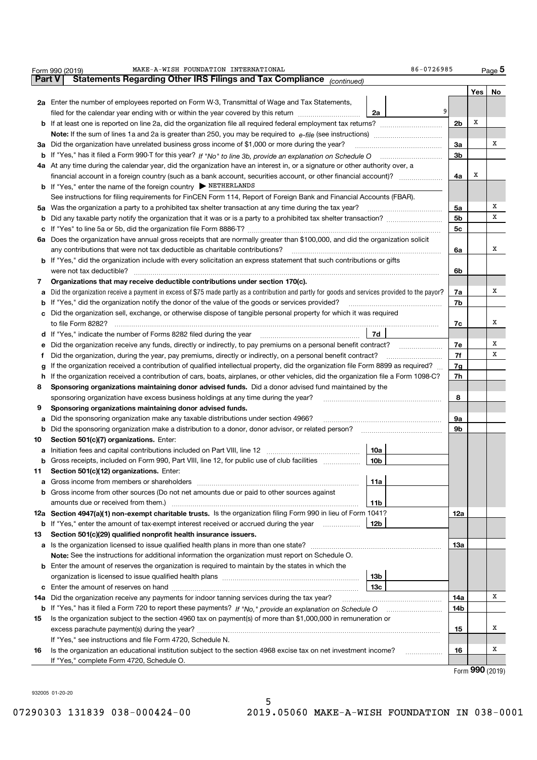Form 990 (2019) MAKE-A-WISH FOUNDATION INTERNATIONAL 86-0726985 Page 5

**Part V Statements Regarding Other IRS Filings and Tax Compliance** *(continued)*

| | | | | | Yes | No |
|---|---|---|---|---|---|---|
| **2a** | Enter the number of employees reported on Form W-3, Transmittal of Wage and Tax Statements, filed for the calendar year ending with or within the year covered by this return | 2a | 9 | | | |
| **b** | If at least one is reported on line 2a, did the organization file all required federal employment tax returns? | | | 2b | X | |
| | **Note:** If the sum of lines 1a and 2a is greater than 250, you may be required to *e-file* (see instructions) | | | | | |
| **3a** | Did the organization have unrelated business gross income of $1,000 or more during the year? | | | 3a | | X |
| **b** | If "Yes," has it filed a Form 990-T for this year? *If "No" to line 3b, provide an explanation on Schedule O* | | | 3b | | |
| **4a** | At any time during the calendar year, did the organization have an interest in, or a signature or other authority over, a financial account in a foreign country (such as a bank account, securities account, or other financial account)? | | | 4a | X | |
| **b** | If "Yes," enter the name of the foreign country ▶ NETHERLANDS | | | | | |
| | See instructions for filing requirements for FinCEN Form 114, Report of Foreign Bank and Financial Accounts (FBAR). | | | | | |
| **5a** | Was the organization a party to a prohibited tax shelter transaction at any time during the tax year? | | | 5a | | X |
| **b** | Did any taxable party notify the organization that it was or is a party to a prohibited tax shelter transaction? | | | 5b | | X |
| **c** | If "Yes" to line 5a or 5b, did the organization file Form 8886-T? | | | 5c | | |
| **6a** | Does the organization have annual gross receipts that are normally greater than $100,000, and did the organization solicit any contributions that were not tax deductible as charitable contributions? | | | 6a | | X |
| **b** | If "Yes," did the organization include with every solicitation an express statement that such contributions or gifts were not tax deductible? | | | 6b | | |
| **7** | **Organizations that may receive deductible contributions under section 170(c).** | | | | | |
| **a** | Did the organization receive a payment in excess of $75 made partly as a contribution and partly for goods and services provided to the payor? | | | 7a | | X |
| **b** | If "Yes," did the organization notify the donor of the value of the goods or services provided? | | | 7b | | |
| **c** | Did the organization sell, exchange, or otherwise dispose of tangible personal property for which it was required to file Form 8282? | | | 7c | | X |
| **d** | If "Yes," indicate the number of Forms 8282 filed during the year | 7d | | | | |
| **e** | Did the organization receive any funds, directly or indirectly, to pay premiums on a personal benefit contract? | | | 7e | | X |
| **f** | Did the organization, during the year, pay premiums, directly or indirectly, on a personal benefit contract? | | | 7f | | X |
| **g** | If the organization received a contribution of qualified intellectual property, did the organization file Form 8899 as required? | | | 7g | | |
| **h** | If the organization received a contribution of cars, boats, airplanes, or other vehicles, did the organization file a Form 1098-C? | | | 7h | | |
| **8** | **Sponsoring organizations maintaining donor advised funds.** Did a donor advised fund maintained by the sponsoring organization have excess business holdings at any time during the year? | | | 8 | | |
| **9** | **Sponsoring organizations maintaining donor advised funds.** | | | | | |
| **a** | Did the sponsoring organization make any taxable distributions under section 4966? | | | 9a | | |
| **b** | Did the sponsoring organization make a distribution to a donor, donor advisor, or related person? | | | 9b | | |
| **10** | **Section 501(c)(7) organizations.** Enter: | | | | | |
| **a** | Initiation fees and capital contributions included on Part VIII, line 12 | 10a | | | | |
| **b** | Gross receipts, included on Form 990, Part VIII, line 12, for public use of club facilities | 10b | | | | |
| **11** | **Section 501(c)(12) organizations.** Enter: | | | | | |
| **a** | Gross income from members or shareholders | 11a | | | | |
| **b** | Gross income from other sources (Do not net amounts due or paid to other sources against amounts due or received from them.) | 11b | | | | |
| **12a** | **Section 4947(a)(1) non-exempt charitable trusts.** Is the organization filing Form 990 in lieu of Form 1041? | | | 12a | | |
| **b** | If "Yes," enter the amount of tax-exempt interest received or accrued during the year | 12b | | | | |
| **13** | **Section 501(c)(29) qualified nonprofit health insurance issuers.** | | | | | |
| **a** | Is the organization licensed to issue qualified health plans in more than one state? | | | 13a | | |
| | **Note:** See the instructions for additional information the organization must report on Schedule O. | | | | | |
| **b** | Enter the amount of reserves the organization is required to maintain by the states in which the organization is licensed to issue qualified health plans | 13b | | | | |
| **c** | Enter the amount of reserves on hand | 13c | | | | |
| **14a** | Did the organization receive any payments for indoor tanning services during the tax year? | | | 14a | | X |
| **b** | If "Yes," has it filed a Form 720 to report these payments? *If "No," provide an explanation on Schedule O* | | | 14b | | |
| **15** | Is the organization subject to the section 4960 tax on payment(s) of more than $1,000,000 in remuneration or excess parachute payment(s) during the year? | | | 15 | | X |
| | If "Yes," see instructions and file Form 4720, Schedule N. | | | | | |
| **16** | Is the organization an educational institution subject to the section 4968 excise tax on net investment income? | | | 16 | | X |
| | If "Yes," complete Form 4720, Schedule O. | | | | | |

Form **990** (2019)

932005 01-20-20

07290303 131839 038-000424-00 2019.05060 MAKE-A-WISH FOUNDATION IN 038-0001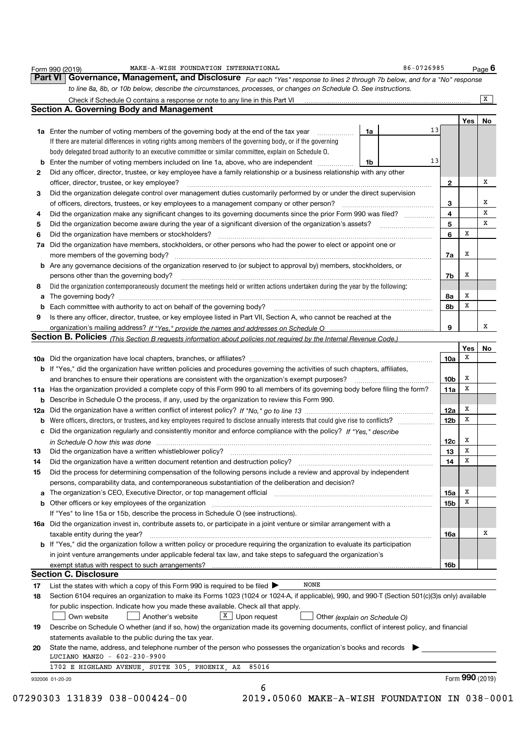Form 990 (2019) MAKE-A-WISH FOUNDATION INTERNATIONAL 86-0726985 Page 6

## Part VI Governance, Management, and Disclosure

*For each "Yes" response to lines 2 through 7b below, and for a "No" response to line 8a, 8b, or 10b below, describe the circumstances, processes, or changes on Schedule O. See instructions.*

Check if Schedule O contains a response or note to any line in this Part VI [X]

### Section A. Governing Body and Management

| | | | Yes | No |
|---|---|---|---|---|
| **1a** | Enter the number of voting members of the governing body at the end of the tax year — **1a** 13<br>If there are material differences in voting rights among members of the governing body, or if the governing body delegated broad authority to an executive committee or similar committee, explain on Schedule O. | | | |
| **b** | Enter the number of voting members included on line 1a, above, who are independent — **1b** 13 | | | |
| **2** | Did any officer, director, trustee, or key employee have a family relationship or a business relationship with any other officer, director, trustee, or key employee? | 2 | | X |
| **3** | Did the organization delegate control over management duties customarily performed by or under the direct supervision of officers, directors, trustees, or key employees to a management company or other person? | 3 | | X |
| **4** | Did the organization make any significant changes to its governing documents since the prior Form 990 was filed? | 4 | | X |
| **5** | Did the organization become aware during the year of a significant diversion of the organization's assets? | 5 | | X |
| **6** | Did the organization have members or stockholders? | 6 | X | |
| **7a** | Did the organization have members, stockholders, or other persons who had the power to elect or appoint one or more members of the governing body? | 7a | X | |
| **b** | Are any governance decisions of the organization reserved to (or subject to approval by) members, stockholders, or persons other than the governing body? | 7b | X | |
| **8** | Did the organization contemporaneously document the meetings held or written actions undertaken during the year by the following: | | | |
| **a** | The governing body? | 8a | X | |
| **b** | Each committee with authority to act on behalf of the governing body? | 8b | X | |
| **9** | Is there any officer, director, trustee, or key employee listed in Part VII, Section A, who cannot be reached at the organization's mailing address? *If "Yes," provide the names and addresses on Schedule O* | 9 | | X |

### Section B. Policies *(This Section B requests information about policies not required by the Internal Revenue Code.)*

| | | | Yes | No |
|---|---|---|---|---|
| **10a** | Did the organization have local chapters, branches, or affiliates? | 10a | X | |
| **b** | If "Yes," did the organization have written policies and procedures governing the activities of such chapters, affiliates, and branches to ensure their operations are consistent with the organization's exempt purposes? | 10b | X | |
| **11a** | Has the organization provided a complete copy of this Form 990 to all members of its governing body before filing the form? | 11a | X | |
| **b** | Describe in Schedule O the process, if any, used by the organization to review this Form 990. | | | |
| **12a** | Did the organization have a written conflict of interest policy? *If "No," go to line 13* | 12a | X | |
| **b** | Were officers, directors, or trustees, and key employees required to disclose annually interests that could give rise to conflicts? | 12b | X | |
| **c** | Did the organization regularly and consistently monitor and enforce compliance with the policy? *If "Yes," describe in Schedule O how this was done* | 12c | X | |
| **13** | Did the organization have a written whistleblower policy? | 13 | X | |
| **14** | Did the organization have a written document retention and destruction policy? | 14 | X | |
| **15** | Did the process for determining compensation of the following persons include a review and approval by independent persons, comparability data, and contemporaneous substantiation of the deliberation and decision? | | | |
| **a** | The organization's CEO, Executive Director, or top management official | 15a | X | |
| **b** | Other officers or key employees of the organization | 15b | X | |
| | If "Yes" to line 15a or 15b, describe the process in Schedule O (see instructions). | | | |
| **16a** | Did the organization invest in, contribute assets to, or participate in a joint venture or similar arrangement with a taxable entity during the year? | 16a | | X |
| **b** | If "Yes," did the organization follow a written policy or procedure requiring the organization to evaluate its participation in joint venture arrangements under applicable federal tax law, and take steps to safeguard the organization's exempt status with respect to such arrangements? | 16b | | |

### Section C. Disclosure

**17** List the states with which a copy of this Form 990 is required to be filed ▶ NONE

**18** Section 6104 requires an organization to make its Forms 1023 (1024 or 1024-A, if applicable), 990, and 990-T (Section 501(c)(3)s only) available for public inspection. Indicate how you made these available. Check all that apply.

[ ] Own website [ ] Another's website [X] Upon request [ ] Other *(explain on Schedule O)*

**19** Describe on Schedule O whether (and if so, how) the organization made its governing documents, conflict of interest policy, and financial statements available to the public during the tax year.

**20** State the name, address, and telephone number of the person who possesses the organization's books and records ▶

LUCIANO MANZO - 602-230-9900

1702 E HIGHLAND AVENUE, SUITE 305, PHOENIX, AZ 85016

932006 01-20-20 Form **990** (2019)

07290303 131839 038-000424-00 2019.05060 MAKE-A-WISH FOUNDATION IN 038-0001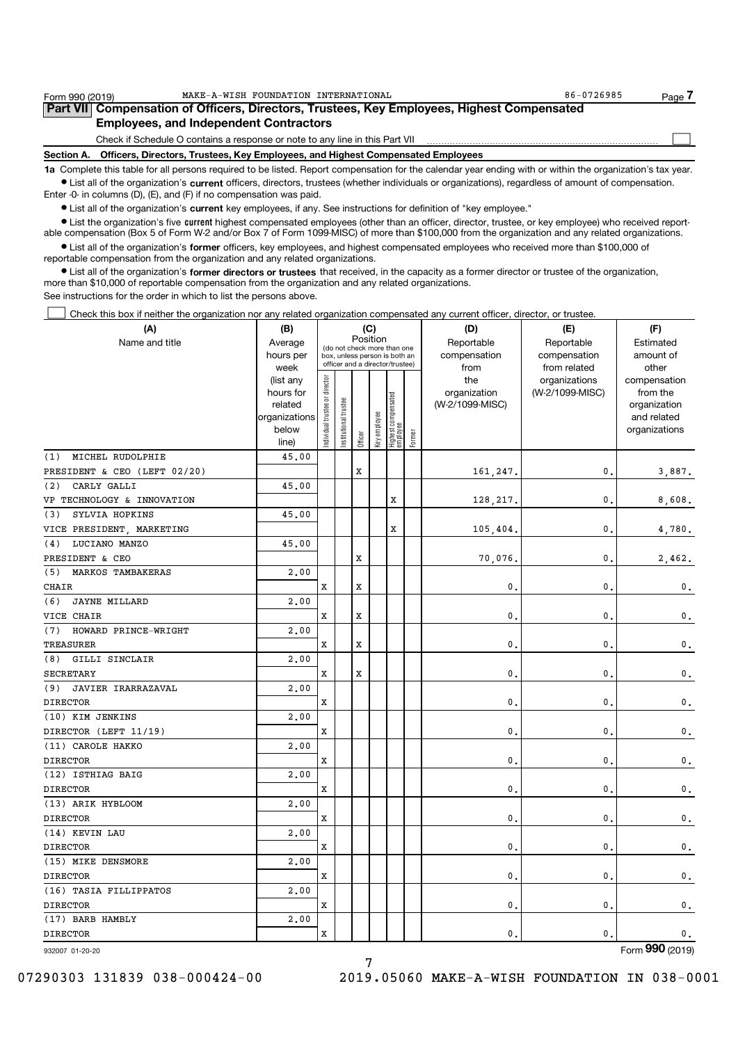Form 990 (2019) MAKE-A-WISH FOUNDATION INTERNATIONAL 86-0726985

**Part VII Compensation of Officers, Directors, Trustees, Key Employees, Highest Compensated Employees, and Independent Contractors**

Check if Schedule O contains a response or note to any line in this Part VII ☐

**Section A. Officers, Directors, Trustees, Key Employees, and Highest Compensated Employees**

**1a** Complete this table for all persons required to be listed. Report compensation for the calendar year ending with or within the organization's tax year.

- List all of the organization's **current** officers, directors, trustees (whether individuals or organizations), regardless of amount of compensation. Enter -0- in columns (D), (E), and (F) if no compensation was paid.
- List all of the organization's **current** key employees, if any. See instructions for definition of "key employee."
- List the organization's five **current** highest compensated employees (other than an officer, director, trustee, or key employee) who received reportable compensation (Box 5 of Form W-2 and/or Box 7 of Form 1099-MISC) of more than $100,000 from the organization and any related organizations.
- List all of the organization's **former** officers, key employees, and highest compensated employees who received more than $100,000 of reportable compensation from the organization and any related organizations.
- List all of the organization's **former directors or trustees** that received, in the capacity as a former director or trustee of the organization, more than $10,000 of reportable compensation from the organization and any related organizations.

See instructions for the order in which to list the persons above.

☐ Check this box if neither the organization nor any related organization compensated any current officer, director, or trustee.

| (A) Name and title | (B) Average hours per week (list any hours for related organizations below line) | (C) Position (do not check more than one box, unless person is both an officer and a director/trustee) | | | | | | (D) Reportable compensation from the organization (W-2/1099-MISC) | (E) Reportable compensation from related organizations (W-2/1099-MISC) | (F) Estimated amount of other compensation from the organization and related organizations |
|---|---|---|---|---|---|---|---|---|---|---|
| | | Individual trustee or director | Institutional trustee | Officer | Key employee | Highest compensated employee | Former | | | |
| (1) MICHEL RUDOLPHIE<br>PRESIDENT & CEO (LEFT 02/20) | 45.00 | | | X | | | | 161,247. | 0. | 3,887. |
| (2) CARLY GALLI<br>VP TECHNOLOGY & INNOVATION | 45.00 | | | | | X | | 128,217. | 0. | 8,608. |
| (3) SYLVIA HOPKINS<br>VICE PRESIDENT, MARKETING | 45.00 | | | | | X | | 105,404. | 0. | 4,780. |
| (4) LUCIANO MANZO<br>PRESIDENT & CEO | 45.00 | | | X | | | | 70,076. | 0. | 2,462. |
| (5) MARKOS TAMBAKERAS<br>CHAIR | 2.00 | X | | X | | | | 0. | 0. | 0. |
| (6) JAYNE MILLARD<br>VICE CHAIR | 2.00 | X | | X | | | | 0. | 0. | 0. |
| (7) HOWARD PRINCE-WRIGHT<br>TREASURER | 2.00 | X | | X | | | | 0. | 0. | 0. |
| (8) GILLI SINCLAIR<br>SECRETARY | 2.00 | X | | X | | | | 0. | 0. | 0. |
| (9) JAVIER IRARRAZAVAL<br>DIRECTOR | 2.00 | X | | | | | | 0. | 0. | 0. |
| (10) KIM JENKINS<br>DIRECTOR (LEFT 11/19) | 2.00 | X | | | | | | 0. | 0. | 0. |
| (11) CAROLE HAKKO<br>DIRECTOR | 2.00 | X | | | | | | 0. | 0. | 0. |
| (12) ISTHIAG BAIG<br>DIRECTOR | 2.00 | X | | | | | | 0. | 0. | 0. |
| (13) ARIK HYBLOOM<br>DIRECTOR | 2.00 | X | | | | | | 0. | 0. | 0. |
| (14) KEVIN LAU<br>DIRECTOR | 2.00 | X | | | | | | 0. | 0. | 0. |
| (15) MIKE DENSMORE<br>DIRECTOR | 2.00 | X | | | | | | 0. | 0. | 0. |
| (16) TASIA FILLIPPATOS<br>DIRECTOR | 2.00 | X | | | | | | 0. | 0. | 0. |
| (17) BARB HAMBLY<br>DIRECTOR | 2.00 | X | | | | | | 0. | 0. | 0. |

932007 01-20-20

Form **990** (2019)

07290303 131839 038-000424-00 2019.05060 MAKE-A-WISH FOUNDATION IN 038-0001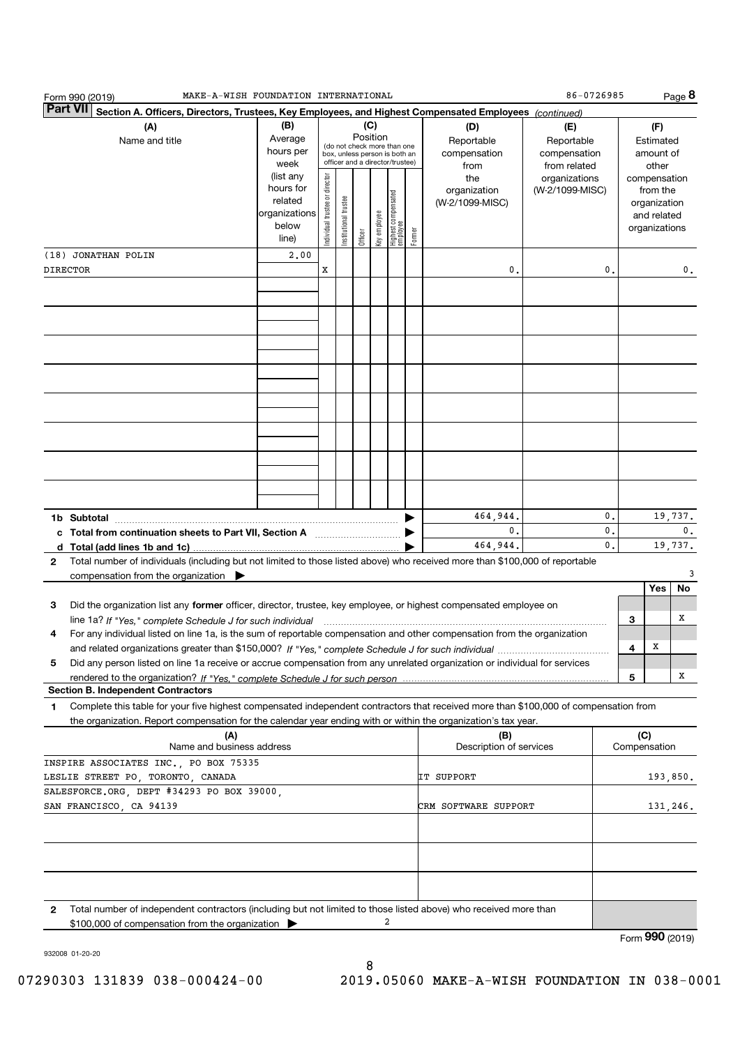Form 990 (2019) MAKE-A-WISH FOUNDATION INTERNATIONAL 86-0726985 Page **8**

**Part VII** **Section A. Officers, Directors, Trustees, Key Employees, and Highest Compensated Employees** *(continued)*

| (A) Name and title | (B) Average hours per week (list any hours for related organizations below line) | (C) Position: Individual trustee or director | Institutional trustee | Officer | Key employee | Highest compensated employee | Former | (D) Reportable compensation from the organization (W-2/1099-MISC) | (E) Reportable compensation from related organizations (W-2/1099-MISC) | (F) Estimated amount of other compensation from the organization and related organizations |
|---|---|---|---|---|---|---|---|---|---|---|
| (18) JONATHAN POLIN<br>DIRECTOR | 2.00 | X | | | | | | 0. | 0. | 0. |

| | | (D) | (E) | (F) |
|---|---|---|---|---|
| **1b Subtotal** | ▶ | 464,944. | 0. | 19,737. |
| **c Total from continuation sheets to Part VII, Section A** | ▶ | 0. | 0. | 0. |
| **d Total (add lines 1b and 1c)** | ▶ | 464,944. | 0. | 19,737. |

**2** Total number of individuals (including but not limited to those listed above) who received more than $100,000 of reportable compensation from the organization ▶ 3

| | | | Yes | No |
|---|---|---|---|---|
| **3** | Did the organization list any **former** officer, director, trustee, key employee, or highest compensated employee on line 1a? *If "Yes," complete Schedule J for such individual* | 3 | | X |
| **4** | For any individual listed on line 1a, is the sum of reportable compensation and other compensation from the organization and related organizations greater than $150,000? *If "Yes," complete Schedule J for such individual* | 4 | X | |
| **5** | Did any person listed on line 1a receive or accrue compensation from any unrelated organization or individual for services rendered to the organization? *If "Yes," complete Schedule J for such person* | 5 | | X |

**Section B. Independent Contractors**

**1** Complete this table for your five highest compensated independent contractors that received more than $100,000 of compensation from the organization. Report compensation for the calendar year ending with or within the organization's tax year.

| (A) Name and business address | (B) Description of services | (C) Compensation |
|---|---|---|
| INSPIRE ASSOCIATES INC., PO BOX 75335<br>LESLIE STREET PO, TORONTO, CANADA | IT SUPPORT | 193,850. |
| SALESFORCE.ORG, DEPT #34293 PO BOX 39000,<br>SAN FRANCISCO, CA 94139 | CRM SOFTWARE SUPPORT | 131,246. |

**2** Total number of independent contractors (including but not limited to those listed above) who received more than $100,000 of compensation from the organization ▶ 2

Form **990** (2019)

932008 01-20-20

07290303 131839 038-000424-00 2019.05060 MAKE-A-WISH FOUNDATION IN 038-0001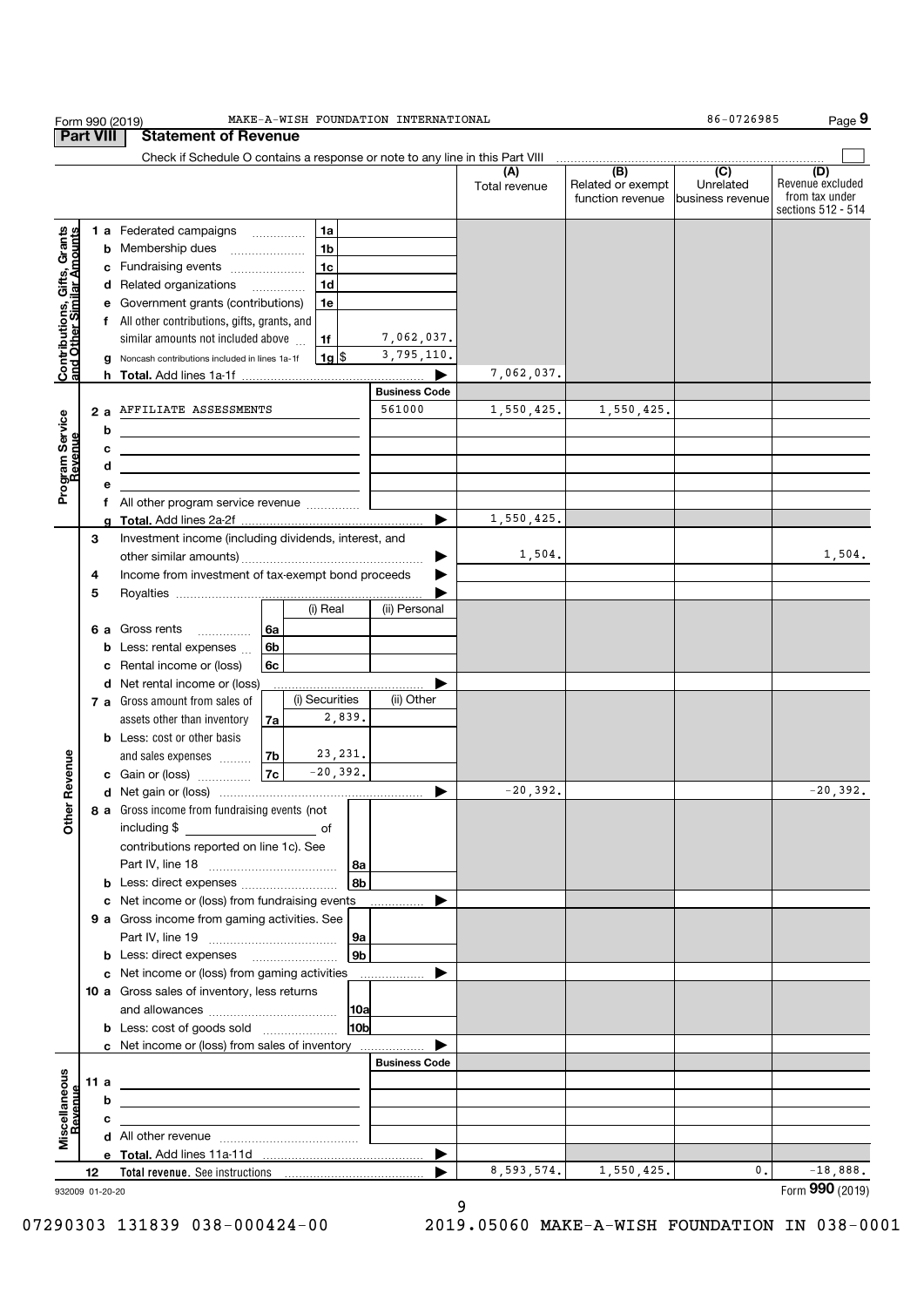Form 990 (2019) MAKE-A-WISH FOUNDATION INTERNATIONAL 86-0726985 Page 9

## Part VIII Statement of Revenue

Check if Schedule O contains a response or note to any line in this Part VIII

| | | | | (A) Total revenue | (B) Related or exempt function revenue | (C) Unrelated business revenue | (D) Revenue excluded from tax under sections 512 - 514 |
|---|---|---|---|---|---|---|---|
| **Contributions, Gifts, Grants and Other Similar Amounts** | 1 a Federated campaigns | 1a | | | | | |
| | b Membership dues | 1b | | | | | |
| | c Fundraising events | 1c | | | | | |
| | d Related organizations | 1d | | | | | |
| | e Government grants (contributions) | 1e | | | | | |
| | f All other contributions, gifts, grants, and similar amounts not included above | 1f | 7,062,037. | | | | |
| | g Noncash contributions included in lines 1a-1f | 1g $ | 3,795,110. | | | | |
| | h **Total.** Add lines 1a-1f | | | 7,062,037. | | | |
| **Program Service Revenue** | | | **Business Code** | | | | |
| | 2 a AFFILIATE ASSESSMENTS | | 561000 | 1,550,425. | 1,550,425. | | |
| | b | | | | | | |
| | c | | | | | | |
| | d | | | | | | |
| | e | | | | | | |
| | f All other program service revenue | | | | | | |
| | g **Total.** Add lines 2a-2f | | | 1,550,425. | | | |
| **Other Revenue** | 3 Investment income (including dividends, interest, and other similar amounts) | | | 1,504. | | | 1,504. |
| | 4 Income from investment of tax-exempt bond proceeds | | | | | | |
| | 5 Royalties | | | | | | |
| | | (i) Real | (ii) Personal | | | | |
| | 6 a Gross rents (6a) | | | | | | |
| | b Less: rental expenses (6b) | | | | | | |
| | c Rental income or (loss) (6c) | | | | | | |
| | d Net rental income or (loss) | | | | | | |
| | | (i) Securities | (ii) Other | | | | |
| | 7 a Gross amount from sales of assets other than inventory (7a) | 2,839. | | | | | |
| | b Less: cost or other basis and sales expenses (7b) | 23,231. | | | | | |
| | c Gain or (loss) (7c) | -20,392. | | | | | |
| | d Net gain or (loss) | | | -20,392. | | | -20,392. |
| | 8 a Gross income from fundraising events (not including $ ____ of contributions reported on line 1c). See Part IV, line 18 | 8a | | | | | |
| | b Less: direct expenses | 8b | | | | | |
| | c Net income or (loss) from fundraising events | | | | | | |
| | 9 a Gross income from gaming activities. See Part IV, line 19 | 9a | | | | | |
| | b Less: direct expenses | 9b | | | | | |
| | c Net income or (loss) from gaming activities | | | | | | |
| | 10 a Gross sales of inventory, less returns and allowances | 10a | | | | | |
| | b Less: cost of goods sold | 10b | | | | | |
| | c Net income or (loss) from sales of inventory | | | | | | |
| **Miscellaneous Revenue** | | | **Business Code** | | | | |
| | 11 a | | | | | | |
| | b | | | | | | |
| | c | | | | | | |
| | d All other revenue | | | | | | |
| | e **Total.** Add lines 11a-11d | | | | | | |
| | 12 **Total revenue.** See instructions | | | 8,593,574. | 1,550,425. | 0. | -18,888. |

932009 01-20-20 Form **990** (2019)

07290303 131839 038-000424-00 2019.05060 MAKE-A-WISH FOUNDATION IN 038-0001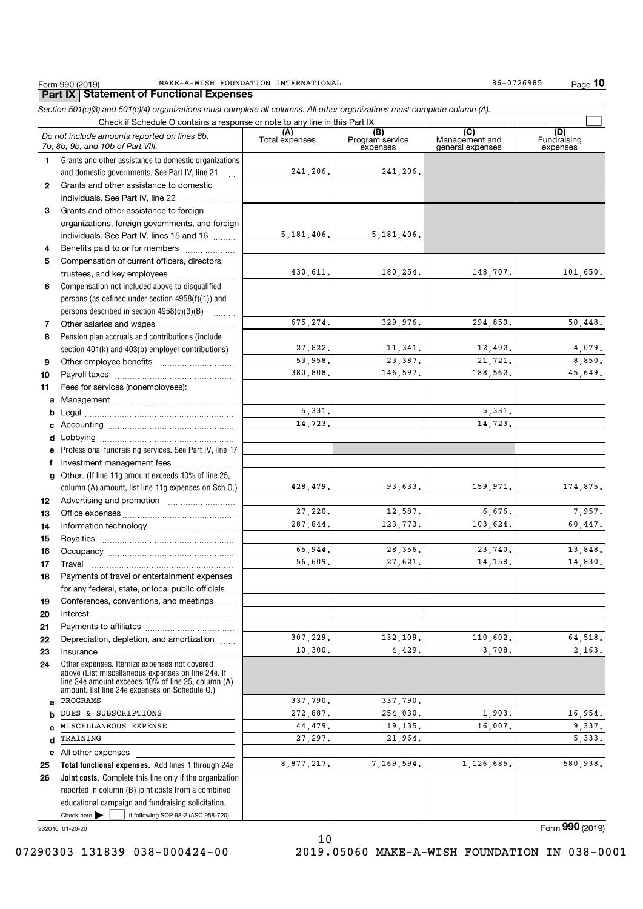Form 990 (2019) MAKE-A-WISH FOUNDATION INTERNATIONAL 86-0726985

## Part IX Statement of Functional Expenses

*Section 501(c)(3) and 501(c)(4) organizations must complete all columns. All other organizations must complete column (A).*

Check if Schedule O contains a response or note to any line in this Part IX ☐

| | *Do not include amounts reported on lines 6b, 7b, 8b, 9b, and 10b of Part VIII.* | (A) Total expenses | (B) Program service expenses | (C) Management and general expenses | (D) Fundraising expenses |
|---|---|---|---|---|---|
| 1 | Grants and other assistance to domestic organizations and domestic governments. See Part IV, line 21 | 241,206. | 241,206. | | |
| 2 | Grants and other assistance to domestic individuals. See Part IV, line 22 | | | | |
| 3 | Grants and other assistance to foreign organizations, foreign governments, and foreign individuals. See Part IV, lines 15 and 16 | 5,181,406. | 5,181,406. | | |
| 4 | Benefits paid to or for members | | | | |
| 5 | Compensation of current officers, directors, trustees, and key employees | 430,611. | 180,254. | 148,707. | 101,650. |
| 6 | Compensation not included above to disqualified persons (as defined under section 4958(f)(1)) and persons described in section 4958(c)(3)(B) | | | | |
| 7 | Other salaries and wages | 675,274. | 329,976. | 294,850. | 50,448. |
| 8 | Pension plan accruals and contributions (include section 401(k) and 403(b) employer contributions) | 27,822. | 11,341. | 12,402. | 4,079. |
| 9 | Other employee benefits | 53,958. | 23,387. | 21,721. | 8,850. |
| 10 | Payroll taxes | 380,808. | 146,597. | 188,562. | 45,649. |
| 11 | Fees for services (nonemployees): | | | | |
| a | Management | | | | |
| b | Legal | 5,331. | | 5,331. | |
| c | Accounting | 14,723. | | 14,723. | |
| d | Lobbying | | | | |
| e | Professional fundraising services. See Part IV, line 17 | | | | |
| f | Investment management fees | | | | |
| g | Other. (If line 11g amount exceeds 10% of line 25, column (A) amount, list line 11g expenses on Sch O.) | 428,479. | 93,633. | 159,971. | 174,875. |
| 12 | Advertising and promotion | | | | |
| 13 | Office expenses | 27,220. | 12,587. | 6,676. | 7,957. |
| 14 | Information technology | 287,844. | 123,773. | 103,624. | 60,447. |
| 15 | Royalties | | | | |
| 16 | Occupancy | 65,944. | 28,356. | 23,740. | 13,848. |
| 17 | Travel | 56,609. | 27,621. | 14,158. | 14,830. |
| 18 | Payments of travel or entertainment expenses for any federal, state, or local public officials | | | | |
| 19 | Conferences, conventions, and meetings | | | | |
| 20 | Interest | | | | |
| 21 | Payments to affiliates | | | | |
| 22 | Depreciation, depletion, and amortization | 307,229. | 132,109. | 110,602. | 64,518. |
| 23 | Insurance | 10,300. | 4,429. | 3,708. | 2,163. |
| 24 | Other expenses. Itemize expenses not covered above (List miscellaneous expenses on line 24e. If line 24e amount exceeds 10% of line 25, column (A) amount, list line 24e expenses on Schedule O.) | | | | |
| a | PROGRAMS | 337,790. | 337,790. | | |
| b | DUES & SUBSCRIPTIONS | 272,887. | 254,030. | 1,903. | 16,954. |
| c | MISCELLANEOUS EXPENSE | 44,479. | 19,135. | 16,007. | 9,337. |
| d | TRAINING | 27,297. | 21,964. | | 5,333. |
| e | All other expenses | | | | |
| 25 | **Total functional expenses.** Add lines 1 through 24e | 8,877,217. | 7,169,594. | 1,126,685. | 580,938. |
| 26 | **Joint costs.** Complete this line only if the organization reported in column (B) joint costs from a combined educational campaign and fundraising solicitation. Check here ☐ if following SOP 98-2 (ASC 958-720) | | | | |

932010 01-20-20

Form **990** (2019)

07290303 131839 038-000424-00 2019.05060 MAKE-A-WISH FOUNDATION IN 038-0001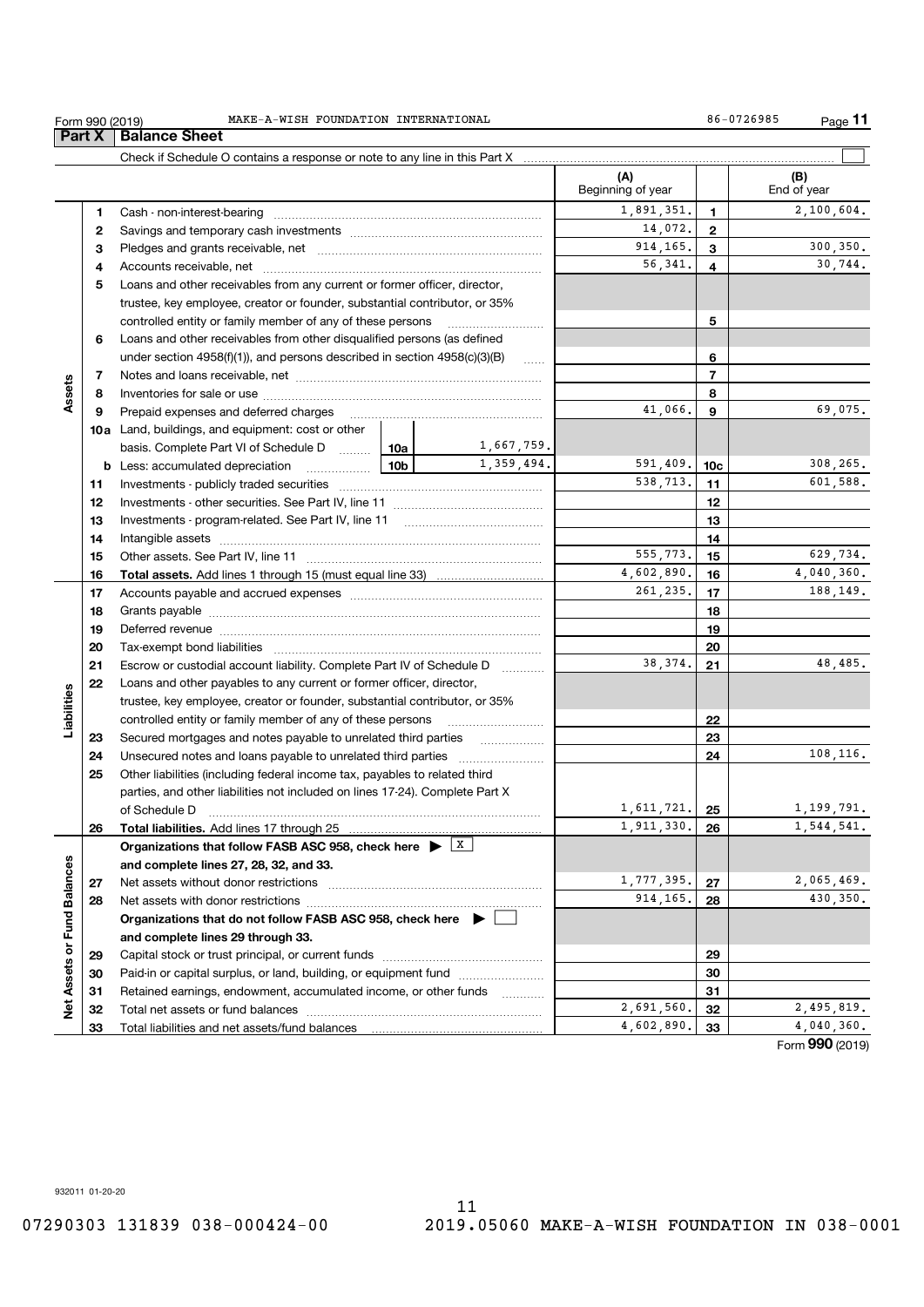Form 990 (2019) MAKE-A-WISH FOUNDATION INTERNATIONAL 86-0726985 Page **11**

## Part X Balance Sheet

Check if Schedule O contains a response or note to any line in this Part X ☐

| | | | | (A) Beginning of year | | (B) End of year |
|---|---|---|---|---|---|---|
| **Assets** | 1 | Cash - non-interest-bearing | | 1,891,351. | 1 | 2,100,604. |
| | 2 | Savings and temporary cash investments | | 14,072. | 2 | |
| | 3 | Pledges and grants receivable, net | | 914,165. | 3 | 300,350. |
| | 4 | Accounts receivable, net | | 56,341. | 4 | 30,744. |
| | 5 | Loans and other receivables from any current or former officer, director, trustee, key employee, creator or founder, substantial contributor, or 35% controlled entity or family member of any of these persons | | | 5 | |
| | 6 | Loans and other receivables from other disqualified persons (as defined under section 4958(f)(1)), and persons described in section 4958(c)(3)(B) | | | 6 | |
| | 7 | Notes and loans receivable, net | | | 7 | |
| | 8 | Inventories for sale or use | | | 8 | |
| | 9 | Prepaid expenses and deferred charges | | 41,066. | 9 | 69,075. |
| | 10a | Land, buildings, and equipment: cost or other basis. Complete Part VI of Schedule D | 10a 1,667,759. | | | |
| | b | Less: accumulated depreciation | 10b 1,359,494. | 591,409. | 10c | 308,265. |
| | 11 | Investments - publicly traded securities | | 538,713. | 11 | 601,588. |
| | 12 | Investments - other securities. See Part IV, line 11 | | | 12 | |
| | 13 | Investments - program-related. See Part IV, line 11 | | | 13 | |
| | 14 | Intangible assets | | | 14 | |
| | 15 | Other assets. See Part IV, line 11 | | 555,773. | 15 | 629,734. |
| | 16 | **Total assets.** Add lines 1 through 15 (must equal line 33) | | 4,602,890. | 16 | 4,040,360. |
| **Liabilities** | 17 | Accounts payable and accrued expenses | | 261,235. | 17 | 188,149. |
| | 18 | Grants payable | | | 18 | |
| | 19 | Deferred revenue | | | 19 | |
| | 20 | Tax-exempt bond liabilities | | | 20 | |
| | 21 | Escrow or custodial account liability. Complete Part IV of Schedule D | | 38,374. | 21 | 48,485. |
| | 22 | Loans and other payables to any current or former officer, director, trustee, key employee, creator or founder, substantial contributor, or 35% controlled entity or family member of any of these persons | | | 22 | |
| | 23 | Secured mortgages and notes payable to unrelated third parties | | | 23 | |
| | 24 | Unsecured notes and loans payable to unrelated third parties | | | 24 | 108,116. |
| | 25 | Other liabilities (including federal income tax, payables to related third parties, and other liabilities not included on lines 17-24). Complete Part X of Schedule D | | 1,611,721. | 25 | 1,199,791. |
| | 26 | **Total liabilities.** Add lines 17 through 25 | | 1,911,330. | 26 | 1,544,541. |
| **Net Assets or Fund Balances** | | **Organizations that follow FASB ASC 958, check here** ▶ ☒ **and complete lines 27, 28, 32, and 33.** | | | | |
| | 27 | Net assets without donor restrictions | | 1,777,395. | 27 | 2,065,469. |
| | 28 | Net assets with donor restrictions | | 914,165. | 28 | 430,350. |
| | | **Organizations that do not follow FASB ASC 958, check here** ▶ ☐ **and complete lines 29 through 33.** | | | | |
| | 29 | Capital stock or trust principal, or current funds | | | 29 | |
| | 30 | Paid-in or capital surplus, or land, building, or equipment fund | | | 30 | |
| | 31 | Retained earnings, endowment, accumulated income, or other funds | | | 31 | |
| | 32 | Total net assets or fund balances | | 2,691,560. | 32 | 2,495,819. |
| | 33 | Total liabilities and net assets/fund balances | | 4,602,890. | 33 | 4,040,360. |

Form **990** (2019)

932011 01-20-20

07290303 131839 038-000424-00 2019.05060 MAKE-A-WISH FOUNDATION IN 038-0001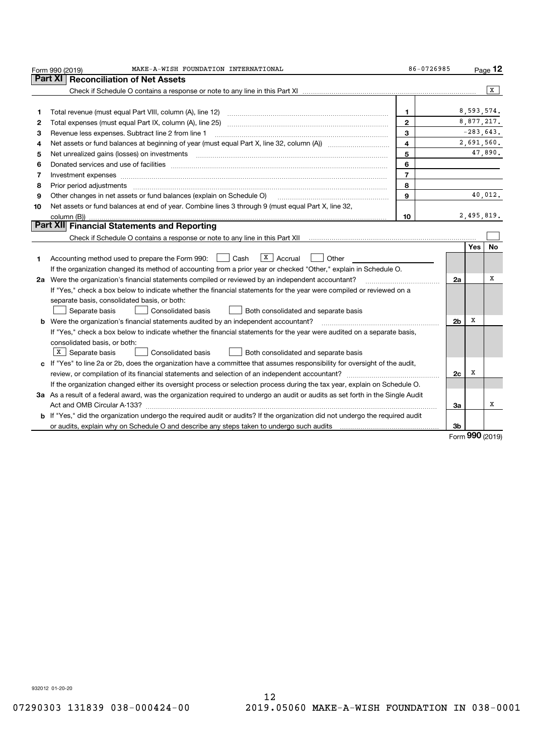Form 990 (2019) MAKE-A-WISH FOUNDATION INTERNATIONAL 86-0726985 Page **12**

## Part XI Reconciliation of Net Assets

Check if Schedule O contains a response or note to any line in this Part XI .......... [X]

| | | | |
|---|---|---|---|
| 1 | Total revenue (must equal Part VIII, column (A), line 12) | 1 | 8,593,574. |
| 2 | Total expenses (must equal Part IX, column (A), line 25) | 2 | 8,877,217. |
| 3 | Revenue less expenses. Subtract line 2 from line 1 | 3 | -283,643. |
| 4 | Net assets or fund balances at beginning of year (must equal Part X, line 32, column (A)) | 4 | 2,691,560. |
| 5 | Net unrealized gains (losses) on investments | 5 | 47,890. |
| 6 | Donated services and use of facilities | 6 | |
| 7 | Investment expenses | 7 | |
| 8 | Prior period adjustments | 8 | |
| 9 | Other changes in net assets or fund balances (explain on Schedule O) | 9 | 40,012. |
| 10 | Net assets or fund balances at end of year. Combine lines 3 through 9 (must equal Part X, line 32, column (B)) | 10 | 2,495,819. |

## Part XII Financial Statements and Reporting

Check if Schedule O contains a response or note to any line in this Part XII .......... [ ]

| | | | Yes | No |
|---|---|---|---|---|
| 1 | Accounting method used to prepare the Form 990: [ ] Cash [X] Accrual [ ] Other<br>If the organization changed its method of accounting from a prior year or checked "Other," explain in Schedule O. | | | |
| 2a | Were the organization's financial statements compiled or reviewed by an independent accountant?<br>If "Yes," check a box below to indicate whether the financial statements for the year were compiled or reviewed on a separate basis, consolidated basis, or both:<br>[ ] Separate basis [ ] Consolidated basis [ ] Both consolidated and separate basis | 2a | | X |
| b | Were the organization's financial statements audited by an independent accountant?<br>If "Yes," check a box below to indicate whether the financial statements for the year were audited on a separate basis, consolidated basis, or both:<br>[X] Separate basis [ ] Consolidated basis [ ] Both consolidated and separate basis | 2b | X | |
| c | If "Yes" to line 2a or 2b, does the organization have a committee that assumes responsibility for oversight of the audit, review, or compilation of its financial statements and selection of an independent accountant?<br>If the organization changed either its oversight process or selection process during the tax year, explain on Schedule O. | 2c | X | |
| 3a | As a result of a federal award, was the organization required to undergo an audit or audits as set forth in the Single Audit Act and OMB Circular A-133? | 3a | | X |
| b | If "Yes," did the organization undergo the required audit or audits? If the organization did not undergo the required audit or audits, explain why on Schedule O and describe any steps taken to undergo such audits | 3b | | |

Form **990** (2019)

932012 01-20-20

07290303 131839 038-000424-00 2019.05060 MAKE-A-WISH FOUNDATION IN 038-0001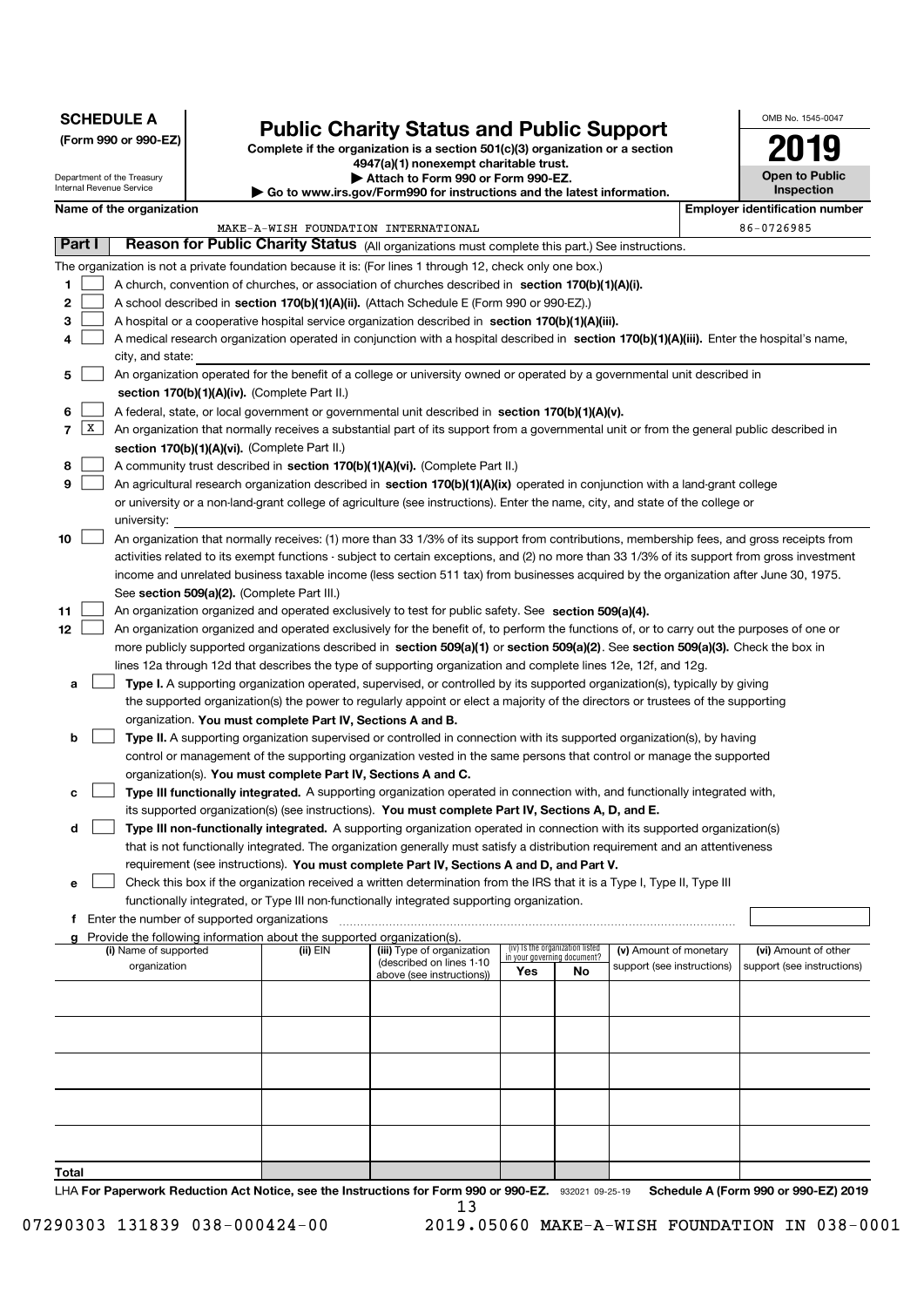**SCHEDULE A**
**(Form 990 or 990-EZ)**

Department of the Treasury
Internal Revenue Service

# Public Charity Status and Public Support

**Complete if the organization is a section 501(c)(3) organization or a section 4947(a)(1) nonexempt charitable trust.**
**▶ Attach to Form 990 or Form 990-EZ.**
**▶ Go to www.irs.gov/Form990 for instructions and the latest information.**

OMB No. 1545-0047

**2019**

**Open to Public Inspection**

**Name of the organization:** MAKE-A-WISH FOUNDATION INTERNATIONAL

**Employer identification number:** 86-0726985

## Part I — Reason for Public Charity Status (All organizations must complete this part.) See instructions.

The organization is not a private foundation because it is: (For lines 1 through 12, check only one box.)

1. [ ] A church, convention of churches, or association of churches described in **section 170(b)(1)(A)(i).**
2. [ ] A school described in **section 170(b)(1)(A)(ii).** (Attach Schedule E (Form 990 or 990-EZ).)
3. [ ] A hospital or a cooperative hospital service organization described in **section 170(b)(1)(A)(iii).**
4. [ ] A medical research organization operated in conjunction with a hospital described in **section 170(b)(1)(A)(iii).** Enter the hospital's name, city, and state:
5. [ ] An organization operated for the benefit of a college or university owned or operated by a governmental unit described in **section 170(b)(1)(A)(iv).** (Complete Part II.)
6. [ ] A federal, state, or local government or governmental unit described in **section 170(b)(1)(A)(v).**
7. [X] An organization that normally receives a substantial part of its support from a governmental unit or from the general public described in **section 170(b)(1)(A)(vi).** (Complete Part II.)
8. [ ] A community trust described in **section 170(b)(1)(A)(vi).** (Complete Part II.)
9. [ ] An agricultural research organization described in **section 170(b)(1)(A)(ix)** operated in conjunction with a land-grant college or university or a non-land-grant college of agriculture (see instructions). Enter the name, city, and state of the college or university:
10. [ ] An organization that normally receives: (1) more than 33 1/3% of its support from contributions, membership fees, and gross receipts from activities related to its exempt functions - subject to certain exceptions, and (2) no more than 33 1/3% of its support from gross investment income and unrelated business taxable income (less section 511 tax) from businesses acquired by the organization after June 30, 1975. See **section 509(a)(2).** (Complete Part III.)
11. [ ] An organization organized and operated exclusively to test for public safety. See **section 509(a)(4).**
12. [ ] An organization organized and operated exclusively for the benefit of, to perform the functions of, or to carry out the purposes of one or more publicly supported organizations described in **section 509(a)(1)** or **section 509(a)(2).** See **section 509(a)(3).** Check the box in lines 12a through 12d that describes the type of supporting organization and complete lines 12e, 12f, and 12g.
   - **a** [ ] **Type I.** A supporting organization operated, supervised, or controlled by its supported organization(s), typically by giving the supported organization(s) the power to regularly appoint or elect a majority of the directors or trustees of the supporting organization. **You must complete Part IV, Sections A and B.**
   - **b** [ ] **Type II.** A supporting organization supervised or controlled in connection with its supported organization(s), by having control or management of the supporting organization vested in the same persons that control or manage the supported organization(s). **You must complete Part IV, Sections A and C.**
   - **c** [ ] **Type III functionally integrated.** A supporting organization operated in connection with, and functionally integrated with, its supported organization(s) (see instructions). **You must complete Part IV, Sections A, D, and E.**
   - **d** [ ] **Type III non-functionally integrated.** A supporting organization operated in connection with its supported organization(s) that is not functionally integrated. The organization generally must satisfy a distribution requirement and an attentiveness requirement (see instructions). **You must complete Part IV, Sections A and D, and Part V.**
   - **e** [ ] Check this box if the organization received a written determination from the IRS that it is a Type I, Type II, Type III functionally integrated, or Type III non-functionally integrated supporting organization.
   - **f** Enter the number of supported organizations
   - **g** Provide the following information about the supported organization(s).

| (i) Name of supported organization | (ii) EIN | (iii) Type of organization (described on lines 1-10 above (see instructions)) | (iv) Is the organization listed in your governing document? Yes | No | (v) Amount of monetary support (see instructions) | (vi) Amount of other support (see instructions) |
|---|---|---|---|---|---|---|
| | | | | | | |
| | | | | | | |
| | | | | | | |
| | | | | | | |
| | | | | | | |
| **Total** | | | | | | |

LHA **For Paperwork Reduction Act Notice, see the Instructions for Form 990 or 990-EZ.** 932021 09-25-19 **Schedule A (Form 990 or 990-EZ) 2019**

07290303 131839 038-000424-00 2019.05060 MAKE-A-WISH FOUNDATION IN 038-0001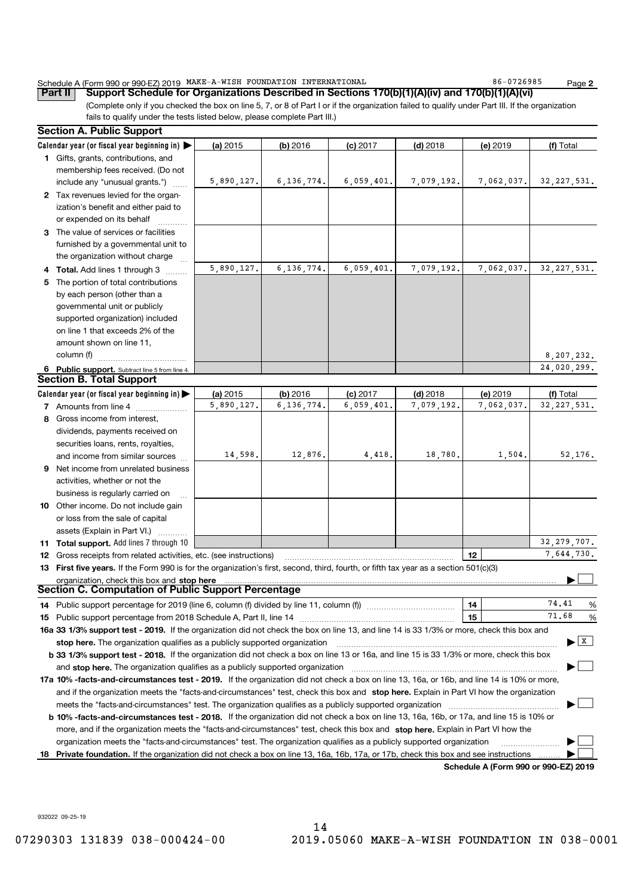Schedule A (Form 990 or 990-EZ) 2019 MAKE-A-WISH FOUNDATION INTERNATIONAL 86-0726985 Page **2**

**Part II** **Support Schedule for Organizations Described in Sections 170(b)(1)(A)(iv) and 170(b)(1)(A)(vi)**

(Complete only if you checked the box on line 5, 7, or 8 of Part I or if the organization failed to qualify under Part III. If the organization fails to qualify under the tests listed below, please complete Part III.)

## Section A. Public Support

| Calendar year (or fiscal year beginning in) ▶ | (a) 2015 | (b) 2016 | (c) 2017 | (d) 2018 | (e) 2019 | (f) Total |
|---|---|---|---|---|---|---|
| **1** Gifts, grants, contributions, and membership fees received. (Do not include any "unusual grants.") | 5,890,127. | 6,136,774. | 6,059,401. | 7,079,192. | 7,062,037. | 32,227,531. |
| **2** Tax revenues levied for the organization's benefit and either paid to or expended on its behalf | | | | | | |
| **3** The value of services or facilities furnished by a governmental unit to the organization without charge | | | | | | |
| **4 Total.** Add lines 1 through 3 | 5,890,127. | 6,136,774. | 6,059,401. | 7,079,192. | 7,062,037. | 32,227,531. |
| **5** The portion of total contributions by each person (other than a governmental unit or publicly supported organization) included on line 1 that exceeds 2% of the amount shown on line 11, column (f) | | | | | | 8,207,232. |
| **6 Public support.** Subtract line 5 from line 4. | | | | | | 24,020,299. |

## Section B. Total Support

| Calendar year (or fiscal year beginning in) ▶ | (a) 2015 | (b) 2016 | (c) 2017 | (d) 2018 | (e) 2019 | (f) Total |
|---|---|---|---|---|---|---|
| **7** Amounts from line 4 | 5,890,127. | 6,136,774. | 6,059,401. | 7,079,192. | 7,062,037. | 32,227,531. |
| **8** Gross income from interest, dividends, payments received on securities loans, rents, royalties, and income from similar sources | 14,598. | 12,876. | 4,418. | 18,780. | 1,504. | 52,176. |
| **9** Net income from unrelated business activities, whether or not the business is regularly carried on | | | | | | |
| **10** Other income. Do not include gain or loss from the sale of capital assets (Explain in Part VI.) | | | | | | |
| **11 Total support.** Add lines 7 through 10 | | | | | | 32,279,707. |

**12** Gross receipts from related activities, etc. (see instructions) | **12** | 7,644,730.

**13 First five years.** If the Form 990 is for the organization's first, second, third, fourth, or fifth tax year as a section 501(c)(3) organization, check this box and **stop here** ▶ ☐

## Section C. Computation of Public Support Percentage

**14** Public support percentage for 2019 (line 6, column (f) divided by line 11, column (f)) | **14** | 74.41 %

**15** Public support percentage from 2018 Schedule A, Part II, line 14 | **15** | 71.68 %

**16a 33 1/3% support test - 2019.** If the organization did not check the box on line 13, and line 14 is 33 1/3% or more, check this box and **stop here.** The organization qualifies as a publicly supported organization ▶ ☒

**b 33 1/3% support test - 2018.** If the organization did not check a box on line 13 or 16a, and line 15 is 33 1/3% or more, check this box and **stop here.** The organization qualifies as a publicly supported organization ▶ ☐

**17a 10% -facts-and-circumstances test - 2019.** If the organization did not check a box on line 13, 16a, or 16b, and line 14 is 10% or more, and if the organization meets the "facts-and-circumstances" test, check this box and **stop here.** Explain in Part VI how the organization meets the "facts-and-circumstances" test. The organization qualifies as a publicly supported organization ▶ ☐

**b 10% -facts-and-circumstances test - 2018.** If the organization did not check a box on line 13, 16a, 16b, or 17a, and line 15 is 10% or more, and if the organization meets the "facts-and-circumstances" test, check this box and **stop here.** Explain in Part VI how the organization meets the "facts-and-circumstances" test. The organization qualifies as a publicly supported organization ▶ ☐

**18 Private foundation.** If the organization did not check a box on line 13, 16a, 16b, 17a, or 17b, check this box and see instructions ▶ ☐

**Schedule A (Form 990 or 990-EZ) 2019**

932022 09-25-19

07290303 131839 038-000424-00 2019.05060 MAKE-A-WISH FOUNDATION IN 038-0001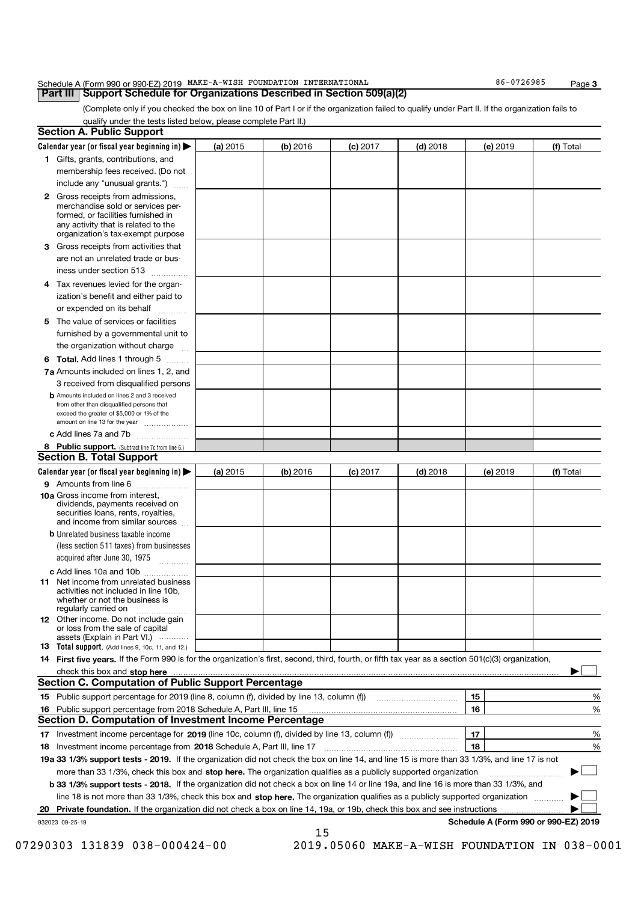Schedule A (Form 990 or 990-EZ) 2019 MAKE-A-WISH FOUNDATION INTERNATIONAL 86-0726985 Page **3**

## Part III Support Schedule for Organizations Described in Section 509(a)(2)

(Complete only if you checked the box on line 10 of Part I or if the organization failed to qualify under Part II. If the organization fails to qualify under the tests listed below, please complete Part II.)

### Section A. Public Support

| Calendar year (or fiscal year beginning in) ▶ | (a) 2015 | (b) 2016 | (c) 2017 | (d) 2018 | (e) 2019 | (f) Total |
|---|---|---|---|---|---|---|
| **1** Gifts, grants, contributions, and membership fees received. (Do not include any "unusual grants.") | | | | | | |
| **2** Gross receipts from admissions, merchandise sold or services performed, or facilities furnished in any activity that is related to the organization's tax-exempt purpose | | | | | | |
| **3** Gross receipts from activities that are not an unrelated trade or business under section 513 | | | | | | |
| **4** Tax revenues levied for the organization's benefit and either paid to or expended on its behalf | | | | | | |
| **5** The value of services or facilities furnished by a governmental unit to the organization without charge | | | | | | |
| **6 Total.** Add lines 1 through 5 | | | | | | |
| **7a** Amounts included on lines 1, 2, and 3 received from disqualified persons | | | | | | |
| **b** Amounts included on lines 2 and 3 received from other than disqualified persons that exceed the greater of $5,000 or 1% of the amount on line 13 for the year | | | | | | |
| **c** Add lines 7a and 7b | | | | | | |
| **8 Public support.** (Subtract line 7c from line 6.) | | | | | | |

### Section B. Total Support

| Calendar year (or fiscal year beginning in) ▶ | (a) 2015 | (b) 2016 | (c) 2017 | (d) 2018 | (e) 2019 | (f) Total |
|---|---|---|---|---|---|---|
| **9** Amounts from line 6 | | | | | | |
| **10a** Gross income from interest, dividends, payments received on securities loans, rents, royalties, and income from similar sources | | | | | | |
| **b** Unrelated business taxable income (less section 511 taxes) from businesses acquired after June 30, 1975 | | | | | | |
| **c** Add lines 10a and 10b | | | | | | |
| **11** Net income from unrelated business activities not included in line 10b, whether or not the business is regularly carried on | | | | | | |
| **12** Other income. Do not include gain or loss from the sale of capital assets (Explain in Part VI.) | | | | | | |
| **13 Total support.** (Add lines 9, 10c, 11, and 12.) | | | | | | |

**14 First five years.** If the Form 990 is for the organization's first, second, third, fourth, or fifth tax year as a section 501(c)(3) organization, check this box and **stop here** ▶ ☐

### Section C. Computation of Public Support Percentage

| | | | |
|---|---|---|---|
| **15** Public support percentage for 2019 (line 8, column (f), divided by line 13, column (f)) | 15 | | % |
| **16** Public support percentage from 2018 Schedule A, Part III, line 15 | 16 | | % |

### Section D. Computation of Investment Income Percentage

| | | | |
|---|---|---|---|
| **17** Investment income percentage for **2019** (line 10c, column (f), divided by line 13, column (f)) | 17 | | % |
| **18** Investment income percentage from **2018** Schedule A, Part III, line 17 | 18 | | % |

**19a 33 1/3% support tests - 2019.** If the organization did not check the box on line 14, and line 15 is more than 33 1/3%, and line 17 is not more than 33 1/3%, check this box and **stop here.** The organization qualifies as a publicly supported organization ▶ ☐

**b 33 1/3% support tests - 2018.** If the organization did not check a box on line 14 or line 19a, and line 16 is more than 33 1/3%, and line 18 is not more than 33 1/3%, check this box and **stop here.** The organization qualifies as a publicly supported organization ▶ ☐

**20 Private foundation.** If the organization did not check a box on line 14, 19a, or 19b, check this box and see instructions ▶ ☐

932023 09-25-19 **Schedule A (Form 990 or 990-EZ) 2019**

07290303 131839 038-000424-00 2019.05060 MAKE-A-WISH FOUNDATION IN 038-0001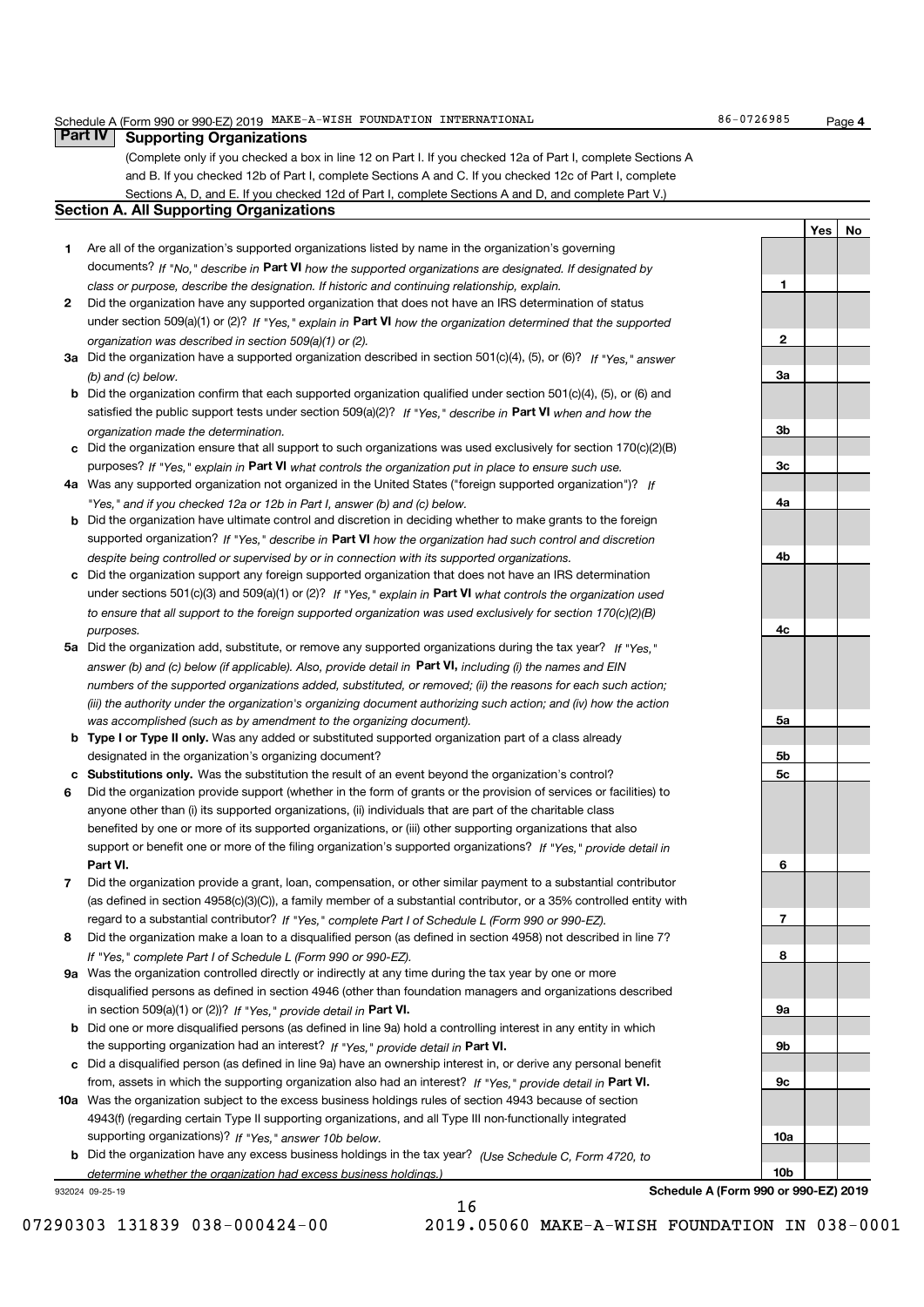Schedule A (Form 990 or 990-EZ) 2019 MAKE-A-WISH FOUNDATION INTERNATIONAL 86-0726985 Page **4**

## Part IV Supporting Organizations

(Complete only if you checked a box in line 12 on Part I. If you checked 12a of Part I, complete Sections A and B. If you checked 12b of Part I, complete Sections A and C. If you checked 12c of Part I, complete Sections A, D, and E. If you checked 12d of Part I, complete Sections A and D, and complete Part V.)

### Section A. All Supporting Organizations

| | | | Yes | No |
|---|---|---|---|---|
| **1** | Are all of the organization's supported organizations listed by name in the organization's governing documents? *If "No," describe in* **Part VI** *how the supported organizations are designated. If designated by class or purpose, describe the designation. If historic and continuing relationship, explain.* | 1 | | |
| **2** | Did the organization have any supported organization that does not have an IRS determination of status under section 509(a)(1) or (2)? *If "Yes," explain in* **Part VI** *how the organization determined that the supported organization was described in section 509(a)(1) or (2).* | 2 | | |
| **3a** | Did the organization have a supported organization described in section 501(c)(4), (5), or (6)? *If "Yes," answer (b) and (c) below.* | 3a | | |
| **b** | Did the organization confirm that each supported organization qualified under section 501(c)(4), (5), or (6) and satisfied the public support tests under section 509(a)(2)? *If "Yes," describe in* **Part VI** *when and how the organization made the determination.* | 3b | | |
| **c** | Did the organization ensure that all support to such organizations was used exclusively for section 170(c)(2)(B) purposes? *If "Yes," explain in* **Part VI** *what controls the organization put in place to ensure such use.* | 3c | | |
| **4a** | Was any supported organization not organized in the United States ("foreign supported organization")? *If "Yes," and if you checked 12a or 12b in Part I, answer (b) and (c) below.* | 4a | | |
| **b** | Did the organization have ultimate control and discretion in deciding whether to make grants to the foreign supported organization? *If "Yes," describe in* **Part VI** *how the organization had such control and discretion despite being controlled or supervised by or in connection with its supported organizations.* | 4b | | |
| **c** | Did the organization support any foreign supported organization that does not have an IRS determination under sections 501(c)(3) and 509(a)(1) or (2)? *If "Yes," explain in* **Part VI** *what controls the organization used to ensure that all support to the foreign supported organization was used exclusively for section 170(c)(2)(B) purposes.* | 4c | | |
| **5a** | Did the organization add, substitute, or remove any supported organizations during the tax year? *If "Yes," answer (b) and (c) below (if applicable). Also, provide detail in* **Part VI,** *including (i) the names and EIN numbers of the supported organizations added, substituted, or removed; (ii) the reasons for each such action; (iii) the authority under the organization's organizing document authorizing such action; and (iv) how the action was accomplished (such as by amendment to the organizing document).* | 5a | | |
| **b** | **Type I or Type II only.** Was any added or substituted supported organization part of a class already designated in the organization's organizing document? | 5b | | |
| **c** | **Substitutions only.** Was the substitution the result of an event beyond the organization's control? | 5c | | |
| **6** | Did the organization provide support (whether in the form of grants or the provision of services or facilities) to anyone other than (i) its supported organizations, (ii) individuals that are part of the charitable class benefited by one or more of its supported organizations, or (iii) other supporting organizations that also support or benefit one or more of the filing organization's supported organizations? *If "Yes," provide detail in* **Part VI.** | 6 | | |
| **7** | Did the organization provide a grant, loan, compensation, or other similar payment to a substantial contributor (as defined in section 4958(c)(3)(C)), a family member of a substantial contributor, or a 35% controlled entity with regard to a substantial contributor? *If "Yes," complete Part I of Schedule L (Form 990 or 990-EZ).* | 7 | | |
| **8** | Did the organization make a loan to a disqualified person (as defined in section 4958) not described in line 7? *If "Yes," complete Part I of Schedule L (Form 990 or 990-EZ).* | 8 | | |
| **9a** | Was the organization controlled directly or indirectly at any time during the tax year by one or more disqualified persons as defined in section 4946 (other than foundation managers and organizations described in section 509(a)(1) or (2))? *If "Yes," provide detail in* **Part VI.** | 9a | | |
| **b** | Did one or more disqualified persons (as defined in line 9a) hold a controlling interest in any entity in which the supporting organization had an interest? *If "Yes," provide detail in* **Part VI.** | 9b | | |
| **c** | Did a disqualified person (as defined in line 9a) have an ownership interest in, or derive any personal benefit from, assets in which the supporting organization also had an interest? *If "Yes," provide detail in* **Part VI.** | 9c | | |
| **10a** | Was the organization subject to the excess business holdings rules of section 4943 because of section 4943(f) (regarding certain Type II supporting organizations, and all Type III non-functionally integrated supporting organizations)? *If "Yes," answer 10b below.* | 10a | | |
| **b** | Did the organization have any excess business holdings in the tax year? *(Use Schedule C, Form 4720, to determine whether the organization had excess business holdings.)* | 10b | | |

932024 09-25-19 **Schedule A (Form 990 or 990-EZ) 2019**

07290303 131839 038-000424-00 2019.05060 MAKE-A-WISH FOUNDATION IN 038-0001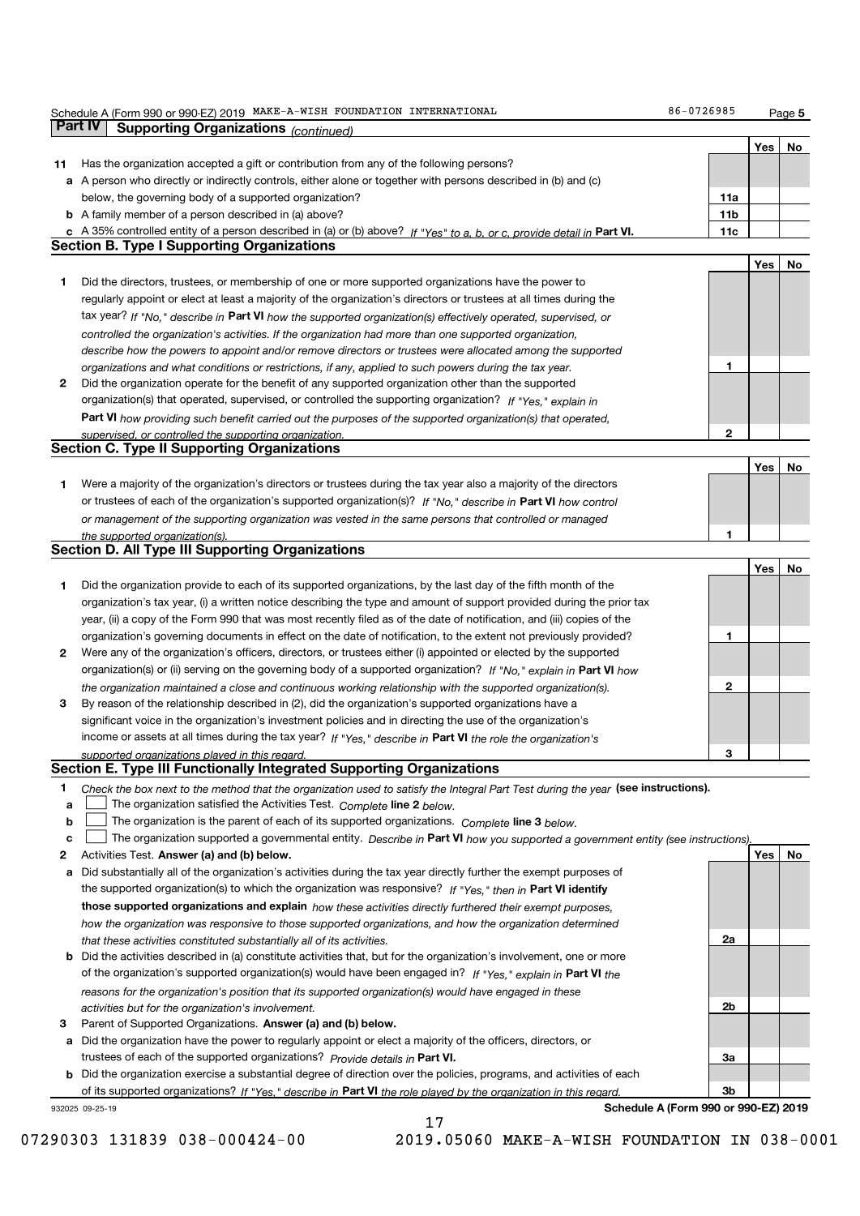Schedule A (Form 990 or 990-EZ) 2019 MAKE-A-WISH FOUNDATION INTERNATIONAL 86-0726985 Page **5**

## Part IV Supporting Organizations *(continued)*

| | | | Yes | No |
|---|---|---|---|---|
| **11** | Has the organization accepted a gift or contribution from any of the following persons? | | | |
| **a** | A person who directly or indirectly controls, either alone or together with persons described in (b) and (c) below, the governing body of a supported organization? | **11a** | | |
| **b** | A family member of a person described in (a) above? | **11b** | | |
| **c** | A 35% controlled entity of a person described in (a) or (b) above? *If "Yes" to a, b, or c, provide detail in* **Part VI.** | **11c** | | |

### Section B. Type I Supporting Organizations

| | | | Yes | No |
|---|---|---|---|---|
| **1** | Did the directors, trustees, or membership of one or more supported organizations have the power to regularly appoint or elect at least a majority of the organization's directors or trustees at all times during the tax year? *If "No," describe in* **Part VI** *how the supported organization(s) effectively operated, supervised, or controlled the organization's activities. If the organization had more than one supported organization, describe how the powers to appoint and/or remove directors or trustees were allocated among the supported organizations and what conditions or restrictions, if any, applied to such powers during the tax year.* | **1** | | |
| **2** | Did the organization operate for the benefit of any supported organization other than the supported organization(s) that operated, supervised, or controlled the supporting organization? *If "Yes," explain in* **Part VI** *how providing such benefit carried out the purposes of the supported organization(s) that operated, supervised, or controlled the supporting organization.* | **2** | | |

### Section C. Type II Supporting Organizations

| | | | Yes | No |
|---|---|---|---|---|
| **1** | Were a majority of the organization's directors or trustees during the tax year also a majority of the directors or trustees of each of the organization's supported organization(s)? *If "No," describe in* **Part VI** *how control or management of the supporting organization was vested in the same persons that controlled or managed the supported organization(s).* | **1** | | |

### Section D. All Type III Supporting Organizations

| | | | Yes | No |
|---|---|---|---|---|
| **1** | Did the organization provide to each of its supported organizations, by the last day of the fifth month of the organization's tax year, (i) a written notice describing the type and amount of support provided during the prior tax year, (ii) a copy of the Form 990 that was most recently filed as of the date of notification, and (iii) copies of the organization's governing documents in effect on the date of notification, to the extent not previously provided? | **1** | | |
| **2** | Were any of the organization's officers, directors, or trustees either (i) appointed or elected by the supported organization(s) or (ii) serving on the governing body of a supported organization? *If "No," explain in* **Part VI** *how the organization maintained a close and continuous working relationship with the supported organization(s).* | **2** | | |
| **3** | By reason of the relationship described in (2), did the organization's supported organizations have a significant voice in the organization's investment policies and in directing the use of the organization's income or assets at all times during the tax year? *If "Yes," describe in* **Part VI** *the role the organization's supported organizations played in this regard.* | **3** | | |

### Section E. Type III Functionally Integrated Supporting Organizations

**1** *Check the box next to the method that the organization used to satisfy the Integral Part Test during the year* **(see instructions).**

- **a** ☐ The organization satisfied the Activities Test. *Complete* **line 2** *below.*
- **b** ☐ The organization is the parent of each of its supported organizations. *Complete* **line 3** *below.*
- **c** ☐ The organization supported a governmental entity. *Describe in* **Part VI** *how you supported a government entity (see instructions).*

| | | | Yes | No |
|---|---|---|---|---|
| **2** | Activities Test. **Answer (a) and (b) below.** | | | |
| **a** | Did substantially all of the organization's activities during the tax year directly further the exempt purposes of the supported organization(s) to which the organization was responsive? *If "Yes," then in* **Part VI identify those supported organizations and explain** *how these activities directly furthered their exempt purposes, how the organization was responsive to those supported organizations, and how the organization determined that these activities constituted substantially all of its activities.* | **2a** | | |
| **b** | Did the activities described in (a) constitute activities that, but for the organization's involvement, one or more of the organization's supported organization(s) would have been engaged in? *If "Yes," explain in* **Part VI** *the reasons for the organization's position that its supported organization(s) would have engaged in these activities but for the organization's involvement.* | **2b** | | |
| **3** | Parent of Supported Organizations. **Answer (a) and (b) below.** | | | |
| **a** | Did the organization have the power to regularly appoint or elect a majority of the officers, directors, or trustees of each of the supported organizations? *Provide details in* **Part VI.** | **3a** | | |
| **b** | Did the organization exercise a substantial degree of direction over the policies, programs, and activities of each of its supported organizations? *If "Yes," describe in* **Part VI** *the role played by the organization in this regard.* | **3b** | | |

932025 09-25-19 **Schedule A (Form 990 or 990-EZ) 2019**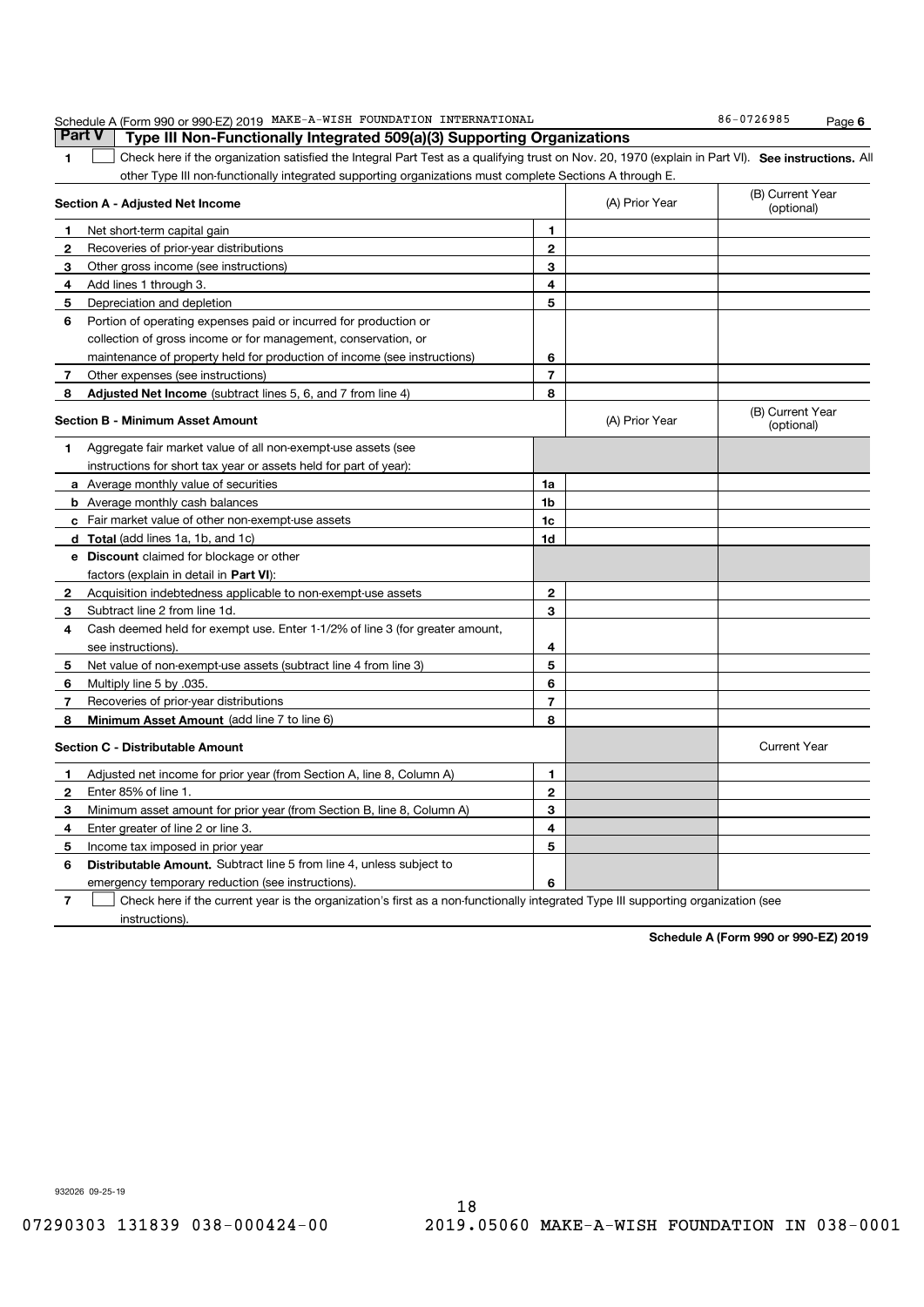Schedule A (Form 990 or 990-EZ) 2019 MAKE-A-WISH FOUNDATION INTERNATIONAL 86-0726985 Page **6**

## Part V Type III Non-Functionally Integrated 509(a)(3) Supporting Organizations

**1** ☐ Check here if the organization satisfied the Integral Part Test as a qualifying trust on Nov. 20, 1970 (explain in Part VI). **See instructions.** All other Type III non-functionally integrated supporting organizations must complete Sections A through E.

| **Section A - Adjusted Net Income** | | (A) Prior Year | (B) Current Year (optional) |
|---|---|---|---|
| **1** Net short-term capital gain | 1 | | |
| **2** Recoveries of prior-year distributions | 2 | | |
| **3** Other gross income (see instructions) | 3 | | |
| **4** Add lines 1 through 3. | 4 | | |
| **5** Depreciation and depletion | 5 | | |
| **6** Portion of operating expenses paid or incurred for production or collection of gross income or for management, conservation, or maintenance of property held for production of income (see instructions) | 6 | | |
| **7** Other expenses (see instructions) | 7 | | |
| **8** **Adjusted Net Income** (subtract lines 5, 6, and 7 from line 4) | 8 | | |

| **Section B - Minimum Asset Amount** | | (A) Prior Year | (B) Current Year (optional) |
|---|---|---|---|
| **1** Aggregate fair market value of all non-exempt-use assets (see instructions for short tax year or assets held for part of year): | | | |
| **a** Average monthly value of securities | 1a | | |
| **b** Average monthly cash balances | 1b | | |
| **c** Fair market value of other non-exempt-use assets | 1c | | |
| **d** **Total** (add lines 1a, 1b, and 1c) | 1d | | |
| **e** **Discount** claimed for blockage or other factors (explain in detail in **Part VI**): | | | |
| **2** Acquisition indebtedness applicable to non-exempt-use assets | 2 | | |
| **3** Subtract line 2 from line 1d. | 3 | | |
| **4** Cash deemed held for exempt use. Enter 1-1/2% of line 3 (for greater amount, see instructions). | 4 | | |
| **5** Net value of non-exempt-use assets (subtract line 4 from line 3) | 5 | | |
| **6** Multiply line 5 by .035. | 6 | | |
| **7** Recoveries of prior-year distributions | 7 | | |
| **8** **Minimum Asset Amount** (add line 7 to line 6) | 8 | | |

| **Section C - Distributable Amount** | | | Current Year |
|---|---|---|---|
| **1** Adjusted net income for prior year (from Section A, line 8, Column A) | 1 | | |
| **2** Enter 85% of line 1. | 2 | | |
| **3** Minimum asset amount for prior year (from Section B, line 8, Column A) | 3 | | |
| **4** Enter greater of line 2 or line 3. | 4 | | |
| **5** Income tax imposed in prior year | 5 | | |
| **6** **Distributable Amount.** Subtract line 5 from line 4, unless subject to emergency temporary reduction (see instructions). | 6 | | |

**7** ☐ Check here if the current year is the organization's first as a non-functionally integrated Type III supporting organization (see instructions).

**Schedule A (Form 990 or 990-EZ) 2019**

932026 09-25-19

07290303 131839 038-000424-00 2019.05060 MAKE-A-WISH FOUNDATION IN 038-0001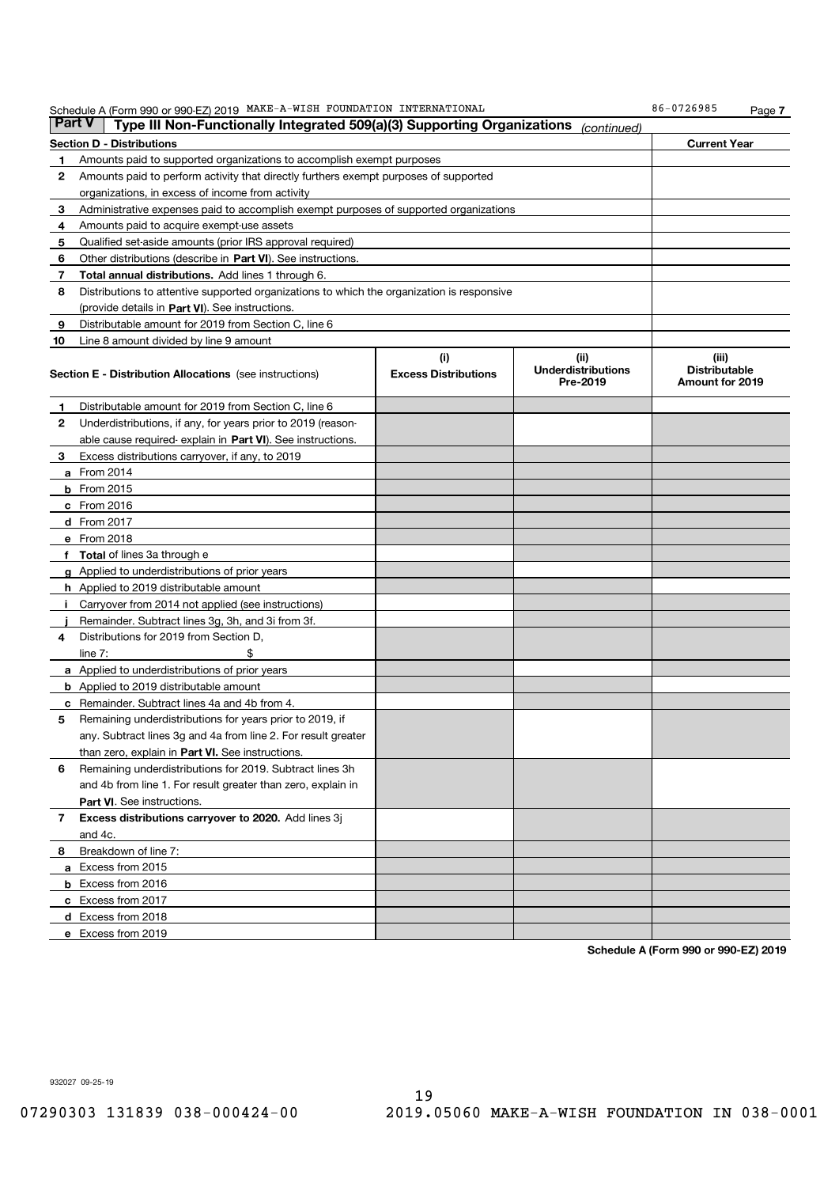Schedule A (Form 990 or 990-EZ) 2019 MAKE-A-WISH FOUNDATION INTERNATIONAL 86-0726985 Page **7**

**Part V** **Type III Non-Functionally Integrated 509(a)(3) Supporting Organizations** *(continued)*

| **Section D - Distributions** | | **Current Year** |
|---|---|---|
| **1** | Amounts paid to supported organizations to accomplish exempt purposes | |
| **2** | Amounts paid to perform activity that directly furthers exempt purposes of supported organizations, in excess of income from activity | |
| **3** | Administrative expenses paid to accomplish exempt purposes of supported organizations | |
| **4** | Amounts paid to acquire exempt-use assets | |
| **5** | Qualified set-aside amounts (prior IRS approval required) | |
| **6** | Other distributions (describe in **Part VI**). See instructions. | |
| **7** | **Total annual distributions.** Add lines 1 through 6. | |
| **8** | Distributions to attentive supported organizations to which the organization is responsive (provide details in **Part VI**). See instructions. | |
| **9** | Distributable amount for 2019 from Section C, line 6 | |
| **10** | Line 8 amount divided by line 9 amount | |

| **Section E - Distribution Allocations** (see instructions) | | **(i) Excess Distributions** | **(ii) Underdistributions Pre-2019** | **(iii) Distributable Amount for 2019** |
|---|---|---|---|---|
| **1** | Distributable amount for 2019 from Section C, line 6 | | | |
| **2** | Underdistributions, if any, for years prior to 2019 (reasonable cause required- explain in **Part VI**). See instructions. | | | |
| **3** | Excess distributions carryover, if any, to 2019 | | | |
| **a** | From 2014 | | | |
| **b** | From 2015 | | | |
| **c** | From 2016 | | | |
| **d** | From 2017 | | | |
| **e** | From 2018 | | | |
| **f** | **Total** of lines 3a through e | | | |
| **g** | Applied to underdistributions of prior years | | | |
| **h** | Applied to 2019 distributable amount | | | |
| **i** | Carryover from 2014 not applied (see instructions) | | | |
| **j** | Remainder. Subtract lines 3g, 3h, and 3i from 3f. | | | |
| **4** | Distributions for 2019 from Section D, line 7: $ | | | |
| **a** | Applied to underdistributions of prior years | | | |
| **b** | Applied to 2019 distributable amount | | | |
| **c** | Remainder. Subtract lines 4a and 4b from 4. | | | |
| **5** | Remaining underdistributions for years prior to 2019, if any. Subtract lines 3g and 4a from line 2. For result greater than zero, explain in **Part VI.** See instructions. | | | |
| **6** | Remaining underdistributions for 2019. Subtract lines 3h and 4b from line 1. For result greater than zero, explain in **Part VI**. See instructions. | | | |
| **7** | **Excess distributions carryover to 2020.** Add lines 3j and 4c. | | | |
| **8** | Breakdown of line 7: | | | |
| **a** | Excess from 2015 | | | |
| **b** | Excess from 2016 | | | |
| **c** | Excess from 2017 | | | |
| **d** | Excess from 2018 | | | |
| **e** | Excess from 2019 | | | |

**Schedule A (Form 990 or 990-EZ) 2019**

932027 09-25-19

07290303 131839 038-000424-00 2019.05060 MAKE-A-WISH FOUNDATION IN 038-0001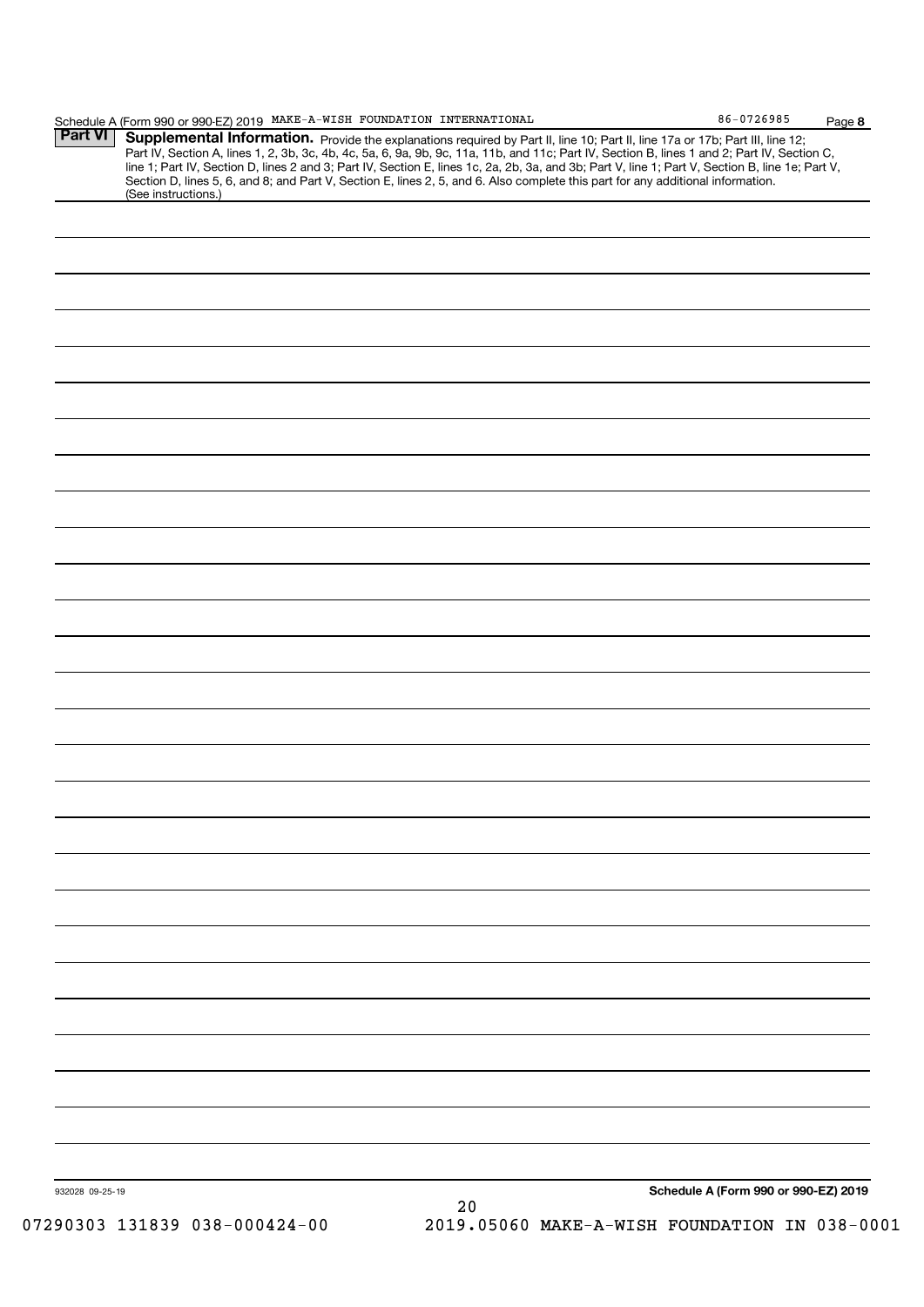Schedule A (Form 990 or 990-EZ) 2019 MAKE-A-WISH FOUNDATION INTERNATIONAL 86-0726985 Page **8**

**Part VI** **Supplemental Information.** Provide the explanations required by Part II, line 10; Part II, line 17a or 17b; Part III, line 12; Part IV, Section A, lines 1, 2, 3b, 3c, 4b, 4c, 5a, 6, 9a, 9b, 9c, 11a, 11b, and 11c; Part IV, Section B, lines 1 and 2; Part IV, Section C, line 1; Part IV, Section D, lines 2 and 3; Part IV, Section E, lines 1c, 2a, 2b, 3a, and 3b; Part V, line 1; Part V, Section B, line 1e; Part V, Section D, lines 5, 6, and 8; and Part V, Section E, lines 2, 5, and 6. Also complete this part for any additional information. (See instructions.)

932028 09-25-19

**Schedule A (Form 990 or 990-EZ) 2019**

07290303 131839 038-000424-00 2019.05060 MAKE-A-WISH FOUNDATION IN 038-0001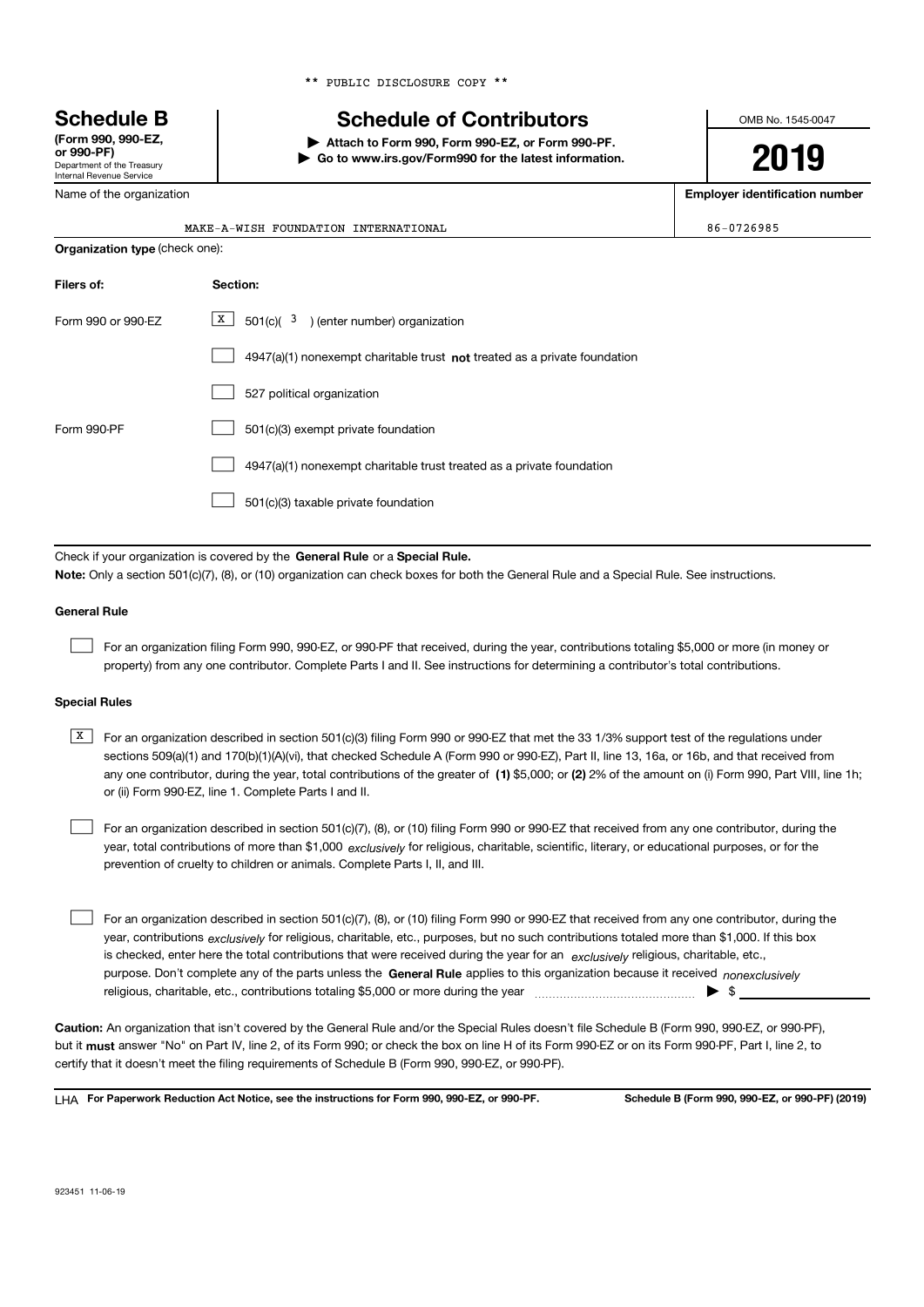** PUBLIC DISCLOSURE COPY **

# Schedule B

**(Form 990, 990-EZ, or 990-PF)**
Department of the Treasury
Internal Revenue Service

## Schedule of Contributors

▶ **Attach to Form 990, Form 990-EZ, or Form 990-PF.**
▶ **Go to www.irs.gov/Form990 for the latest information.**

OMB No. 1545-0047

**2019**

| Name of the organization | Employer identification number |
|---|---|
| MAKE-A-WISH FOUNDATION INTERNATIONAL | 86-0726985 |

**Organization type** (check one):

| Filers of: | Section: |
|---|---|
| Form 990 or 990-EZ | [X] 501(c)( 3 ) (enter number) organization |
| | [ ] 4947(a)(1) nonexempt charitable trust **not** treated as a private foundation |
| | [ ] 527 political organization |
| Form 990-PF | [ ] 501(c)(3) exempt private foundation |
| | [ ] 4947(a)(1) nonexempt charitable trust treated as a private foundation |
| | [ ] 501(c)(3) taxable private foundation |

Check if your organization is covered by the **General Rule** or a **Special Rule.**

**Note:** Only a section 501(c)(7), (8), or (10) organization can check boxes for both the General Rule and a Special Rule. See instructions.

### General Rule

[ ] For an organization filing Form 990, 990-EZ, or 990-PF that received, during the year, contributions totaling $5,000 or more (in money or property) from any one contributor. Complete Parts I and II. See instructions for determining a contributor's total contributions.

### Special Rules

[X] For an organization described in section 501(c)(3) filing Form 990 or 990-EZ that met the 33 1/3% support test of the regulations under sections 509(a)(1) and 170(b)(1)(A)(vi), that checked Schedule A (Form 990 or 990-EZ), Part II, line 13, 16a, or 16b, and that received from any one contributor, during the year, total contributions of the greater of **(1)** $5,000; or **(2)** 2% of the amount on (i) Form 990, Part VIII, line 1h; or (ii) Form 990-EZ, line 1. Complete Parts I and II.

[ ] For an organization described in section 501(c)(7), (8), or (10) filing Form 990 or 990-EZ that received from any one contributor, during the year, total contributions of more than $1,000 *exclusively* for religious, charitable, scientific, literary, or educational purposes, or for the prevention of cruelty to children or animals. Complete Parts I, II, and III.

[ ] For an organization described in section 501(c)(7), (8), or (10) filing Form 990 or 990-EZ that received from any one contributor, during the year, contributions *exclusively* for religious, charitable, etc., purposes, but no such contributions totaled more than $1,000. If this box is checked, enter here the total contributions that were received during the year for an *exclusively* religious, charitable, etc., purpose. Don't complete any of the parts unless the **General Rule** applies to this organization because it received *nonexclusively* religious, charitable, etc., contributions totaling $5,000 or more during the year ▶ $ ________

**Caution:** An organization that isn't covered by the General Rule and/or the Special Rules doesn't file Schedule B (Form 990, 990-EZ, or 990-PF), but it **must** answer "No" on Part IV, line 2, of its Form 990; or check the box on line H of its Form 990-EZ or on its Form 990-PF, Part I, line 2, to certify that it doesn't meet the filing requirements of Schedule B (Form 990, 990-EZ, or 990-PF).

LHA **For Paperwork Reduction Act Notice, see the instructions for Form 990, 990-EZ, or 990-PF.** **Schedule B (Form 990, 990-EZ, or 990-PF) (2019)**

923451 11-06-19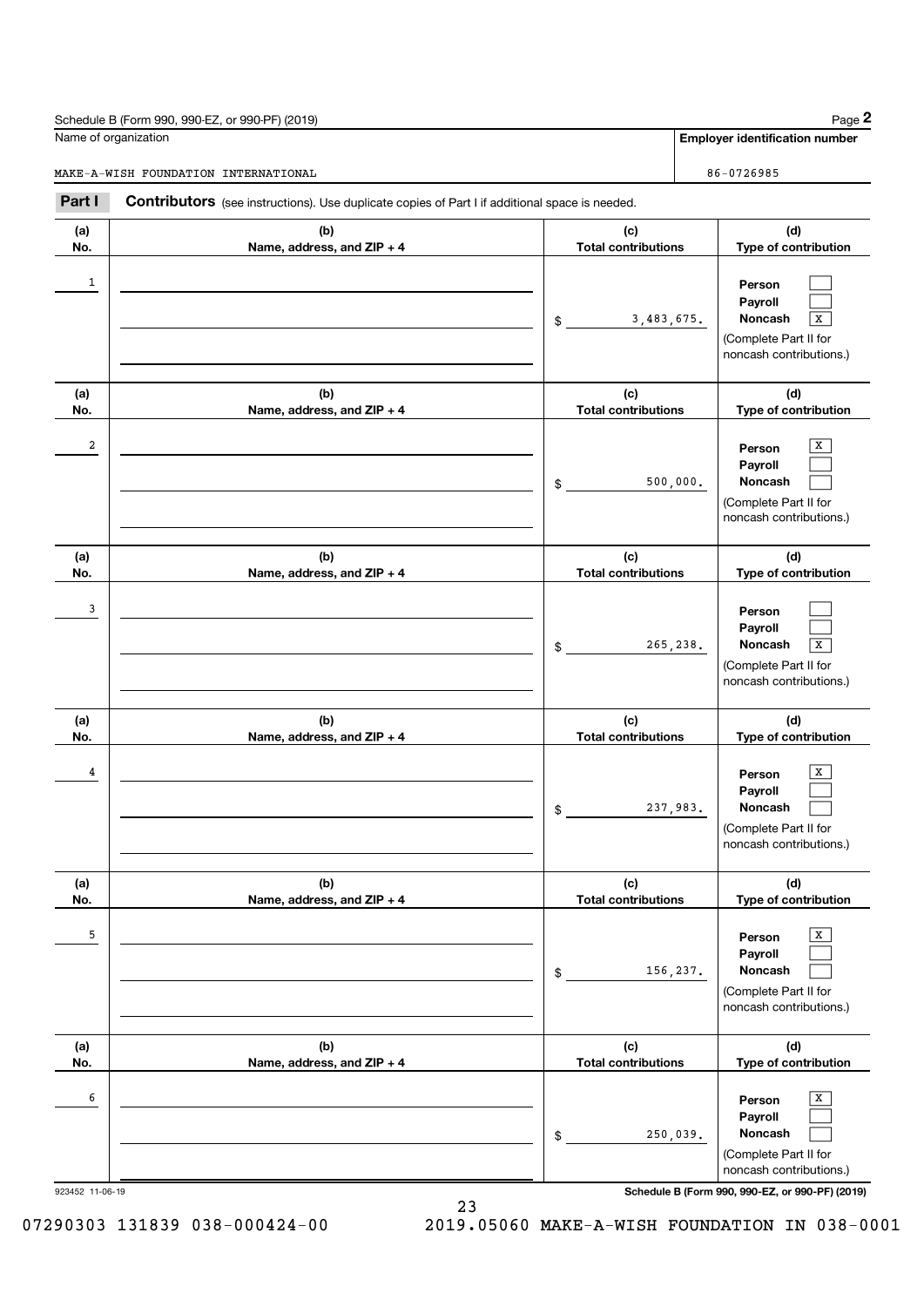Schedule B (Form 990, 990-EZ, or 990-PF) (2019)

| Name of organization | Employer identification number |
|---|---|
| MAKE-A-WISH FOUNDATION INTERNATIONAL | 86-0726985 |

**Part I** **Contributors** (see instructions). Use duplicate copies of Part I if additional space is needed.

| (a) No. | (b) Name, address, and ZIP + 4 | (c) Total contributions | (d) Type of contribution |
|---|---|---|---|
| 1 | | $ 3,483,675. | Person [ ] Payroll [ ] Noncash [X] (Complete Part II for noncash contributions.) |
| 2 | | $ 500,000. | Person [X] Payroll [ ] Noncash [ ] (Complete Part II for noncash contributions.) |
| 3 | | $ 265,238. | Person [ ] Payroll [ ] Noncash [X] (Complete Part II for noncash contributions.) |
| 4 | | $ 237,983. | Person [X] Payroll [ ] Noncash [ ] (Complete Part II for noncash contributions.) |
| 5 | | $ 156,237. | Person [X] Payroll [ ] Noncash [ ] (Complete Part II for noncash contributions.) |
| 6 | | $ 250,039. | Person [X] Payroll [ ] Noncash [ ] (Complete Part II for noncash contributions.) |

923452 11-06-19

Schedule B (Form 990, 990-EZ, or 990-PF) (2019)

07290303 131839 038-000424-00 2019.05060 MAKE-A-WISH FOUNDATION IN 038-0001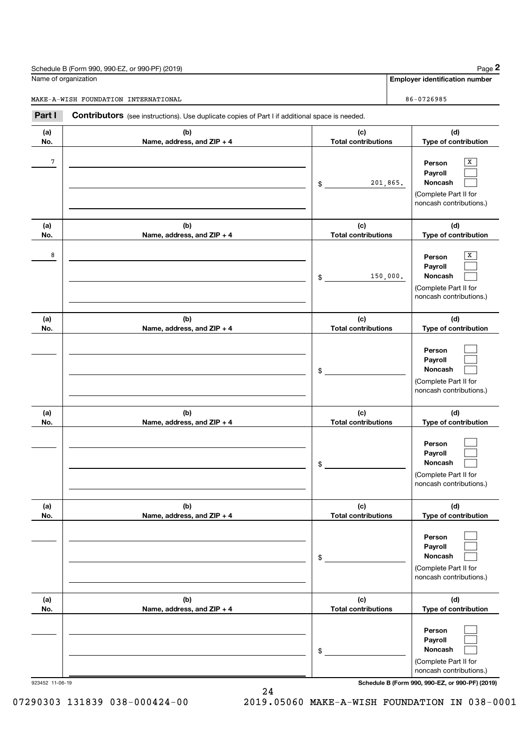Schedule B (Form 990, 990-EZ, or 990-PF) (2019)

Name of organization: MAKE-A-WISH FOUNDATION INTERNATIONAL

Employer identification number: 86-0726985

**Part I** **Contributors** (see instructions). Use duplicate copies of Part I if additional space is needed.

| (a) No. | (b) Name, address, and ZIP + 4 | (c) Total contributions | (d) Type of contribution |
|---|---|---|---|
| 7 | | $ 201,865. | Person [X] Payroll [ ] Noncash [ ] (Complete Part II for noncash contributions.) |
| 8 | | $ 150,000. | Person [X] Payroll [ ] Noncash [ ] (Complete Part II for noncash contributions.) |
| | | $ | Person [ ] Payroll [ ] Noncash [ ] (Complete Part II for noncash contributions.) |
| | | $ | Person [ ] Payroll [ ] Noncash [ ] (Complete Part II for noncash contributions.) |
| | | $ | Person [ ] Payroll [ ] Noncash [ ] (Complete Part II for noncash contributions.) |
| | | $ | Person [ ] Payroll [ ] Noncash [ ] (Complete Part II for noncash contributions.) |

923452 11-06-19

Schedule B (Form 990, 990-EZ, or 990-PF) (2019)

07290303 131839 038-000424-00 2019.05060 MAKE-A-WISH FOUNDATION IN 038-0001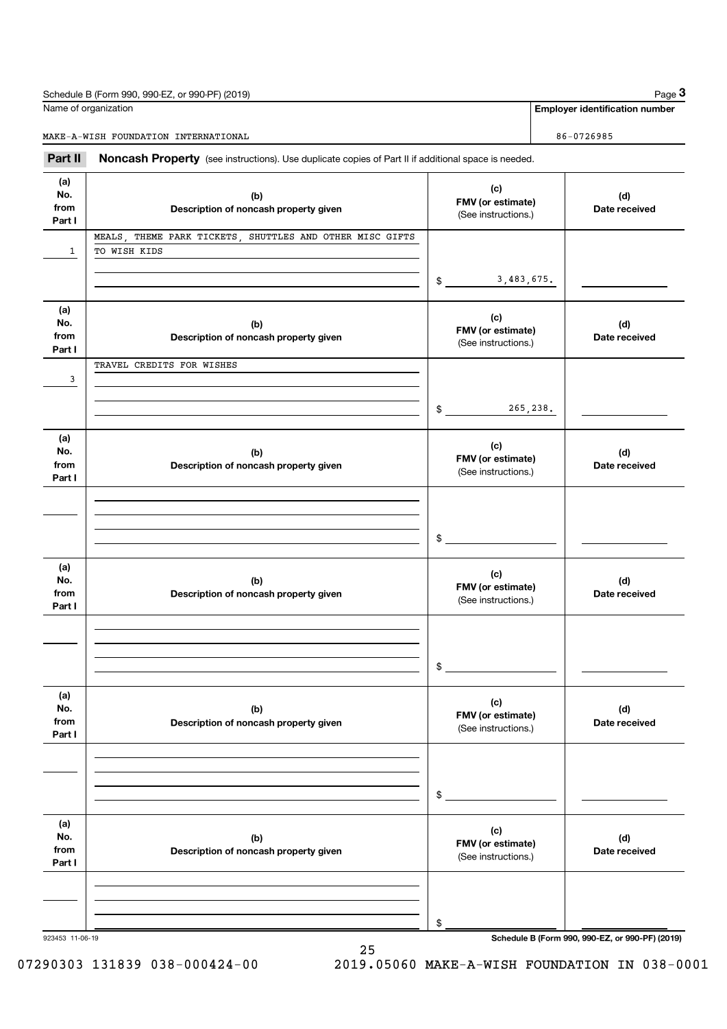Schedule B (Form 990, 990-EZ, or 990-PF) (2019)

Name of organization: MAKE-A-WISH FOUNDATION INTERNATIONAL

**Employer identification number**: 86-0726985

**Part II** **Noncash Property** (see instructions). Use duplicate copies of Part II if additional space is needed.

| (a) No. from Part I | (b) Description of noncash property given | (c) FMV (or estimate) (See instructions.) | (d) Date received |
|---|---|---|---|
| 1 | MEALS, THEME PARK TICKETS, SHUTTLES AND OTHER MISC GIFTS TO WISH KIDS | $ 3,483,675. | |
| 3 | TRAVEL CREDITS FOR WISHES | $ 265,238. | |
| | | $ | |
| | | $ | |
| | | $ | |
| | | $ | |

923453 11-06-19

Schedule B (Form 990, 990-EZ, or 990-PF) (2019)

07290303 131839 038-000424-00 2019.05060 MAKE-A-WISH FOUNDATION IN 038-0001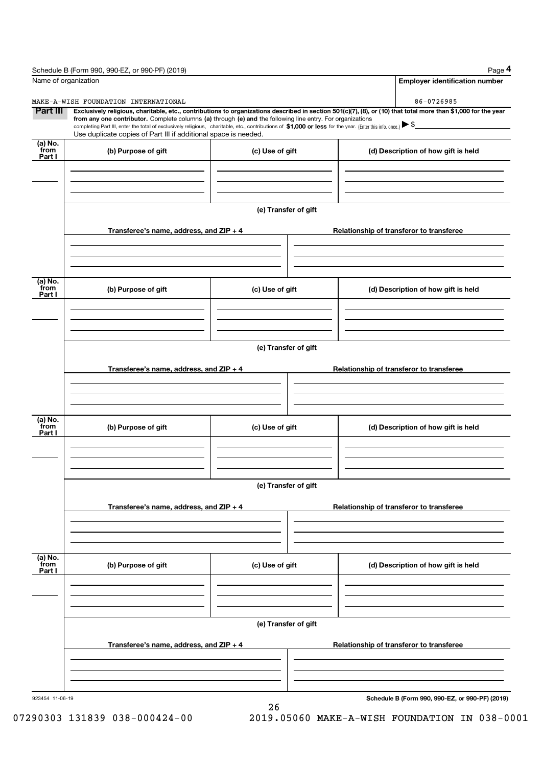Schedule B (Form 990, 990-EZ, or 990-PF) (2019)

| Name of organization | Employer identification number |
|---|---|
| MAKE-A-WISH FOUNDATION INTERNATIONAL | 86-0726985 |

**Part III** **Exclusively religious, charitable, etc., contributions to organizations described in section 501(c)(7), (8), or (10) that total more than $1,000 for the year from any one contributor.** Complete columns **(a)** through **(e)** and the following line entry. For organizations completing Part III, enter the total of exclusively religious, charitable, etc., contributions of **$1,000 or less** for the year. (Enter this info. once.) ▶ $

Use duplicate copies of Part III if additional space is needed.

| (a) No. from Part I | (b) Purpose of gift | (c) Use of gift | (d) Description of how gift is held |
|---|---|---|---|
| | | | |

**(e) Transfer of gift**

| Transferee's name, address, and ZIP + 4 | Relationship of transferor to transferee |
|---|---|
| | |

| (a) No. from Part I | (b) Purpose of gift | (c) Use of gift | (d) Description of how gift is held |
|---|---|---|---|
| | | | |

**(e) Transfer of gift**

| Transferee's name, address, and ZIP + 4 | Relationship of transferor to transferee |
|---|---|
| | |

| (a) No. from Part I | (b) Purpose of gift | (c) Use of gift | (d) Description of how gift is held |
|---|---|---|---|
| | | | |

**(e) Transfer of gift**

| Transferee's name, address, and ZIP + 4 | Relationship of transferor to transferee |
|---|---|
| | |

| (a) No. from Part I | (b) Purpose of gift | (c) Use of gift | (d) Description of how gift is held |
|---|---|---|---|
| | | | |

**(e) Transfer of gift**

| Transferee's name, address, and ZIP + 4 | Relationship of transferor to transferee |
|---|---|
| | |

923454 11-06-19

**Schedule B (Form 990, 990-EZ, or 990-PF) (2019)**

07290303 131839 038-000424-00 2019.05060 MAKE-A-WISH FOUNDATION IN 038-0001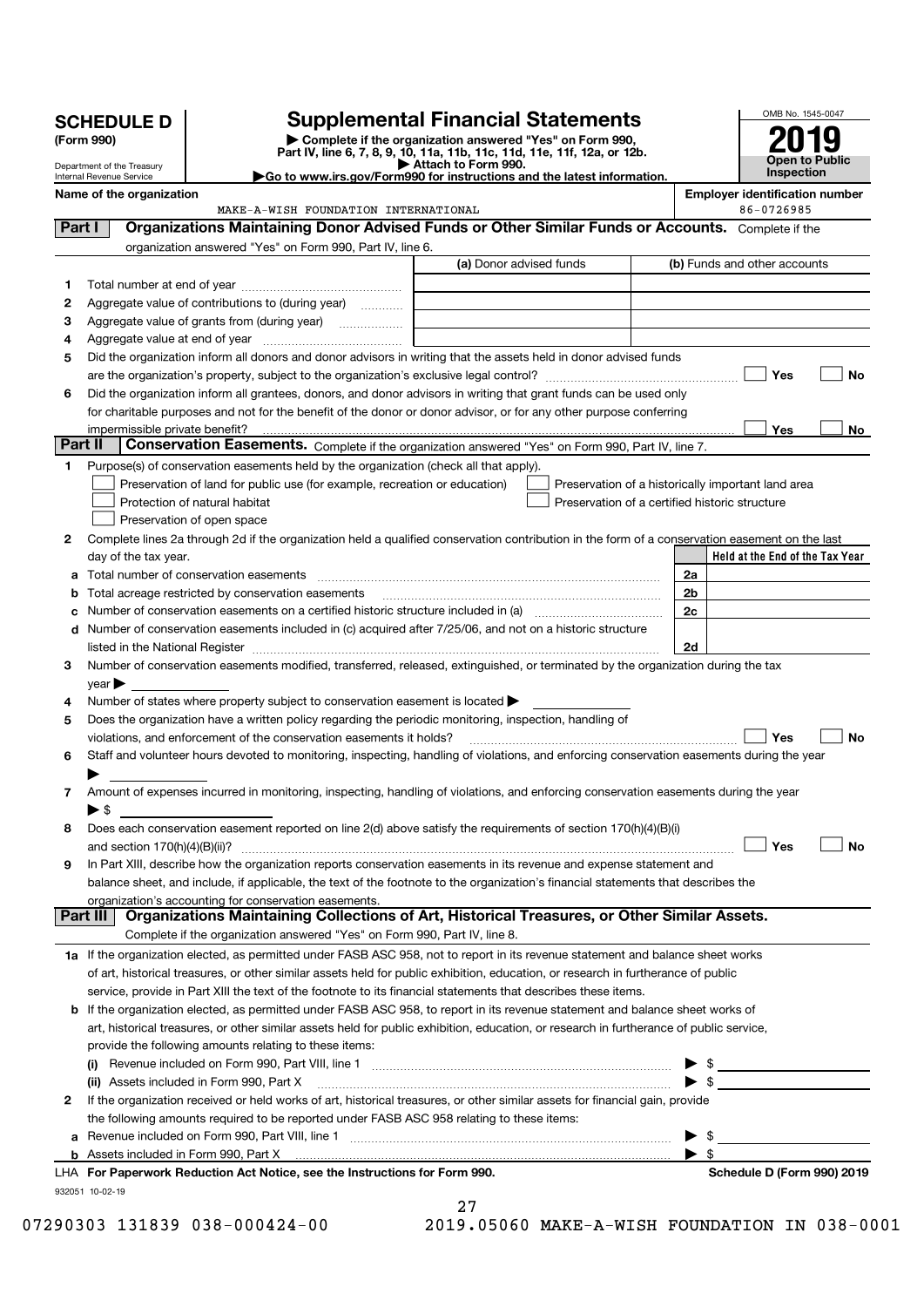# SCHEDULE D (Form 990)

Department of the Treasury
Internal Revenue Service

## Supplemental Financial Statements

▶ Complete if the organization answered "Yes" on Form 990, Part IV, line 6, 7, 8, 9, 10, 11a, 11b, 11c, 11d, 11e, 11f, 12a, or 12b.
▶ Attach to Form 990.
▶Go to www.irs.gov/Form990 for instructions and the latest information.

OMB No. 1545-0047

**2019**

**Open to Public Inspection**

**Name of the organization:** MAKE-A-WISH FOUNDATION INTERNATIONAL

**Employer identification number:** 86-0726985

## Part I Organizations Maintaining Donor Advised Funds or Other Similar Funds or Accounts.

Complete if the organization answered "Yes" on Form 990, Part IV, line 6.

| | | (a) Donor advised funds | (b) Funds and other accounts |
|---|---|---|---|
| 1 | Total number at end of year | | |
| 2 | Aggregate value of contributions to (during year) | | |
| 3 | Aggregate value of grants from (during year) | | |
| 4 | Aggregate value at end of year | | |

5 Did the organization inform all donors and donor advisors in writing that the assets held in donor advised funds are the organization's property, subject to the organization's exclusive legal control? ☐ Yes ☐ No

6 Did the organization inform all grantees, donors, and donor advisors in writing that grant funds can be used only for charitable purposes and not for the benefit of the donor or donor advisor, or for any other purpose conferring impermissible private benefit? ☐ Yes ☐ No

## Part II Conservation Easements.

Complete if the organization answered "Yes" on Form 990, Part IV, line 7.

1 Purpose(s) of conservation easements held by the organization (check all that apply).

- ☐ Preservation of land for public use (for example, recreation or education)
- ☐ Protection of natural habitat
- ☐ Preservation of open space
- ☐ Preservation of a historically important land area
- ☐ Preservation of a certified historic structure

2 Complete lines 2a through 2d if the organization held a qualified conservation contribution in the form of a conservation easement on the last day of the tax year.

| | | | Held at the End of the Tax Year |
|---|---|---|---|
| a | Total number of conservation easements | 2a | |
| b | Total acreage restricted by conservation easements | 2b | |
| c | Number of conservation easements on a certified historic structure included in (a) | 2c | |
| d | Number of conservation easements included in (c) acquired after 7/25/06, and not on a historic structure listed in the National Register | 2d | |

3 Number of conservation easements modified, transferred, released, extinguished, or terminated by the organization during the tax year ▶

4 Number of states where property subject to conservation easement is located ▶

5 Does the organization have a written policy regarding the periodic monitoring, inspection, handling of violations, and enforcement of the conservation easements it holds? ☐ Yes ☐ No

6 Staff and volunteer hours devoted to monitoring, inspecting, handling of violations, and enforcing conservation easements during the year ▶

7 Amount of expenses incurred in monitoring, inspecting, handling of violations, and enforcing conservation easements during the year ▶ $

8 Does each conservation easement reported on line 2(d) above satisfy the requirements of section 170(h)(4)(B)(i) and section 170(h)(4)(B)(ii)? ☐ Yes ☐ No

9 In Part XIII, describe how the organization reports conservation easements in its revenue and expense statement and balance sheet, and include, if applicable, the text of the footnote to the organization's financial statements that describes the organization's accounting for conservation easements.

## Part III Organizations Maintaining Collections of Art, Historical Treasures, or Other Similar Assets.

Complete if the organization answered "Yes" on Form 990, Part IV, line 8.

1a If the organization elected, as permitted under FASB ASC 958, not to report in its revenue statement and balance sheet works of art, historical treasures, or other similar assets held for public exhibition, education, or research in furtherance of public service, provide in Part XIII the text of the footnote to its financial statements that describes these items.

b If the organization elected, as permitted under FASB ASC 958, to report in its revenue statement and balance sheet works of art, historical treasures, or other similar assets held for public exhibition, education, or research in furtherance of public service, provide the following amounts relating to these items:

(i) Revenue included on Form 990, Part VIII, line 1 ▶ $

(ii) Assets included in Form 990, Part X ▶ $

2 If the organization received or held works of art, historical treasures, or other similar assets for financial gain, provide the following amounts required to be reported under FASB ASC 958 relating to these items:

a Revenue included on Form 990, Part VIII, line 1 ▶ $

b Assets included in Form 990, Part X ▶ $

LHA For Paperwork Reduction Act Notice, see the Instructions for Form 990. **Schedule D (Form 990) 2019**

932051 10-02-19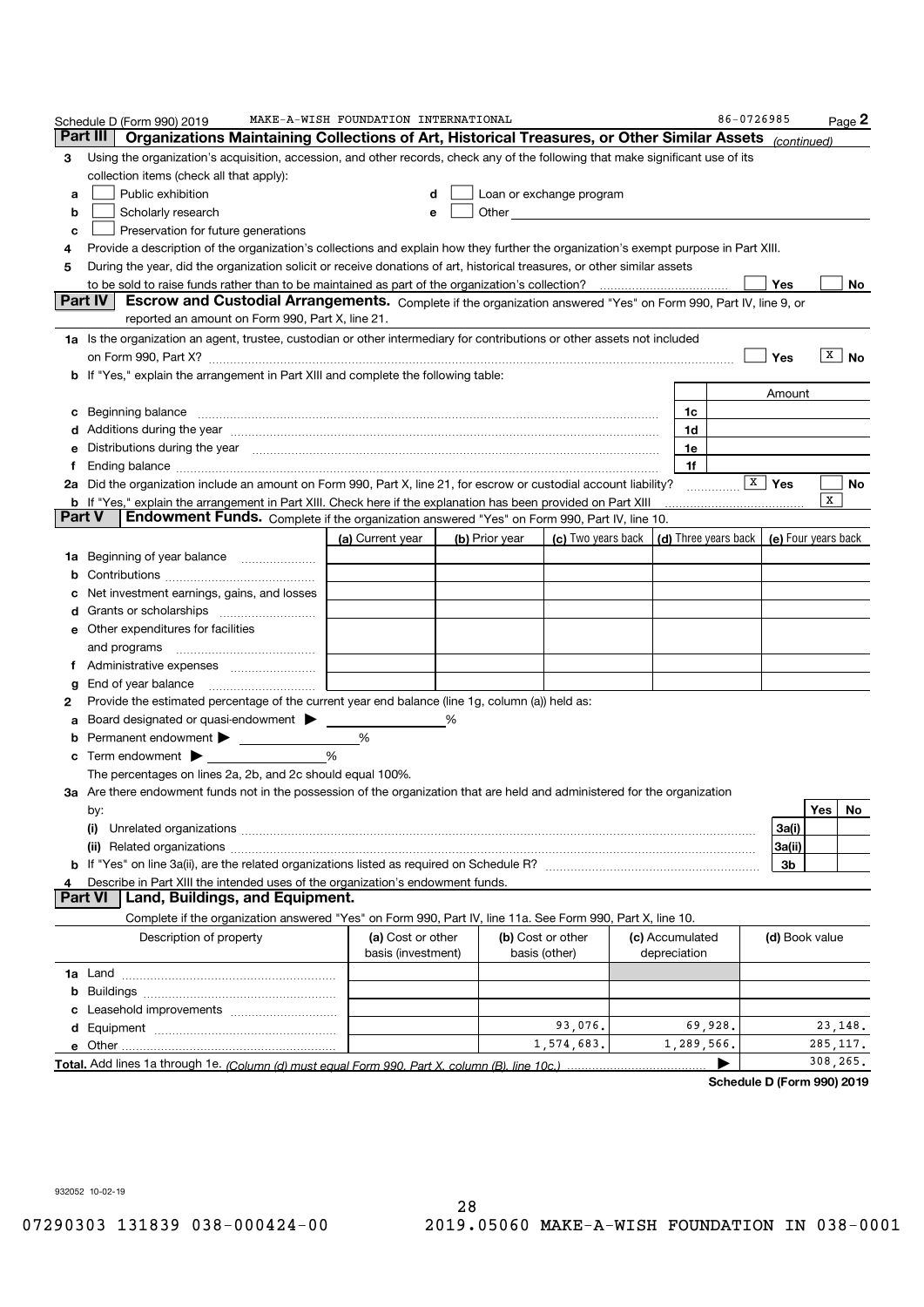Schedule D (Form 990) 2019 MAKE-A-WISH FOUNDATION INTERNATIONAL 86-0726985 Page 2

## Part III Organizations Maintaining Collections of Art, Historical Treasures, or Other Similar Assets *(continued)*

3 Using the organization's acquisition, accession, and other records, check any of the following that make significant use of its collection items (check all that apply):

a ☐ Public exhibition
b ☐ Scholarly research
c ☐ Preservation for future generations
d ☐ Loan or exchange program
e ☐ Other

4 Provide a description of the organization's collections and explain how they further the organization's exempt purpose in Part XIII.

5 During the year, did the organization solicit or receive donations of art, historical treasures, or other similar assets to be sold to raise funds rather than to be maintained as part of the organization's collection? ☐ Yes ☐ No

## Part IV Escrow and Custodial Arrangements.

Complete if the organization answered "Yes" on Form 990, Part IV, line 9, or reported an amount on Form 990, Part X, line 21.

1a Is the organization an agent, trustee, custodian or other intermediary for contributions or other assets not included on Form 990, Part X? ☐ Yes ☒ No

b If "Yes," explain the arrangement in Part XIII and complete the following table:

| | | Amount |
|---|---|---|
| c Beginning balance | 1c | |
| d Additions during the year | 1d | |
| e Distributions during the year | 1e | |
| f Ending balance | 1f | |

2a Did the organization include an amount on Form 990, Part X, line 21, for escrow or custodial account liability? ☒ Yes ☐ No

b If "Yes," explain the arrangement in Part XIII. Check here if the explanation has been provided on Part XIII ☒

## Part V Endowment Funds.

Complete if the organization answered "Yes" on Form 990, Part IV, line 10.

| | (a) Current year | (b) Prior year | (c) Two years back | (d) Three years back | (e) Four years back |
|---|---|---|---|---|---|
| 1a Beginning of year balance | | | | | |
| b Contributions | | | | | |
| c Net investment earnings, gains, and losses | | | | | |
| d Grants or scholarships | | | | | |
| e Other expenditures for facilities and programs | | | | | |
| f Administrative expenses | | | | | |
| g End of year balance | | | | | |

2 Provide the estimated percentage of the current year end balance (line 1g, column (a)) held as:

a Board designated or quasi-endowment ▶ ______ %
b Permanent endowment ▶ ______ %
c Term endowment ▶ ______ %

The percentages on lines 2a, 2b, and 2c should equal 100%.

3a Are there endowment funds not in the possession of the organization that are held and administered for the organization by:

| | | Yes | No |
|---|---|---|---|
| (i) Unrelated organizations | 3a(i) | | |
| (ii) Related organizations | 3a(ii) | | |
| b If "Yes" on line 3a(ii), are the related organizations listed as required on Schedule R? | 3b | | |

4 Describe in Part XIII the intended uses of the organization's endowment funds.

## Part VI Land, Buildings, and Equipment.

Complete if the organization answered "Yes" on Form 990, Part IV, line 11a. See Form 990, Part X, line 10.

| Description of property | (a) Cost or other basis (investment) | (b) Cost or other basis (other) | (c) Accumulated depreciation | (d) Book value |
|---|---|---|---|---|
| 1a Land | | | | |
| b Buildings | | | | |
| c Leasehold improvements | | | | |
| d Equipment | | 93,076. | 69,928. | 23,148. |
| e Other | | 1,574,683. | 1,289,566. | 285,117. |
| **Total.** Add lines 1a through 1e. *(Column (d) must equal Form 990, Part X, column (B), line 10c.)* | | | | 308,265. |

**Schedule D (Form 990) 2019**

932052 10-02-19

07290303 131839 038-000424-00 2019.05060 MAKE-A-WISH FOUNDATION IN 038-0001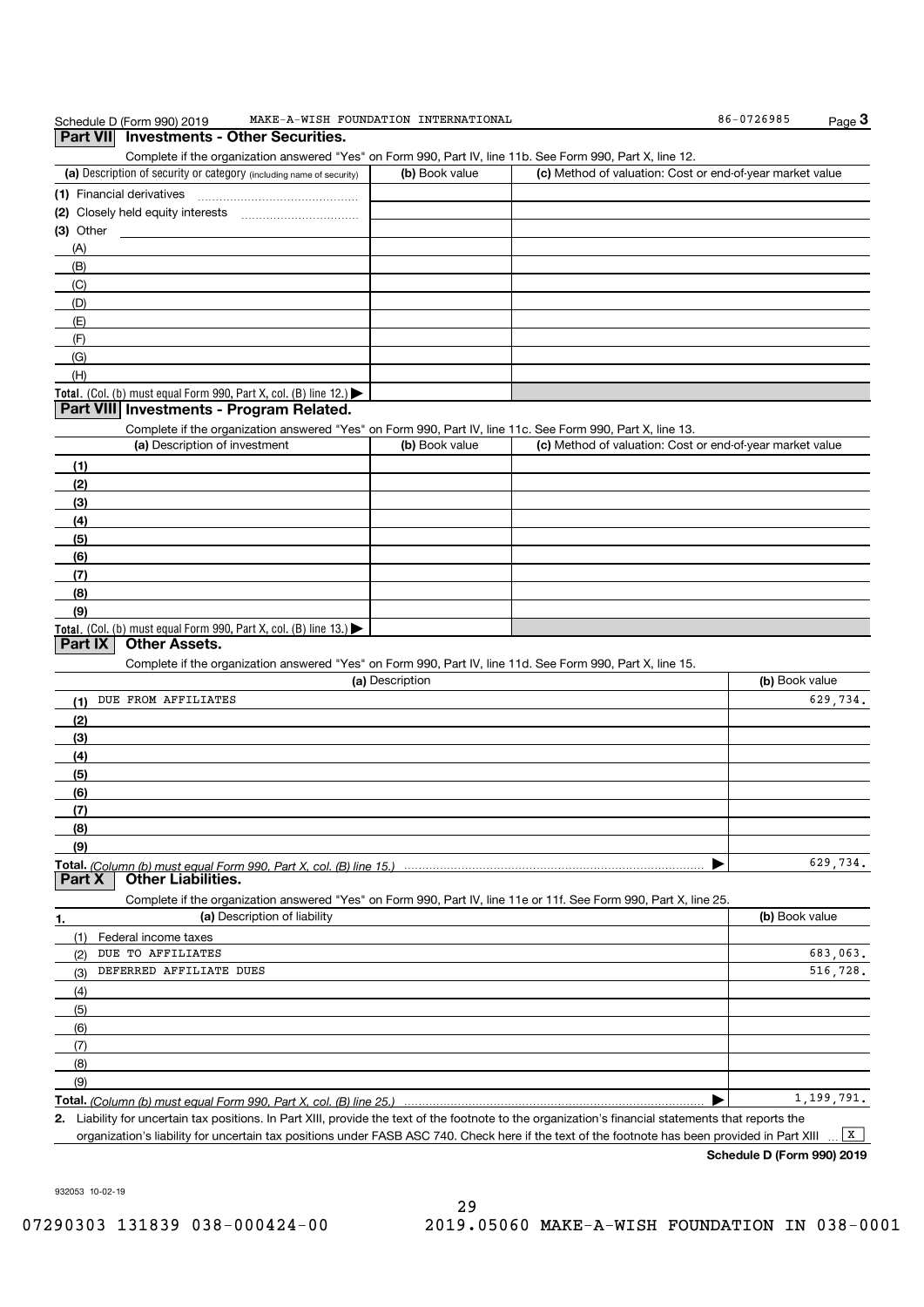Schedule D (Form 990) 2019 MAKE-A-WISH FOUNDATION INTERNATIONAL 86-0726985

## Part VII Investments - Other Securities.

Complete if the organization answered "Yes" on Form 990, Part IV, line 11b. See Form 990, Part X, line 12.

| (a) Description of security or category (including name of security) | (b) Book value | (c) Method of valuation: Cost or end-of-year market value |
|---|---|---|
| (1) Financial derivatives | | |
| (2) Closely held equity interests | | |
| (3) Other | | |
| (A) | | |
| (B) | | |
| (C) | | |
| (D) | | |
| (E) | | |
| (F) | | |
| (G) | | |
| (H) | | |
| **Total.** (Col. (b) must equal Form 990, Part X, col. (B) line 12.) ▶ | | |

## Part VIII Investments - Program Related.

Complete if the organization answered "Yes" on Form 990, Part IV, line 11c. See Form 990, Part X, line 13.

| (a) Description of investment | (b) Book value | (c) Method of valuation: Cost or end-of-year market value |
|---|---|---|
| (1) | | |
| (2) | | |
| (3) | | |
| (4) | | |
| (5) | | |
| (6) | | |
| (7) | | |
| (8) | | |
| (9) | | |
| **Total.** (Col. (b) must equal Form 990, Part X, col. (B) line 13.) ▶ | | |

## Part IX Other Assets.

Complete if the organization answered "Yes" on Form 990, Part IV, line 11d. See Form 990, Part X, line 15.

| (a) Description | (b) Book value |
|---|---|
| (1) DUE FROM AFFILIATES | 629,734. |
| (2) | |
| (3) | |
| (4) | |
| (5) | |
| (6) | |
| (7) | |
| (8) | |
| (9) | |
| **Total.** *(Column (b) must equal Form 990, Part X, col. (B) line 15.)* ▶ | 629,734. |

## Part X Other Liabilities.

Complete if the organization answered "Yes" on Form 990, Part IV, line 11e or 11f. See Form 990, Part X, line 25.

| 1. (a) Description of liability | (b) Book value |
|---|---|
| (1) Federal income taxes | |
| (2) DUE TO AFFILIATES | 683,063. |
| (3) DEFERRED AFFILIATE DUES | 516,728. |
| (4) | |
| (5) | |
| (6) | |
| (7) | |
| (8) | |
| (9) | |
| **Total.** *(Column (b) must equal Form 990, Part X, col. (B) line 25.)* ▶ | 1,199,791. |

**2.** Liability for uncertain tax positions. In Part XIII, provide the text of the footnote to the organization's financial statements that reports the organization's liability for uncertain tax positions under FASB ASC 740. Check here if the text of the footnote has been provided in Part XIII ... [X]

**Schedule D (Form 990) 2019**

932053 10-02-19

07290303 131839 038-000424-00 2019.05060 MAKE-A-WISH FOUNDATION IN 038-0001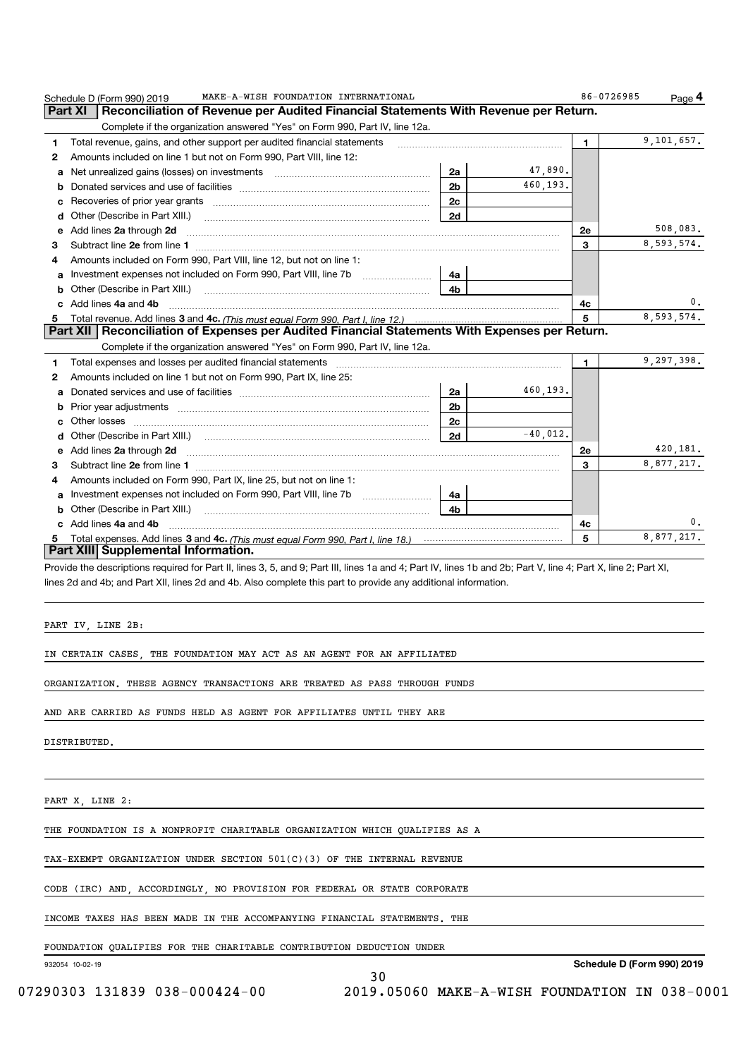Schedule D (Form 990) 2019 MAKE-A-WISH FOUNDATION INTERNATIONAL 86-0726985 Page **4**

## Part XI Reconciliation of Revenue per Audited Financial Statements With Revenue per Return.

Complete if the organization answered "Yes" on Form 990, Part IV, line 12a.

| | | | | | |
|---|---|---|---|---|---|
| **1** | Total revenue, gains, and other support per audited financial statements | | | **1** | 9,101,657. |
| **2** | Amounts included on line 1 but not on Form 990, Part VIII, line 12: | | | | |
| **a** | Net unrealized gains (losses) on investments | **2a** | 47,890. | | |
| **b** | Donated services and use of facilities | **2b** | 460,193. | | |
| **c** | Recoveries of prior year grants | **2c** | | | |
| **d** | Other (Describe in Part XIII.) | **2d** | | | |
| **e** | Add lines **2a** through **2d** | | | **2e** | 508,083. |
| **3** | Subtract line **2e** from line **1** | | | **3** | 8,593,574. |
| **4** | Amounts included on Form 990, Part VIII, line 12, but not on line 1: | | | | |
| **a** | Investment expenses not included on Form 990, Part VIII, line 7b | **4a** | | | |
| **b** | Other (Describe in Part XIII.) | **4b** | | | |
| **c** | Add lines **4a** and **4b** | | | **4c** | 0. |
| **5** | Total revenue. Add lines **3** and **4c.** *(This must equal Form 990, Part I, line 12.)* | | | **5** | 8,593,574. |

## Part XII Reconciliation of Expenses per Audited Financial Statements With Expenses per Return.

Complete if the organization answered "Yes" on Form 990, Part IV, line 12a.

| | | | | | |
|---|---|---|---|---|---|
| **1** | Total expenses and losses per audited financial statements | | | **1** | 9,297,398. |
| **2** | Amounts included on line 1 but not on Form 990, Part IX, line 25: | | | | |
| **a** | Donated services and use of facilities | **2a** | 460,193. | | |
| **b** | Prior year adjustments | **2b** | | | |
| **c** | Other losses | **2c** | | | |
| **d** | Other (Describe in Part XIII.) | **2d** | -40,012. | | |
| **e** | Add lines **2a** through **2d** | | | **2e** | 420,181. |
| **3** | Subtract line **2e** from line **1** | | | **3** | 8,877,217. |
| **4** | Amounts included on Form 990, Part IX, line 25, but not on line 1: | | | | |
| **a** | Investment expenses not included on Form 990, Part VIII, line 7b | **4a** | | | |
| **b** | Other (Describe in Part XIII.) | **4b** | | | |
| **c** | Add lines **4a** and **4b** | | | **4c** | 0. |
| **5** | Total expenses. Add lines **3** and **4c.** *(This must equal Form 990, Part I, line 18.)* | | | **5** | 8,877,217. |

## Part XIII Supplemental Information.

Provide the descriptions required for Part II, lines 3, 5, and 9; Part III, lines 1a and 4; Part IV, lines 1b and 2b; Part V, line 4; Part X, line 2; Part XI, lines 2d and 4b; and Part XII, lines 2d and 4b. Also complete this part to provide any additional information.

PART IV, LINE 2B:

IN CERTAIN CASES, THE FOUNDATION MAY ACT AS AN AGENT FOR AN AFFILIATED ORGANIZATION. THESE AGENCY TRANSACTIONS ARE TREATED AS PASS THROUGH FUNDS AND ARE CARRIED AS FUNDS HELD AS AGENT FOR AFFILIATES UNTIL THEY ARE DISTRIBUTED.

PART X, LINE 2:

THE FOUNDATION IS A NONPROFIT CHARITABLE ORGANIZATION WHICH QUALIFIES AS A TAX-EXEMPT ORGANIZATION UNDER SECTION 501(C)(3) OF THE INTERNAL REVENUE CODE (IRC) AND, ACCORDINGLY, NO PROVISION FOR FEDERAL OR STATE CORPORATE INCOME TAXES HAS BEEN MADE IN THE ACCOMPANYING FINANCIAL STATEMENTS. THE FOUNDATION QUALIFIES FOR THE CHARITABLE CONTRIBUTION DEDUCTION UNDER

932054 10-02-19 **Schedule D (Form 990) 2019**

07290303 131839 038-000424-00 2019.05060 MAKE-A-WISH FOUNDATION IN 038-0001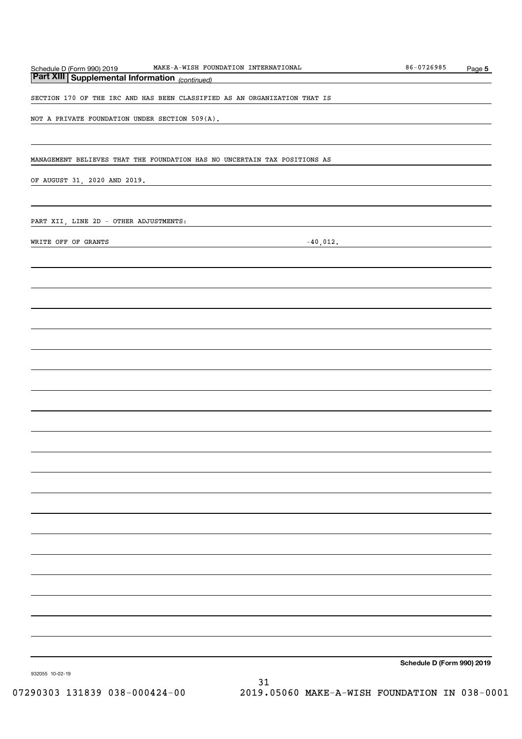## Part XIII Supplemental Information *(continued)*

SECTION 170 OF THE IRC AND HAS BEEN CLASSIFIED AS AN ORGANIZATION THAT IS

NOT A PRIVATE FOUNDATION UNDER SECTION 509(A).

MANAGEMENT BELIEVES THAT THE FOUNDATION HAS NO UNCERTAIN TAX POSITIONS AS

OF AUGUST 31, 2020 AND 2019.

PART XII, LINE 2D - OTHER ADJUSTMENTS:

| | |
|---|---|
| WRITE OFF OF GRANTS | -40,012. |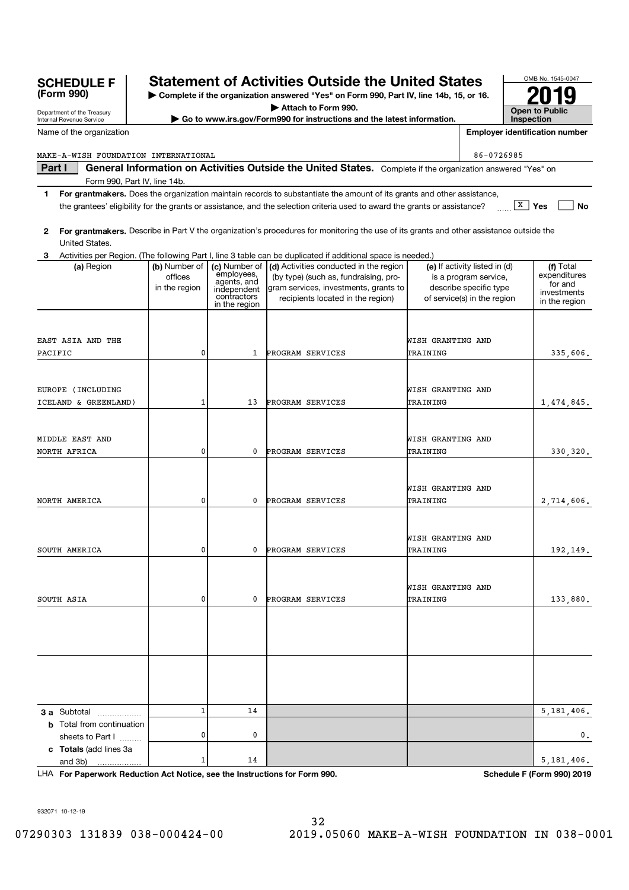**SCHEDULE F (Form 990)**

Department of the Treasury
Internal Revenue Service

# Statement of Activities Outside the United States

▶ Complete if the organization answered "Yes" on Form 990, Part IV, line 14b, 15, or 16.
▶ Attach to Form 990.
▶ Go to www.irs.gov/Form990 for instructions and the latest information.

OMB No. 1545-0047

**2019**

**Open to Public Inspection**

Name of the organization: MAKE-A-WISH FOUNDATION INTERNATIONAL

Employer identification number: 86-0726985

**Part I — General Information on Activities Outside the United States.** Complete if the organization answered "Yes" on Form 990, Part IV, line 14b.

1. **For grantmakers.** Does the organization maintain records to substantiate the amount of its grants and other assistance, the grantees' eligibility for the grants or assistance, and the selection criteria used to award the grants or assistance? [X] Yes [ ] No

2. **For grantmakers.** Describe in Part V the organization's procedures for monitoring the use of its grants and other assistance outside the United States.

3. Activities per Region. (The following Part I, line 3 table can be duplicated if additional space is needed.)

| (a) Region | (b) Number of offices in the region | (c) Number of employees, agents, and independent contractors in the region | (d) Activities conducted in the region (by type) (such as, fundraising, program services, investments, grants to recipients located in the region) | (e) If activity listed in (d) is a program service, describe specific type of service(s) in the region | (f) Total expenditures for and investments in the region |
|---|---|---|---|---|---|
| EAST ASIA AND THE PACIFIC | 0 | 1 | PROGRAM SERVICES | WISH GRANTING AND TRAINING | 335,606. |
| EUROPE (INCLUDING ICELAND & GREENLAND) | 1 | 13 | PROGRAM SERVICES | WISH GRANTING AND TRAINING | 1,474,845. |
| MIDDLE EAST AND NORTH AFRICA | 0 | 0 | PROGRAM SERVICES | WISH GRANTING AND TRAINING | 330,320. |
| NORTH AMERICA | 0 | 0 | PROGRAM SERVICES | WISH GRANTING AND TRAINING | 2,714,606. |
| SOUTH AMERICA | 0 | 0 | PROGRAM SERVICES | WISH GRANTING AND TRAINING | 192,149. |
| SOUTH ASIA | 0 | 0 | PROGRAM SERVICES | WISH GRANTING AND TRAINING | 133,880. |
| | | | | | |
| | | | | | |
| **3 a** Subtotal | 1 | 14 | | | 5,181,406. |
| **b** Total from continuation sheets to Part I | 0 | 0 | | | 0. |
| **c Totals** (add lines 3a and 3b) | 1 | 14 | | | 5,181,406. |

LHA **For Paperwork Reduction Act Notice, see the Instructions for Form 990.** **Schedule F (Form 990) 2019**

932071 10-12-19

07290303 131839 038-000424-00 2019.05060 MAKE-A-WISH FOUNDATION IN 038-0001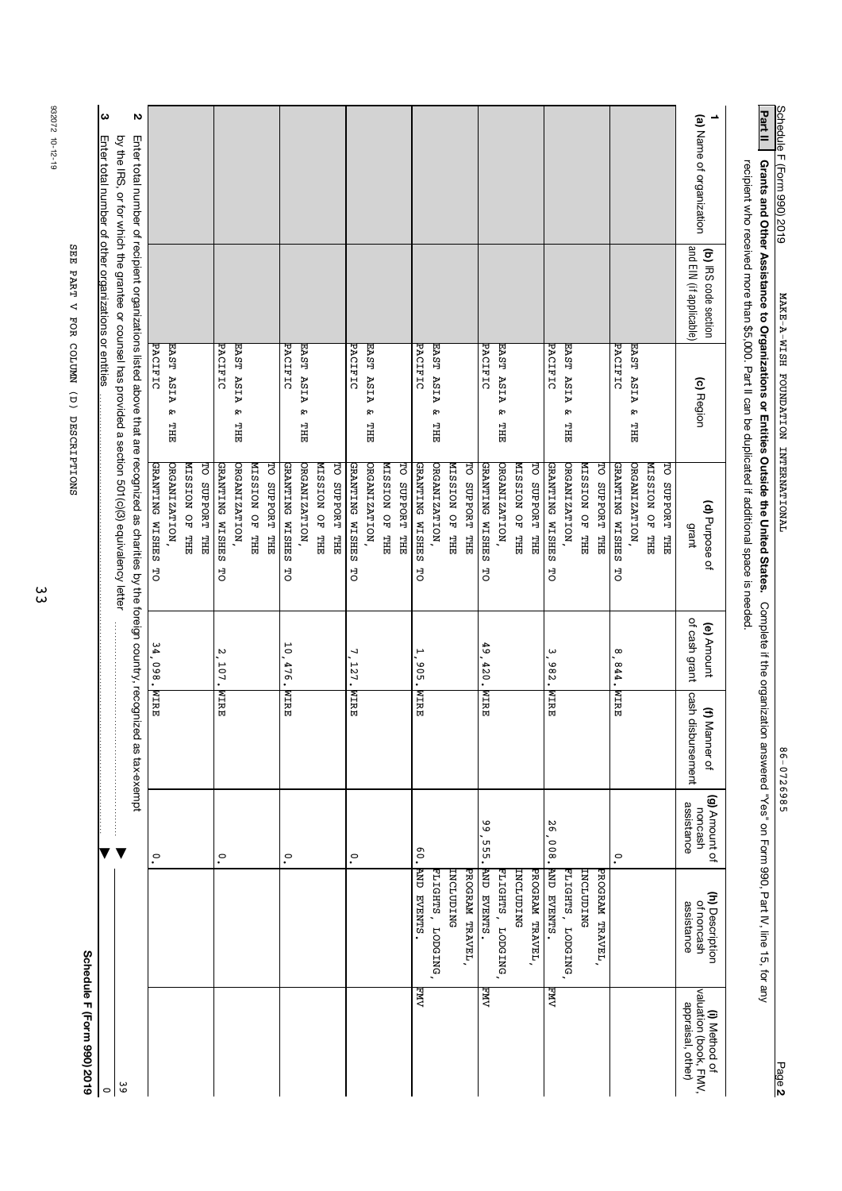Schedule F (Form 990) 2019 MAKE-A-WISH FOUNDATION INTERNATIONAL 86-0726985 Page **2**

**Part II** **Grants and Other Assistance to Organizations or Entities Outside the United States.** Complete if the organization answered "Yes" on Form 990, Part IV, line 15, for any recipient who received more than $5,000. Part II can be duplicated if additional space is needed.

| 1 (a) Name of organization | (b) IRS code section and EIN (if applicable) | (c) Region | (d) Purpose of grant | (e) Amount of cash grant | (f) Manner of cash disbursement | (g) Amount of noncash assistance | (h) Description of noncash assistance | (i) Method of valuation (book, FMV, appraisal, other) |
|---|---|---|---|---|---|---|---|---|
| | | EAST ASIA & THE PACIFIC | TO SUPPORT THE MISSION OF THE ORGANIZATION, GRANTING WISHES TO | 8,844. | WIRE | 0. | | |
| | | EAST ASIA & THE PACIFIC | TO SUPPORT THE MISSION OF THE ORGANIZATION, GRANTING WISHES TO | 3,982. | WIRE | 26,008. | PROGRAM TRAVEL, INCLUDING FLIGHTS, LODGING, AND EVENTS. | FMV |
| | | EAST ASIA & THE PACIFIC | TO SUPPORT THE MISSION OF THE ORGANIZATION, GRANTING WISHES TO | 49,420. | WIRE | 99,555. | PROGRAM TRAVEL, INCLUDING FLIGHTS, LODGING, AND EVENTS. | FMV |
| | | EAST ASIA & THE PACIFIC | TO SUPPORT THE MISSION OF THE ORGANIZATION, GRANTING WISHES TO | 1,905. | WIRE | 60. | PROGRAM TRAVEL, INCLUDING FLIGHTS, LODGING, AND EVENTS. | FMV |
| | | EAST ASIA & THE PACIFIC | TO SUPPORT THE MISSION OF THE ORGANIZATION, GRANTING WISHES TO | 7,127. | WIRE | 0. | | |
| | | EAST ASIA & THE PACIFIC | TO SUPPORT THE MISSION OF THE ORGANIZATION, GRANTING WISHES TO | 10,476. | WIRE | 0. | | |
| | | EAST ASIA & THE PACIFIC | TO SUPPORT THE MISSION OF THE ORGANIZATION, GRANTING WISHES TO | 2,107. | WIRE | 0. | | |
| | | EAST ASIA & THE PACIFIC | TO SUPPORT THE MISSION OF THE ORGANIZATION, GRANTING WISHES TO | 34,098. | WIRE | 0. | | |

**2** Enter total number of recipient organizations listed above that are recognized as charities by the foreign country, recognized as tax-exempt by the IRS, or for which the grantee or counsel has provided a section 501(c)(3) equivalency letter ▶ 39

**3** Enter total number of other organizations or entities ▶ 0

SEE PART V FOR COLUMN (D) DESCRIPTIONS

**Schedule F (Form 990) 2019**

932072 10-12-19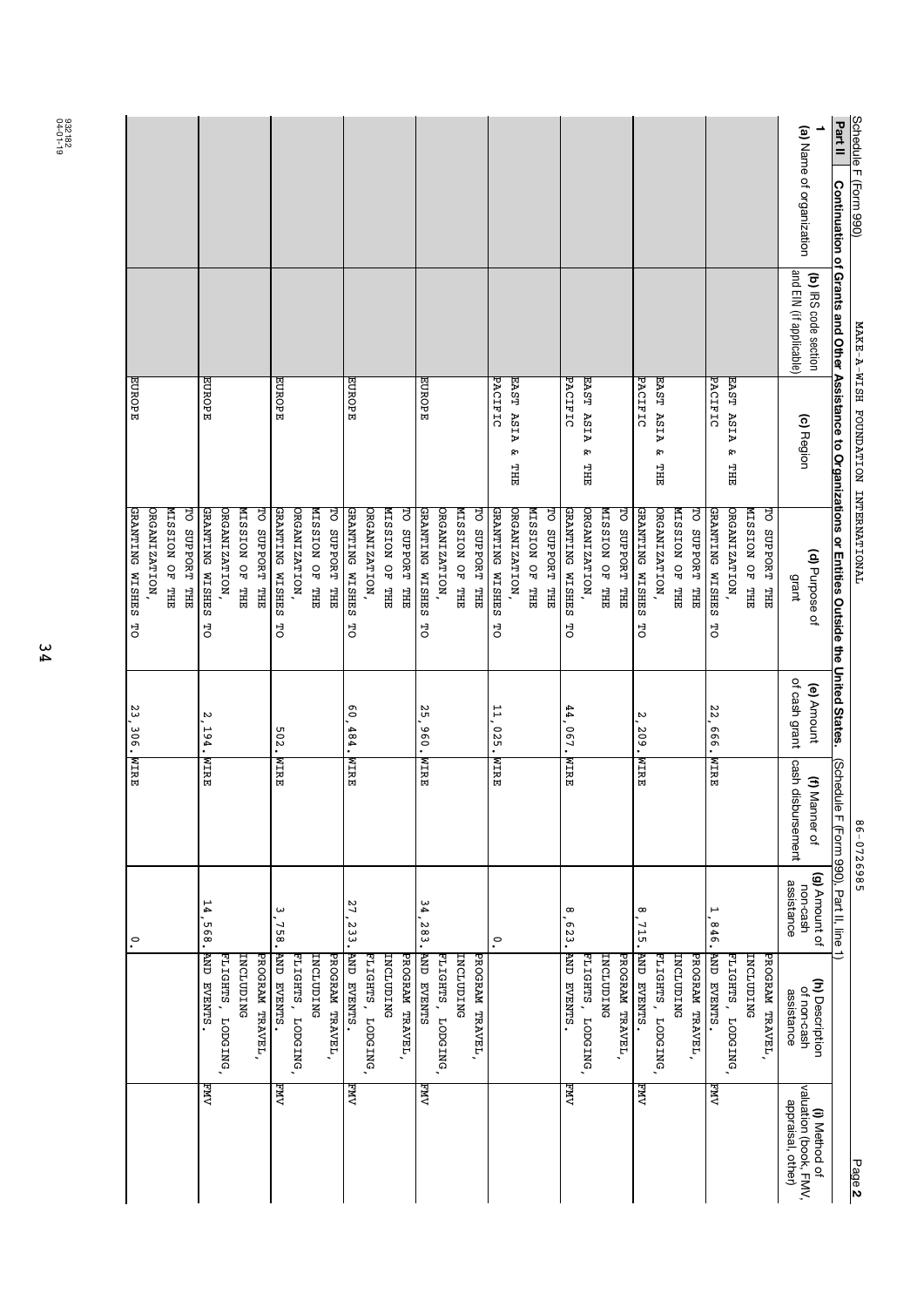Schedule F (Form 990)  MAKE-A-WISH FOUNDATION INTERNATIONAL  86-0726985

**Part II  Continuation of Grants and Other Assistance to Organizations or Entities Outside the United States.** (Schedule F (Form 990), Part II, line 1)

| 1 (a) Name of organization | (b) IRS code section and EIN (if applicable) | (c) Region | (d) Purpose of grant | (e) Amount of cash grant | (f) Manner of cash disbursement | (g) Amount of non-cash assistance | (h) Description of non-cash assistance | (i) Method of valuation (book, FMV, appraisal, other) |
|---|---|---|---|---|---|---|---|---|
| | | EAST ASIA & THE PACIFIC | TO SUPPORT THE MISSION OF THE ORGANIZATION, GRANTING WISHES TO | 22,666. | WIRE | 1,846. | PROGRAM TRAVEL, INCLUDING FLIGHTS, LODGING, AND EVENTS. | FMV |
| | | EAST ASIA & THE PACIFIC | TO SUPPORT THE MISSION OF THE ORGANIZATION, GRANTING WISHES TO | 2,209. | WIRE | 8,715. | PROGRAM TRAVEL, INCLUDING FLIGHTS, LODGING, AND EVENTS. | FMV |
| | | EAST ASIA & THE PACIFIC | TO SUPPORT THE MISSION OF THE ORGANIZATION, GRANTING WISHES TO | 44,067. | WIRE | 8,623. | PROGRAM TRAVEL, INCLUDING FLIGHTS, LODGING, AND EVENTS. | FMV |
| | | EAST ASIA & THE PACIFIC | TO SUPPORT THE MISSION OF THE ORGANIZATION, GRANTING WISHES TO | 11,025. | WIRE | 0. | | |
| | | EUROPE | TO SUPPORT THE MISSION OF THE ORGANIZATION, GRANTING WISHES TO | 25,960. | WIRE | 34,283. | PROGRAM TRAVEL, INCLUDING FLIGHTS, LODGING, AND EVENTS | FMV |
| | | EUROPE | TO SUPPORT THE MISSION OF THE ORGANIZATION, GRANTING WISHES TO | 60,484. | WIRE | 27,233. | PROGRAM TRAVEL, INCLUDING FLIGHTS, LODGING, AND EVENTS. | FMV |
| | | EUROPE | TO SUPPORT THE MISSION OF THE ORGANIZATION, GRANTING WISHES TO | 502. | WIRE | 3,758. | PROGRAM TRAVEL, INCLUDING FLIGHTS, LODGING, AND EVENTS. | FMV |
| | | EUROPE | TO SUPPORT THE MISSION OF THE ORGANIZATION, GRANTING WISHES TO | 2,194. | WIRE | 14,568. | PROGRAM TRAVEL, INCLUDING FLIGHTS, LODGING, AND EVENTS. | FMV |
| | | EUROPE | TO SUPPORT THE MISSION OF THE ORGANIZATION, GRANTING WISHES TO | 23,306. | WIRE | 0. | | |

932182 04-01-19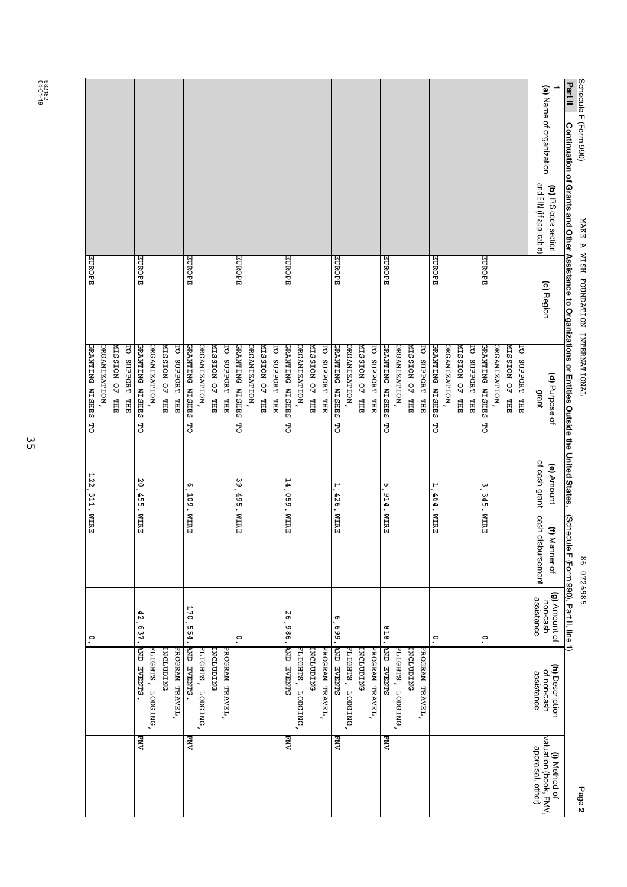Schedule F (Form 990) MAKE-A-WISH FOUNDATION INTERNATIONAL 86-0726985 Page **2**

**Part II** **Continuation of Grants and Other Assistance to Organizations or Entities Outside the United States.** (Schedule F (Form 990), Part II, line 1)

| 1 (a) Name of organization | (b) IRS code section and EIN (if applicable) | (c) Region | (d) Purpose of grant | (e) Amount of cash grant | (f) Manner of cash disbursement | (g) Amount of non-cash assistance | (h) Description of non-cash assistance | (i) Method of valuation (book, FMV, appraisal, other) |
|---|---|---|---|---|---|---|---|---|
| | | EUROPE | TO SUPPORT THE MISSION OF THE ORGANIZATION, GRANTING WISHES TO | 3,345. | WIRE | 0. | | |
| | | EUROPE | TO SUPPORT THE MISSION OF THE ORGANIZATION, GRANTING WISHES TO | 1,464. | WIRE | 0. | | |
| | | EUROPE | TO SUPPORT THE MISSION OF THE ORGANIZATION, GRANTING WISHES TO | 5,914. | WIRE | 818. | PROGRAM TRAVEL, INCLUDING FLIGHTS, LODGING, AND EVENTS | FMV |
| | | EUROPE | TO SUPPORT THE MISSION OF THE ORGANIZATION, GRANTING WISHES TO | 1,426. | WIRE | 6,699. | PROGRAM TRAVEL, INCLUDING FLIGHTS, LODGING, AND EVENTS | FMV |
| | | EUROPE | TO SUPPORT THE MISSION OF THE ORGANIZATION, GRANTING WISHES TO | 14,059. | WIRE | 26,986. | PROGRAM TRAVEL, INCLUDING FLIGHTS, LODGING, AND EVENTS | FMV |
| | | EUROPE | TO SUPPORT THE MISSION OF THE ORGANIZATION, GRANTING WISHES TO | 39,495. | WIRE | 0. | | |
| | | EUROPE | TO SUPPORT THE MISSION OF THE ORGANIZATION, GRANTING WISHES TO | 6,109. | WIRE | 170,554. | PROGRAM TRAVEL, INCLUDING FLIGHTS, LODGING, AND EVENTS. | FMV |
| | | EUROPE | TO SUPPORT THE MISSION OF THE ORGANIZATION, GRANTING WISHES TO | 20,455. | WIRE | 42,637. | PROGRAM TRAVEL, INCLUDING FLIGHTS, LODGING, AND EVENTS. | FMV |
| | | EUROPE | TO SUPPORT THE MISSION OF THE ORGANIZATION, GRANTING WISHES TO | 122,311. | WIRE | 0. | | |

932182 04-01-19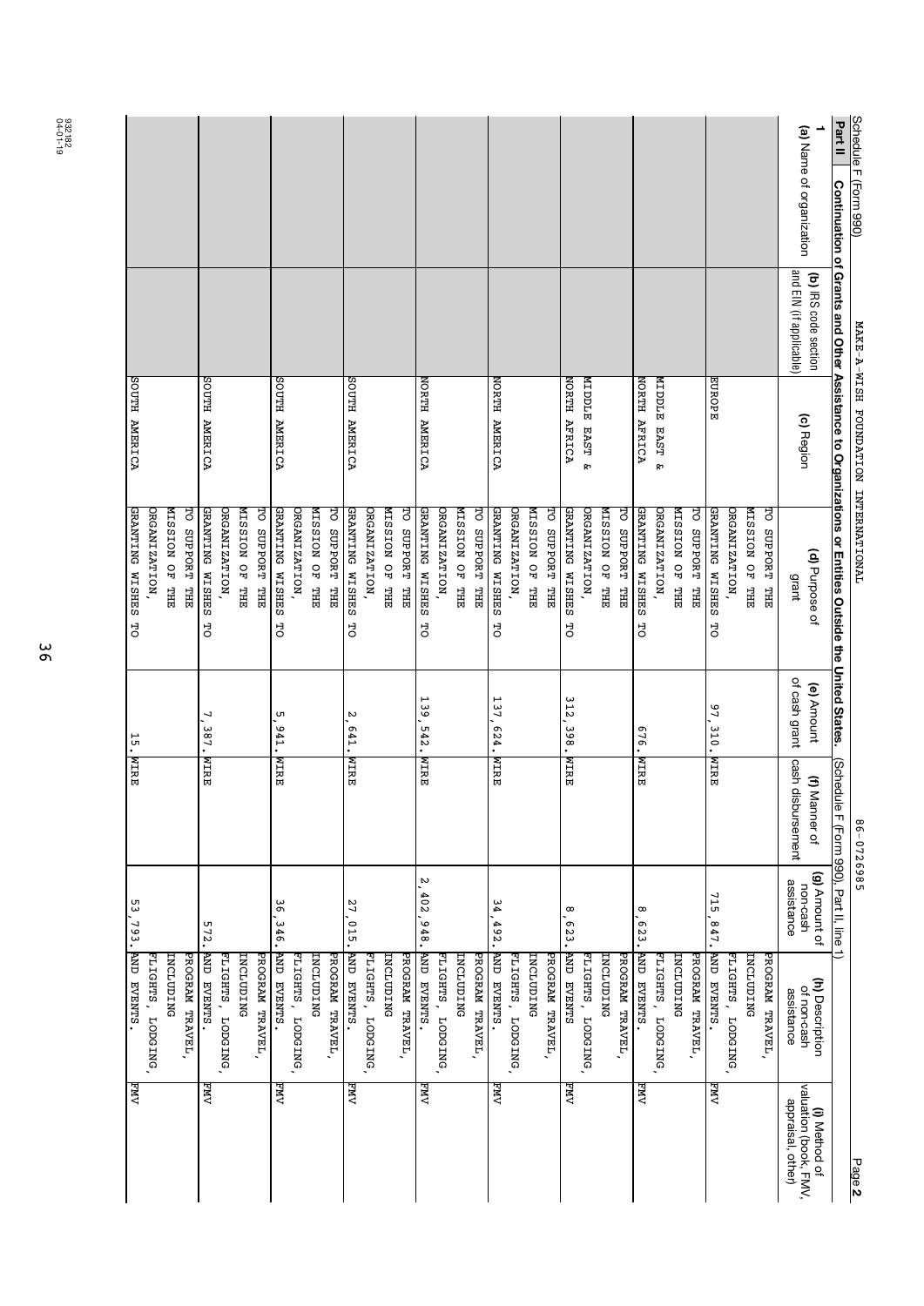Schedule F (Form 990) MAKE-A-WISH FOUNDATION INTERNATIONAL 86-0726985

**Part II** **Continuation of Grants and Other Assistance to Organizations or Entities Outside the United States.** (Schedule F (Form 990), Part II, line 1)

| 1 (a) Name of organization | (b) IRS code section and EIN (if applicable) | (c) Region | (d) Purpose of grant | (e) Amount of cash grant | (f) Manner of cash disbursement | (g) Amount of non-cash assistance | (h) Description of non-cash assistance | (i) Method of valuation (book, FMV, appraisal, other) |
|---|---|---|---|---|---|---|---|---|
| | | EUROPE | GRANTING WISHES TO SUPPORT THE MISSION OF THE ORGANIZATION, | 97,310. | WIRE | 715,847. | PROGRAM TRAVEL, INCLUDING FLIGHTS, LODGING, AND EVENTS. | FMV |
| | | MIDDLE EAST & NORTH AFRICA | GRANTING WISHES TO SUPPORT THE MISSION OF THE ORGANIZATION, | 676. | WIRE | 8,623. | PROGRAM TRAVEL, INCLUDING FLIGHTS, LODGING, AND EVENTS. | FMV |
| | | MIDDLE EAST & NORTH AFRICA | GRANTING WISHES TO SUPPORT THE MISSION OF THE ORGANIZATION, | 312,398. | WIRE | 8,623. | PROGRAM TRAVEL, INCLUDING FLIGHTS, LODGING, AND EVENTS | FMV |
| | | NORTH AMERICA | GRANTING WISHES TO SUPPORT THE MISSION OF THE ORGANIZATION, | 137,624. | WIRE | 34,492. | PROGRAM TRAVEL, INCLUDING FLIGHTS, LODGING, AND EVENTS. | FMV |
| | | NORTH AMERICA | GRANTING WISHES TO SUPPORT THE MISSION OF THE ORGANIZATION, | 139,542. | WIRE | 2,402,948. | PROGRAM TRAVEL, INCLUDING FLIGHTS, LODGING, AND EVENTS. | FMV |
| | | SOUTH AMERICA | GRANTING WISHES TO SUPPORT THE MISSION OF THE ORGANIZATION, | 2,641. | WIRE | 27,015. | PROGRAM TRAVEL, INCLUDING FLIGHTS, LODGING, AND EVENTS. | FMV |
| | | SOUTH AMERICA | GRANTING WISHES TO SUPPORT THE MISSION OF THE ORGANIZATION, | 5,941. | WIRE | 36,346. | PROGRAM TRAVEL, INCLUDING FLIGHTS, LODGING, AND EVENTS. | FMV |
| | | SOUTH AMERICA | GRANTING WISHES TO SUPPORT THE MISSION OF THE ORGANIZATION, | 7,387. | WIRE | 572. | PROGRAM TRAVEL, INCLUDING FLIGHTS, LODGING, AND EVENTS. | FMV |
| | | SOUTH AMERICA | GRANTING WISHES TO SUPPORT THE MISSION OF THE ORGANIZATION, | 15. | WIRE | 53,793. | PROGRAM TRAVEL, INCLUDING FLIGHTS, LODGING, AND EVENTS. | FMV |

932182 04-01-19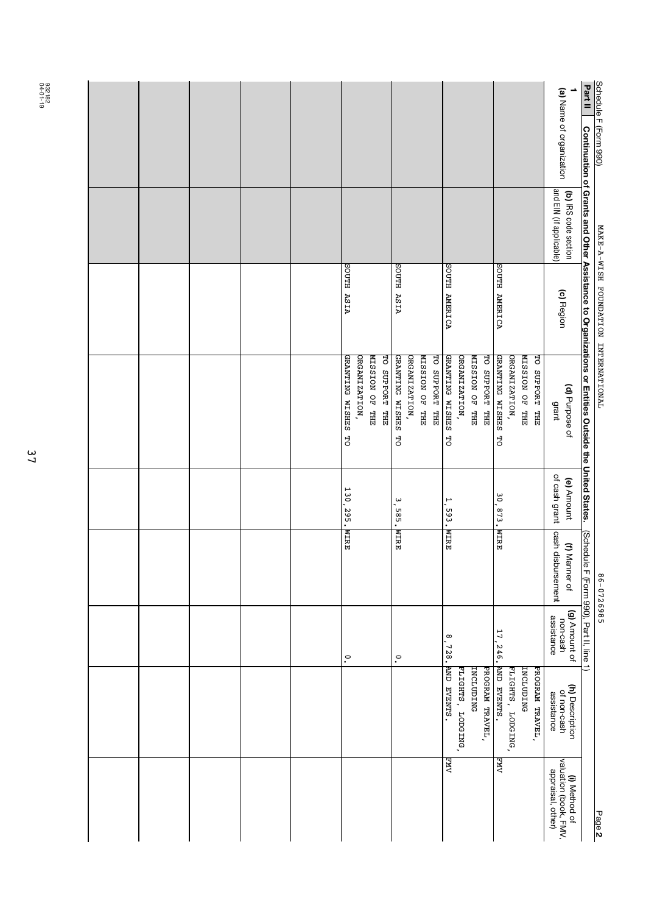Schedule F (Form 990) MAKE-A-WISH FOUNDATION INTERNATIONAL 86-0726985 Page **2**

**Part II Continuation of Grants and Other Assistance to Organizations or Entities Outside the United States.** (Schedule F (Form 990), Part II, line 1)

| 1 (a) Name of organization | (b) IRS code section and EIN (if applicable) | (c) Region | (d) Purpose of grant | (e) Amount of cash grant | (f) Manner of cash disbursement | (g) Amount of non-cash assistance | (h) Description of non-cash assistance | (i) Method of valuation (book, FMV, appraisal, other) |
|---|---|---|---|---|---|---|---|---|
| | | SOUTH AMERICA | TO SUPPORT THE MISSION OF THE ORGANIZATION, GRANTING WISHES TO | 30,873. | WIRE | 17,246. | PROGRAM TRAVEL, INCLUDING FLIGHTS, LODGING, AND EVENTS. | FMV |
| | | SOUTH AMERICA | TO SUPPORT THE MISSION OF THE ORGANIZATION, GRANTING WISHES TO | 1,593. | WIRE | 8,728. | PROGRAM TRAVEL, INCLUDING FLIGHTS, LODGING, AND EVENTS. | FMV |
| | | SOUTH ASIA | TO SUPPORT THE MISSION OF THE ORGANIZATION, GRANTING WISHES TO | 3,585. | WIRE | 0. | | |
| | | SOUTH ASIA | TO SUPPORT THE MISSION OF THE ORGANIZATION, GRANTING WISHES TO | 130,295. | WIRE | 0. | | |
| | | | | | | | | |
| | | | | | | | | |
| | | | | | | | | |
| | | | | | | | | |
| | | | | | | | | |

932182
04-01-19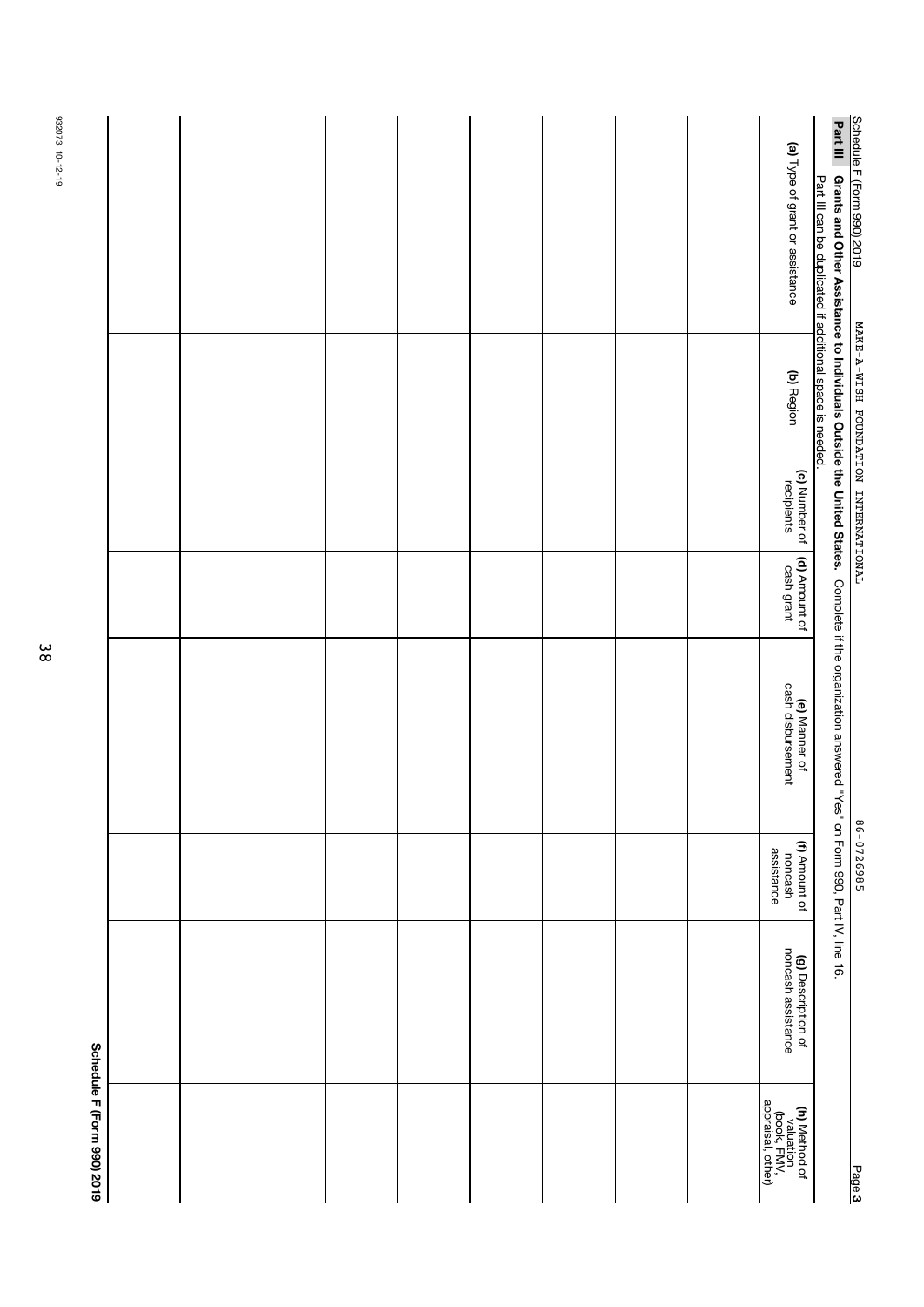Schedule F (Form 990) 2019 MAKE-A-WISH FOUNDATION INTERNATIONAL 86-0726985

**Part III** **Grants and Other Assistance to Individuals Outside the United States.** Complete if the organization answered "Yes" on Form 990, Part IV, line 16.
Part III can be duplicated if additional space is needed.

| (a) Type of grant or assistance | (b) Region | (c) Number of recipients | (d) Amount of cash grant | (e) Manner of cash disbursement | (f) Amount of noncash assistance | (g) Description of noncash assistance | (h) Method of valuation (book, FMV, appraisal, other) |
|---|---|---|---|---|---|---|---|
| | | | | | | | |
| | | | | | | | |
| | | | | | | | |
| | | | | | | | |
| | | | | | | | |
| | | | | | | | |
| | | | | | | | |
| | | | | | | | |
| | | | | | | | |

**Schedule F (Form 990) 2019**

932073 10-12-19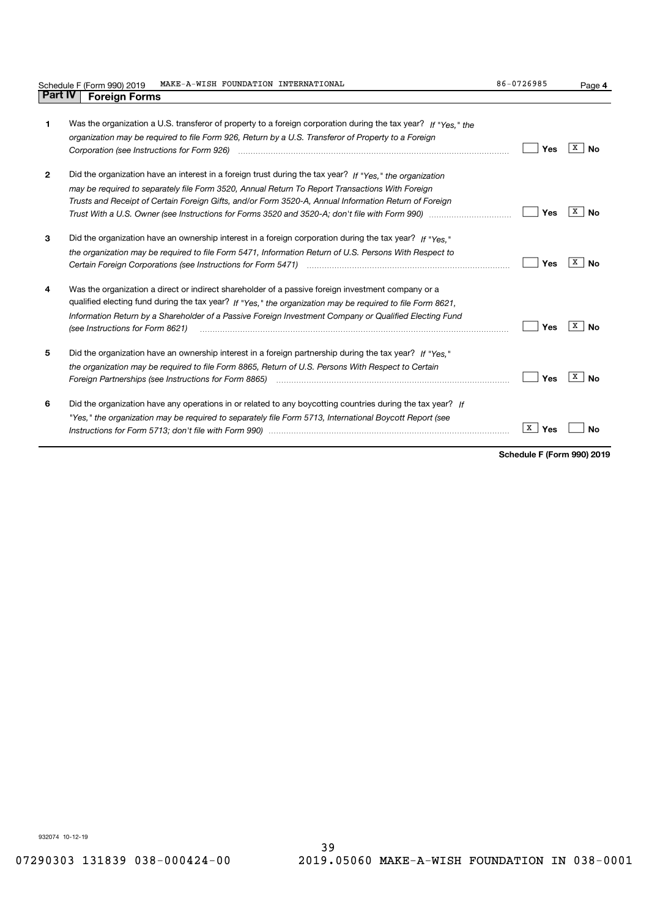Schedule F (Form 990) 2019 MAKE-A-WISH FOUNDATION INTERNATIONAL 86-0726985 Page **4**

## Part IV Foreign Forms

| | | Yes | No |
|---|---|---|---|
| **1** | Was the organization a U.S. transferor of property to a foreign corporation during the tax year? *If "Yes," the organization may be required to file Form 926, Return by a U.S. Transferor of Property to a Foreign Corporation (see Instructions for Form 926)* | | X |
| **2** | Did the organization have an interest in a foreign trust during the tax year? *If "Yes," the organization may be required to separately file Form 3520, Annual Return To Report Transactions With Foreign Trusts and Receipt of Certain Foreign Gifts, and/or Form 3520-A, Annual Information Return of Foreign Trust With a U.S. Owner (see Instructions for Forms 3520 and 3520-A; don't file with Form 990)* | | X |
| **3** | Did the organization have an ownership interest in a foreign corporation during the tax year? *If "Yes," the organization may be required to file Form 5471, Information Return of U.S. Persons With Respect to Certain Foreign Corporations (see Instructions for Form 5471)* | | X |
| **4** | Was the organization a direct or indirect shareholder of a passive foreign investment company or a qualified electing fund during the tax year? *If "Yes," the organization may be required to file Form 8621, Information Return by a Shareholder of a Passive Foreign Investment Company or Qualified Electing Fund (see Instructions for Form 8621)* | | X |
| **5** | Did the organization have an ownership interest in a foreign partnership during the tax year? *If "Yes," the organization may be required to file Form 8865, Return of U.S. Persons With Respect to Certain Foreign Partnerships (see Instructions for Form 8865)* | | X |
| **6** | Did the organization have any operations in or related to any boycotting countries during the tax year? *If "Yes," the organization may be required to separately file Form 5713, International Boycott Report (see Instructions for Form 5713; don't file with Form 990)* | X | |

**Schedule F (Form 990) 2019**

932074 10-12-19

07290303 131839 038-000424-00 2019.05060 MAKE-A-WISH FOUNDATION IN 038-0001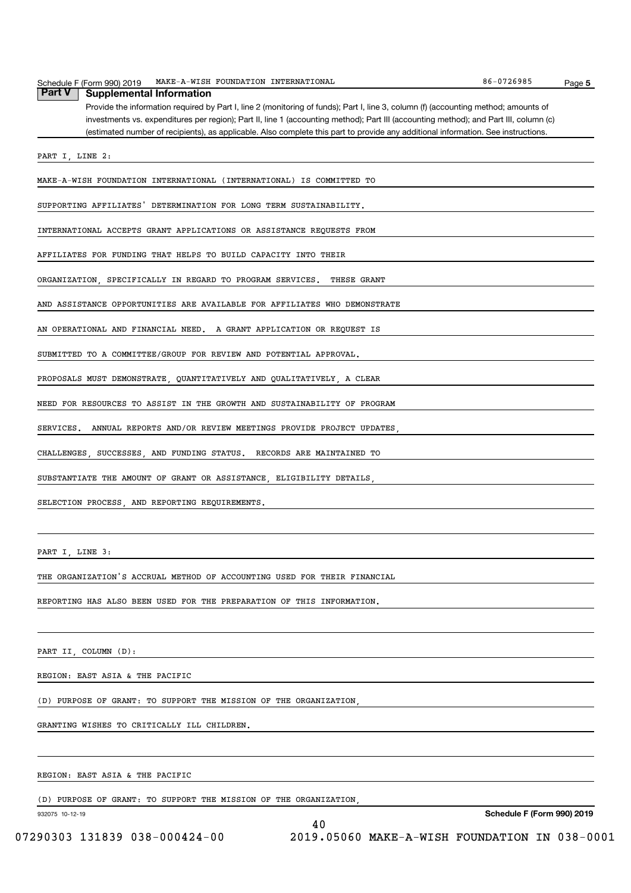## Part V Supplemental Information

Provide the information required by Part I, line 2 (monitoring of funds); Part I, line 3, column (f) (accounting method; amounts of investments vs. expenditures per region); Part II, line 1 (accounting method); Part III (accounting method); and Part III, column (c) (estimated number of recipients), as applicable. Also complete this part to provide any additional information. See instructions.

PART I, LINE 2:

MAKE-A-WISH FOUNDATION INTERNATIONAL (INTERNATIONAL) IS COMMITTED TO SUPPORTING AFFILIATES' DETERMINATION FOR LONG TERM SUSTAINABILITY. INTERNATIONAL ACCEPTS GRANT APPLICATIONS OR ASSISTANCE REQUESTS FROM AFFILIATES FOR FUNDING THAT HELPS TO BUILD CAPACITY INTO THEIR ORGANIZATION, SPECIFICALLY IN REGARD TO PROGRAM SERVICES. THESE GRANT AND ASSISTANCE OPPORTUNITIES ARE AVAILABLE FOR AFFILIATES WHO DEMONSTRATE AN OPERATIONAL AND FINANCIAL NEED. A GRANT APPLICATION OR REQUEST IS SUBMITTED TO A COMMITTEE/GROUP FOR REVIEW AND POTENTIAL APPROVAL. PROPOSALS MUST DEMONSTRATE, QUANTITATIVELY AND QUALITATIVELY, A CLEAR NEED FOR RESOURCES TO ASSIST IN THE GROWTH AND SUSTAINABILITY OF PROGRAM SERVICES. ANNUAL REPORTS AND/OR REVIEW MEETINGS PROVIDE PROJECT UPDATES, CHALLENGES, SUCCESSES, AND FUNDING STATUS. RECORDS ARE MAINTAINED TO SUBSTANTIATE THE AMOUNT OF GRANT OR ASSISTANCE, ELIGIBILITY DETAILS, SELECTION PROCESS, AND REPORTING REQUIREMENTS.

PART I, LINE 3:

THE ORGANIZATION'S ACCRUAL METHOD OF ACCOUNTING USED FOR THEIR FINANCIAL REPORTING HAS ALSO BEEN USED FOR THE PREPARATION OF THIS INFORMATION.

PART II, COLUMN (D):

REGION: EAST ASIA & THE PACIFIC

(D) PURPOSE OF GRANT: TO SUPPORT THE MISSION OF THE ORGANIZATION, GRANTING WISHES TO CRITICALLY ILL CHILDREN.

REGION: EAST ASIA & THE PACIFIC

(D) PURPOSE OF GRANT: TO SUPPORT THE MISSION OF THE ORGANIZATION,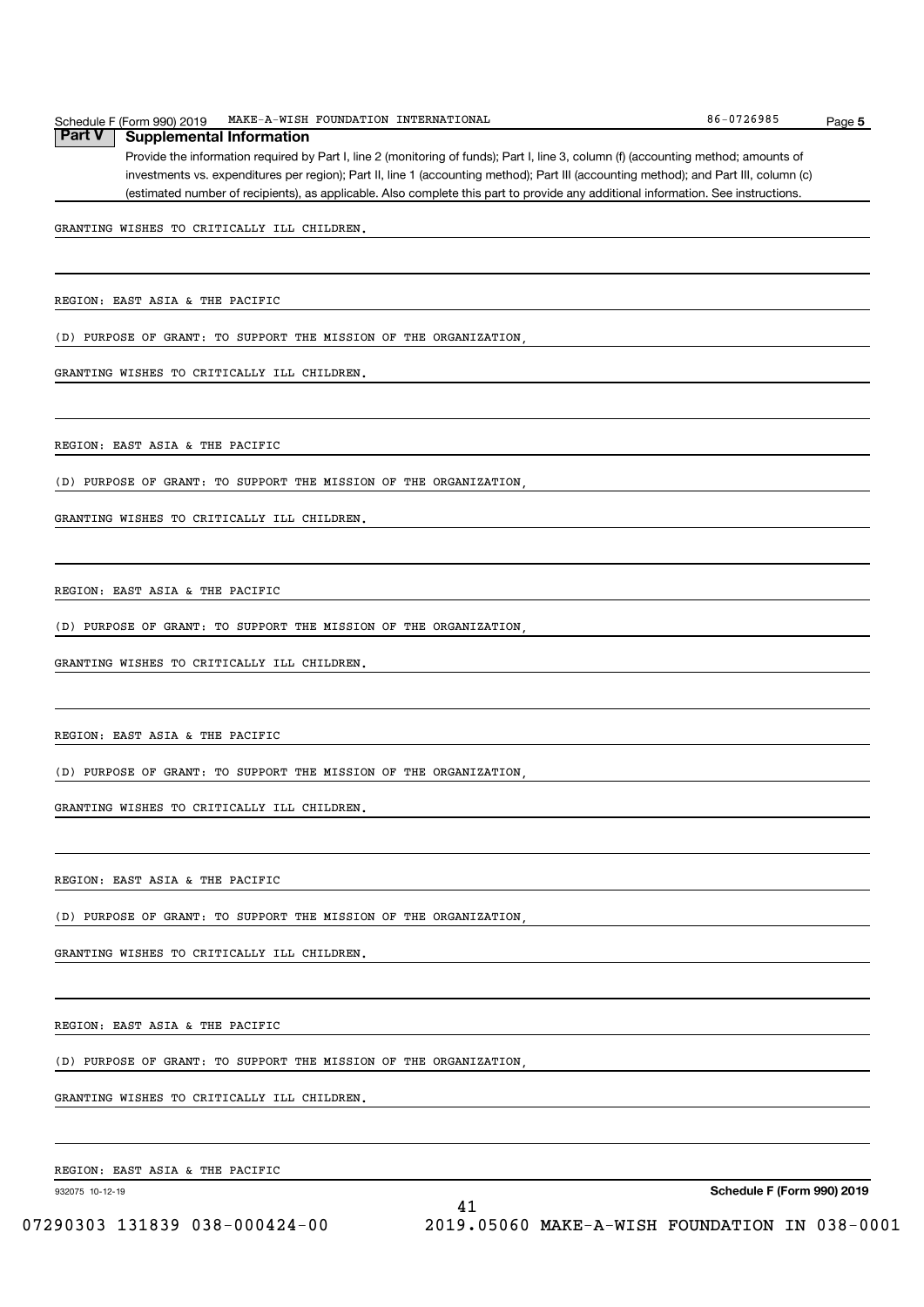## Part V Supplemental Information

Provide the information required by Part I, line 2 (monitoring of funds); Part I, line 3, column (f) (accounting method; amounts of investments vs. expenditures per region); Part II, line 1 (accounting method); Part III (accounting method); and Part III, column (c) (estimated number of recipients), as applicable. Also complete this part to provide any additional information. See instructions.

GRANTING WISHES TO CRITICALLY ILL CHILDREN.

REGION: EAST ASIA & THE PACIFIC

(D) PURPOSE OF GRANT: TO SUPPORT THE MISSION OF THE ORGANIZATION,

GRANTING WISHES TO CRITICALLY ILL CHILDREN.

REGION: EAST ASIA & THE PACIFIC

(D) PURPOSE OF GRANT: TO SUPPORT THE MISSION OF THE ORGANIZATION,

GRANTING WISHES TO CRITICALLY ILL CHILDREN.

REGION: EAST ASIA & THE PACIFIC

(D) PURPOSE OF GRANT: TO SUPPORT THE MISSION OF THE ORGANIZATION,

GRANTING WISHES TO CRITICALLY ILL CHILDREN.

REGION: EAST ASIA & THE PACIFIC

(D) PURPOSE OF GRANT: TO SUPPORT THE MISSION OF THE ORGANIZATION,

GRANTING WISHES TO CRITICALLY ILL CHILDREN.

REGION: EAST ASIA & THE PACIFIC

(D) PURPOSE OF GRANT: TO SUPPORT THE MISSION OF THE ORGANIZATION,

GRANTING WISHES TO CRITICALLY ILL CHILDREN.

REGION: EAST ASIA & THE PACIFIC

(D) PURPOSE OF GRANT: TO SUPPORT THE MISSION OF THE ORGANIZATION,

GRANTING WISHES TO CRITICALLY ILL CHILDREN.

REGION: EAST ASIA & THE PACIFIC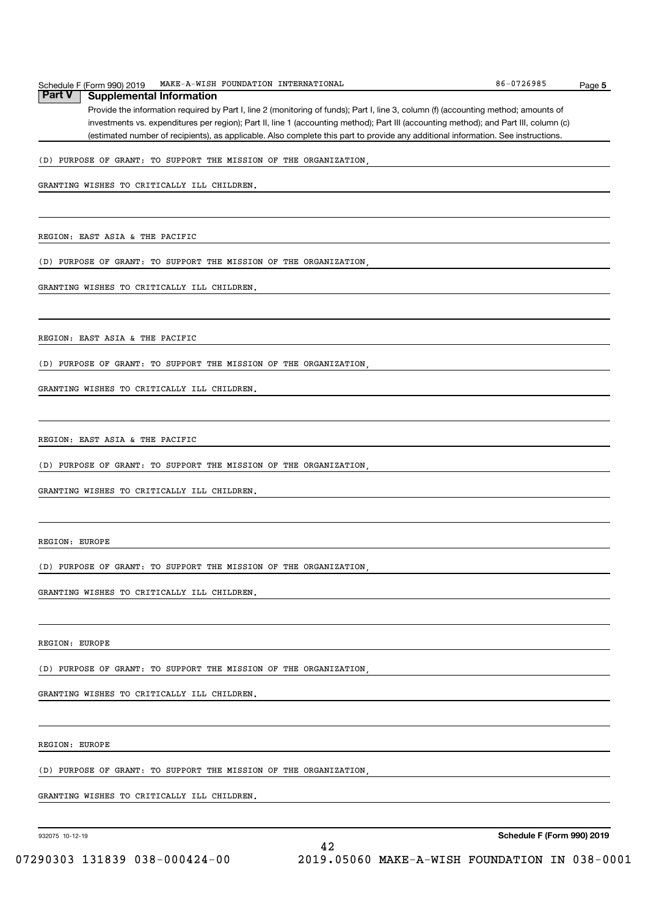## Part V Supplemental Information

Provide the information required by Part I, line 2 (monitoring of funds); Part I, line 3, column (f) (accounting method; amounts of investments vs. expenditures per region); Part II, line 1 (accounting method); Part III (accounting method); and Part III, column (c) (estimated number of recipients), as applicable. Also complete this part to provide any additional information. See instructions.

(D) PURPOSE OF GRANT: TO SUPPORT THE MISSION OF THE ORGANIZATION,

GRANTING WISHES TO CRITICALLY ILL CHILDREN.

REGION: EAST ASIA & THE PACIFIC

(D) PURPOSE OF GRANT: TO SUPPORT THE MISSION OF THE ORGANIZATION,

GRANTING WISHES TO CRITICALLY ILL CHILDREN.

REGION: EAST ASIA & THE PACIFIC

(D) PURPOSE OF GRANT: TO SUPPORT THE MISSION OF THE ORGANIZATION,

GRANTING WISHES TO CRITICALLY ILL CHILDREN.

REGION: EAST ASIA & THE PACIFIC

(D) PURPOSE OF GRANT: TO SUPPORT THE MISSION OF THE ORGANIZATION,

GRANTING WISHES TO CRITICALLY ILL CHILDREN.

REGION: EUROPE

(D) PURPOSE OF GRANT: TO SUPPORT THE MISSION OF THE ORGANIZATION,

GRANTING WISHES TO CRITICALLY ILL CHILDREN.

REGION: EUROPE

(D) PURPOSE OF GRANT: TO SUPPORT THE MISSION OF THE ORGANIZATION,

GRANTING WISHES TO CRITICALLY ILL CHILDREN.

REGION: EUROPE

(D) PURPOSE OF GRANT: TO SUPPORT THE MISSION OF THE ORGANIZATION,

GRANTING WISHES TO CRITICALLY ILL CHILDREN.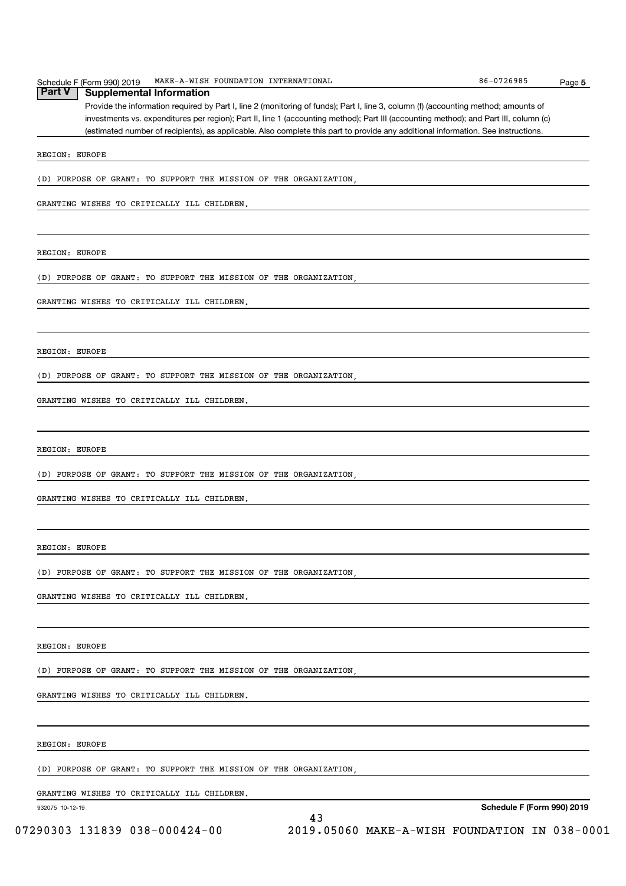## Part V Supplemental Information

Provide the information required by Part I, line 2 (monitoring of funds); Part I, line 3, column (f) (accounting method; amounts of investments vs. expenditures per region); Part II, line 1 (accounting method); Part III (accounting method); and Part III, column (c) (estimated number of recipients), as applicable. Also complete this part to provide any additional information. See instructions.

REGION: EUROPE

(D) PURPOSE OF GRANT: TO SUPPORT THE MISSION OF THE ORGANIZATION,

GRANTING WISHES TO CRITICALLY ILL CHILDREN.

REGION: EUROPE

(D) PURPOSE OF GRANT: TO SUPPORT THE MISSION OF THE ORGANIZATION,

GRANTING WISHES TO CRITICALLY ILL CHILDREN.

REGION: EUROPE

(D) PURPOSE OF GRANT: TO SUPPORT THE MISSION OF THE ORGANIZATION,

GRANTING WISHES TO CRITICALLY ILL CHILDREN.

REGION: EUROPE

(D) PURPOSE OF GRANT: TO SUPPORT THE MISSION OF THE ORGANIZATION,

GRANTING WISHES TO CRITICALLY ILL CHILDREN.

REGION: EUROPE

(D) PURPOSE OF GRANT: TO SUPPORT THE MISSION OF THE ORGANIZATION,

GRANTING WISHES TO CRITICALLY ILL CHILDREN.

REGION: EUROPE

(D) PURPOSE OF GRANT: TO SUPPORT THE MISSION OF THE ORGANIZATION,

GRANTING WISHES TO CRITICALLY ILL CHILDREN.

REGION: EUROPE

(D) PURPOSE OF GRANT: TO SUPPORT THE MISSION OF THE ORGANIZATION,

GRANTING WISHES TO CRITICALLY ILL CHILDREN.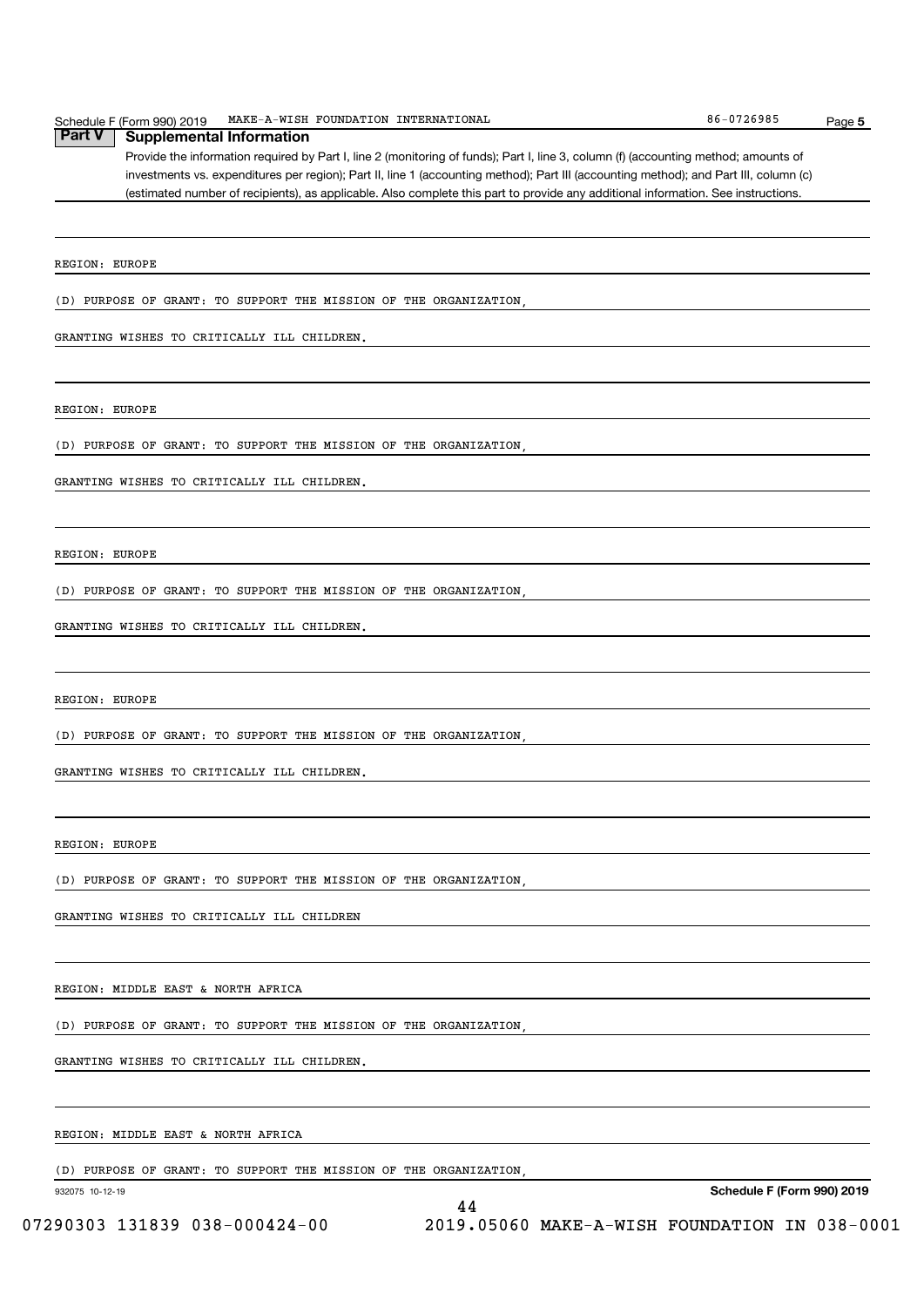## Part V Supplemental Information

Provide the information required by Part I, line 2 (monitoring of funds); Part I, line 3, column (f) (accounting method; amounts of investments vs. expenditures per region); Part II, line 1 (accounting method); Part III (accounting method); and Part III, column (c) (estimated number of recipients), as applicable. Also complete this part to provide any additional information. See instructions.

REGION: EUROPE

(D) PURPOSE OF GRANT: TO SUPPORT THE MISSION OF THE ORGANIZATION,

GRANTING WISHES TO CRITICALLY ILL CHILDREN.

REGION: EUROPE

(D) PURPOSE OF GRANT: TO SUPPORT THE MISSION OF THE ORGANIZATION,

GRANTING WISHES TO CRITICALLY ILL CHILDREN.

REGION: EUROPE

(D) PURPOSE OF GRANT: TO SUPPORT THE MISSION OF THE ORGANIZATION,

GRANTING WISHES TO CRITICALLY ILL CHILDREN.

REGION: EUROPE

(D) PURPOSE OF GRANT: TO SUPPORT THE MISSION OF THE ORGANIZATION,

GRANTING WISHES TO CRITICALLY ILL CHILDREN.

REGION: EUROPE

(D) PURPOSE OF GRANT: TO SUPPORT THE MISSION OF THE ORGANIZATION,

GRANTING WISHES TO CRITICALLY ILL CHILDREN

REGION: MIDDLE EAST & NORTH AFRICA

(D) PURPOSE OF GRANT: TO SUPPORT THE MISSION OF THE ORGANIZATION,

GRANTING WISHES TO CRITICALLY ILL CHILDREN.

REGION: MIDDLE EAST & NORTH AFRICA

(D) PURPOSE OF GRANT: TO SUPPORT THE MISSION OF THE ORGANIZATION,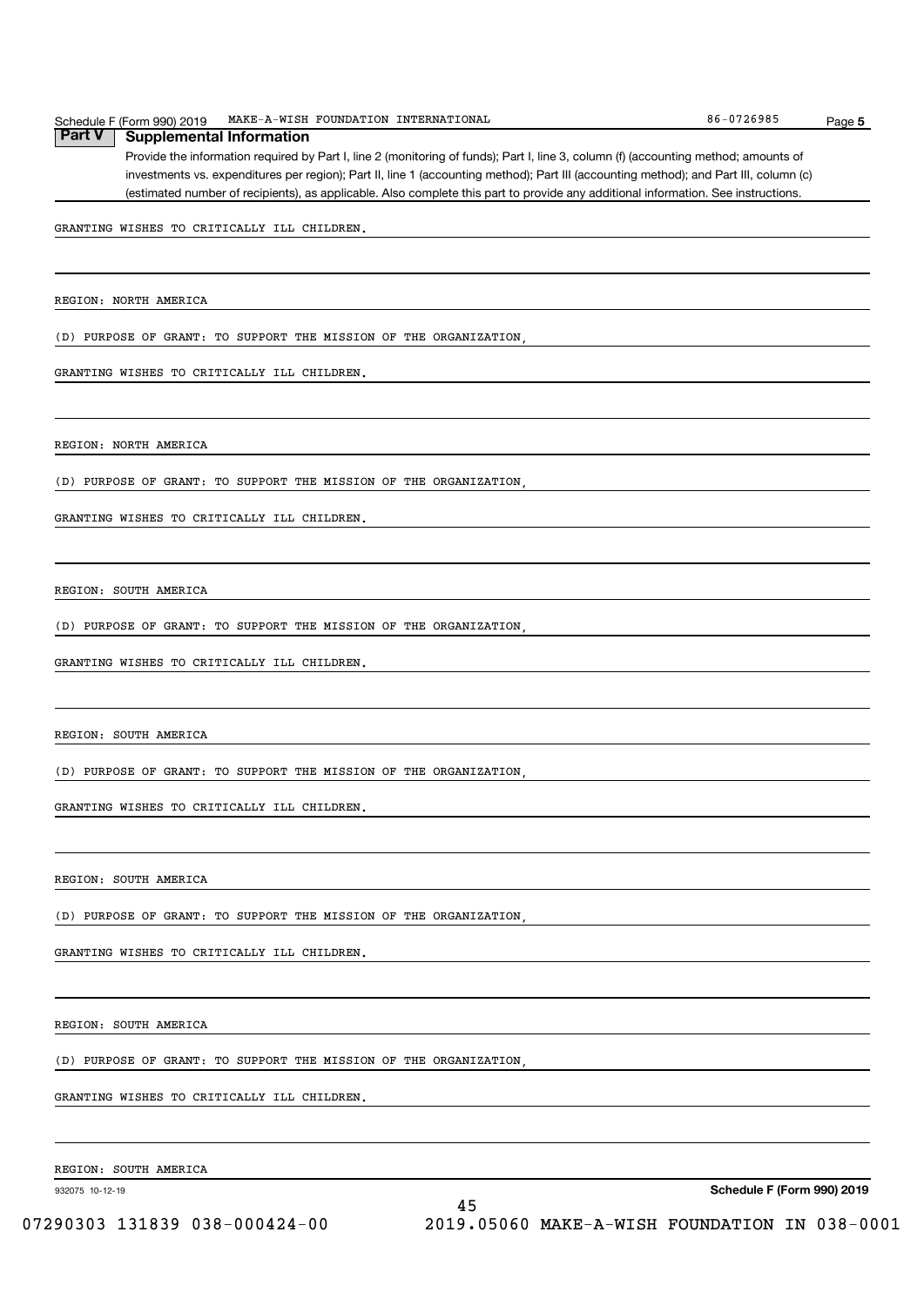## Part V Supplemental Information

Provide the information required by Part I, line 2 (monitoring of funds); Part I, line 3, column (f) (accounting method; amounts of investments vs. expenditures per region); Part II, line 1 (accounting method); Part III (accounting method); and Part III, column (c) (estimated number of recipients), as applicable. Also complete this part to provide any additional information. See instructions.

GRANTING WISHES TO CRITICALLY ILL CHILDREN.

REGION: NORTH AMERICA

(D) PURPOSE OF GRANT: TO SUPPORT THE MISSION OF THE ORGANIZATION,

GRANTING WISHES TO CRITICALLY ILL CHILDREN.

REGION: NORTH AMERICA

(D) PURPOSE OF GRANT: TO SUPPORT THE MISSION OF THE ORGANIZATION,

GRANTING WISHES TO CRITICALLY ILL CHILDREN.

REGION: SOUTH AMERICA

(D) PURPOSE OF GRANT: TO SUPPORT THE MISSION OF THE ORGANIZATION,

GRANTING WISHES TO CRITICALLY ILL CHILDREN.

REGION: SOUTH AMERICA

(D) PURPOSE OF GRANT: TO SUPPORT THE MISSION OF THE ORGANIZATION,

GRANTING WISHES TO CRITICALLY ILL CHILDREN.

REGION: SOUTH AMERICA

(D) PURPOSE OF GRANT: TO SUPPORT THE MISSION OF THE ORGANIZATION,

GRANTING WISHES TO CRITICALLY ILL CHILDREN.

REGION: SOUTH AMERICA

(D) PURPOSE OF GRANT: TO SUPPORT THE MISSION OF THE ORGANIZATION,

GRANTING WISHES TO CRITICALLY ILL CHILDREN.

REGION: SOUTH AMERICA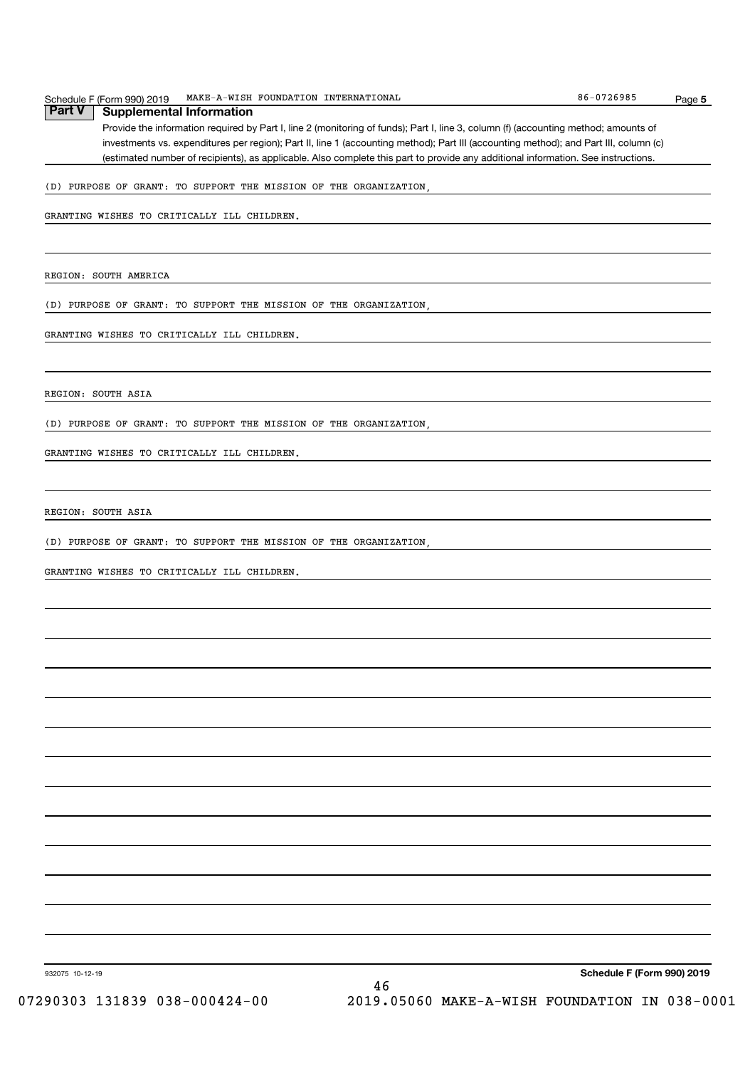## Part V Supplemental Information

Provide the information required by Part I, line 2 (monitoring of funds); Part I, line 3, column (f) (accounting method; amounts of investments vs. expenditures per region); Part II, line 1 (accounting method); Part III (accounting method); and Part III, column (c) (estimated number of recipients), as applicable. Also complete this part to provide any additional information. See instructions.

(D) PURPOSE OF GRANT: TO SUPPORT THE MISSION OF THE ORGANIZATION,

GRANTING WISHES TO CRITICALLY ILL CHILDREN.

REGION: SOUTH AMERICA

(D) PURPOSE OF GRANT: TO SUPPORT THE MISSION OF THE ORGANIZATION,

GRANTING WISHES TO CRITICALLY ILL CHILDREN.

REGION: SOUTH ASIA

(D) PURPOSE OF GRANT: TO SUPPORT THE MISSION OF THE ORGANIZATION,

GRANTING WISHES TO CRITICALLY ILL CHILDREN.

REGION: SOUTH ASIA

(D) PURPOSE OF GRANT: TO SUPPORT THE MISSION OF THE ORGANIZATION,

GRANTING WISHES TO CRITICALLY ILL CHILDREN.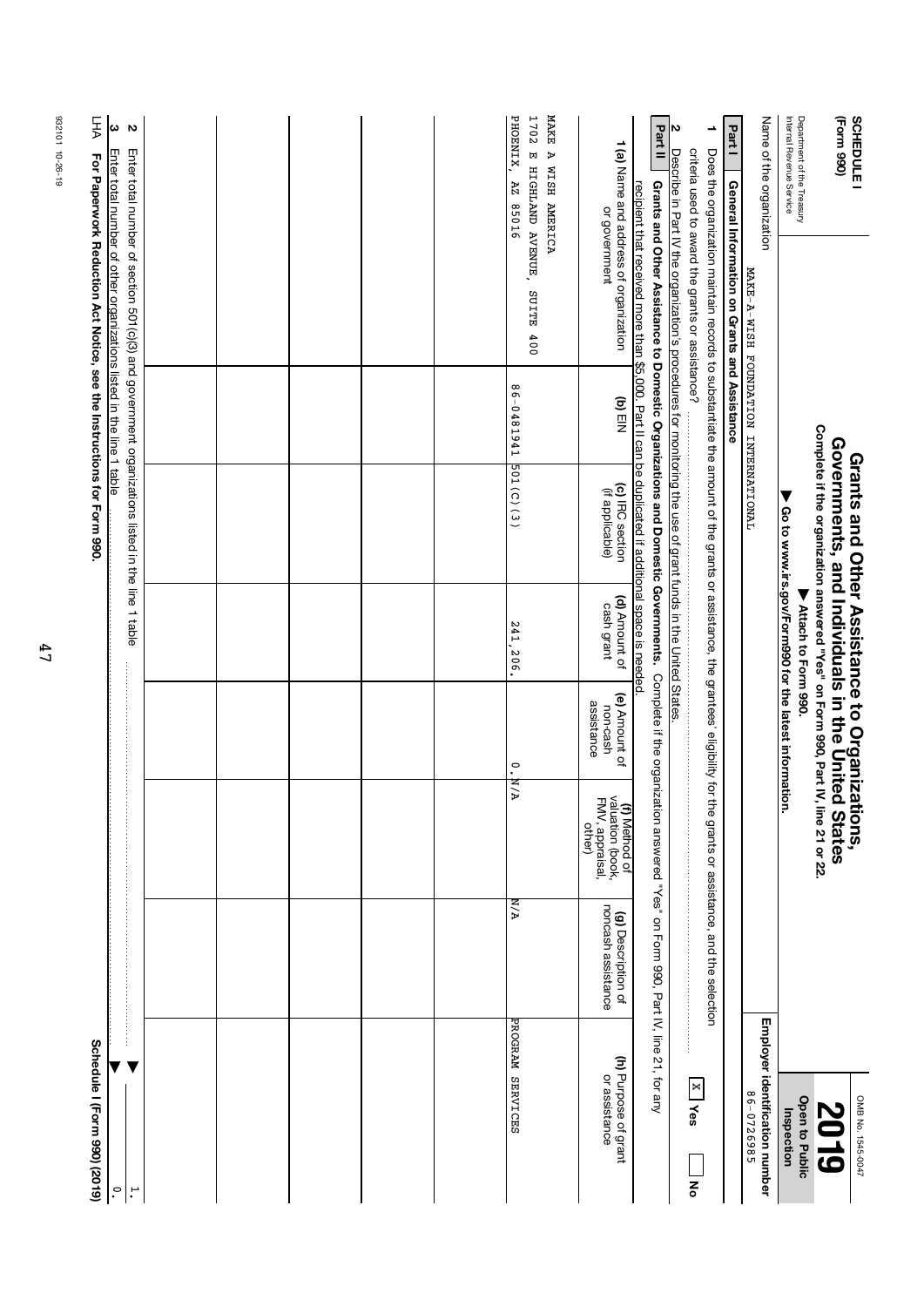**SCHEDULE I**
**(Form 990)**

Department of the Treasury
Internal Revenue Service

# Grants and Other Assistance to Organizations, Governments, and Individuals in the United States

**Complete if the organization answered "Yes" on Form 990, Part IV, line 21 or 22.**
**▶ Attach to Form 990.**
**▶ Go to www.irs.gov/Form990 for the latest information.**

OMB No. 1545-0047

**2019**

**Open to Public Inspection**

Name of the organization: MAKE-A-WISH FOUNDATION INTERNATIONAL

**Employer identification number:** 86-0726985

## Part I General Information on Grants and Assistance

**1** Does the organization maintain records to substantiate the amount of the grants or assistance, the grantees' eligibility for the grants or assistance, and the selection criteria used to award the grants or assistance? ..... [X] Yes [ ] No

**2** Describe in Part IV the organization's procedures for monitoring the use of grant funds in the United States.

## Part II Grants and Other Assistance to Domestic Organizations and Domestic Governments.

Complete if the organization answered "Yes" on Form 990, Part IV, line 21, for any recipient that received more than $5,000. Part II can be duplicated if additional space is needed.

| 1 (a) Name and address of organization or government | (b) EIN | (c) IRC section (if applicable) | (d) Amount of cash grant | (e) Amount of non-cash assistance | (f) Method of valuation (book, FMV, appraisal, other) | (g) Description of noncash assistance | (h) Purpose of grant or assistance |
|---|---|---|---|---|---|---|---|
| MAKE A WISH AMERICA<br>1702 E HIGHLAND AVENUE, SUITE 400<br>PHOENIX, AZ 85016 | 86-0481941 | 501(C)(3) | 241,206. | 0. | N/A | N/A | PROGRAM SERVICES |
| | | | | | | | |
| | | | | | | | |
| | | | | | | | |
| | | | | | | | |
| | | | | | | | |

**2** Enter total number of section 501(c)(3) and government organizations listed in the line 1 table ..... ▶ 1.

**3** Enter total number of other organizations listed in the line 1 table ..... ▶ 0.

LHA **For Paperwork Reduction Act Notice, see the Instructions for Form 990.** **Schedule I (Form 990) (2019)**

932101 10-26-19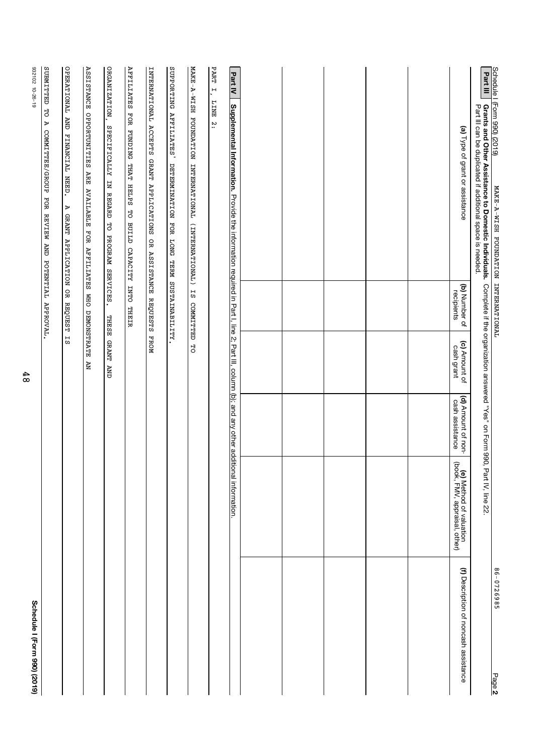Schedule I (Form 990) (2019) MAKE-A-WISH FOUNDATION INTERNATIONAL 86-0726985 Page 2

**Part III** **Grants and Other Assistance to Domestic Individuals.** Complete if the organization answered "Yes" on Form 990, Part IV, line 22.
Part III can be duplicated if additional space is needed.

| (a) Type of grant or assistance | (b) Number of recipients | (c) Amount of cash grant | (d) Amount of non-cash assistance | (e) Method of valuation (book, FMV, appraisal, other) | (f) Description of noncash assistance |
|---|---|---|---|---|---|
| | | | | | |
| | | | | | |
| | | | | | |
| | | | | | |
| | | | | | |
| | | | | | |

**Part IV** **Supplemental Information.** Provide the information required in Part I, line 2; Part III, column (b); and any other additional information.

PART I, LINE 2:

MAKE-A-WISH FOUNDATION INTERNATIONAL (INTERNATIONAL) IS COMMITTED TO

SUPPORTING AFFILIATES' DETERMINATION FOR LONG TERM SUSTAINABILITY.

INTERNATIONAL ACCEPTS GRANT APPLICATIONS OR ASSISTANCE REQUESTS FROM

AFFILIATES FOR FUNDING THAT HELPS TO BUILD CAPACITY INTO THEIR

ORGANIZATION, SPECIFICALLY IN REGARD TO PROGRAM SERVICES. THESE GRANT AND

ASSISTANCE OPPORTUNITIES ARE AVAILABLE FOR AFFILIATES WHO DEMONSTRATE AN

OPERATIONAL AND FINANCIAL NEED. A GRANT APPLICATION OR REQUEST IS

SUBMITTED TO A COMMITTEE/GROUP FOR REVIEW AND POTENTIAL APPROVAL.

Schedule I (Form 990) (2019)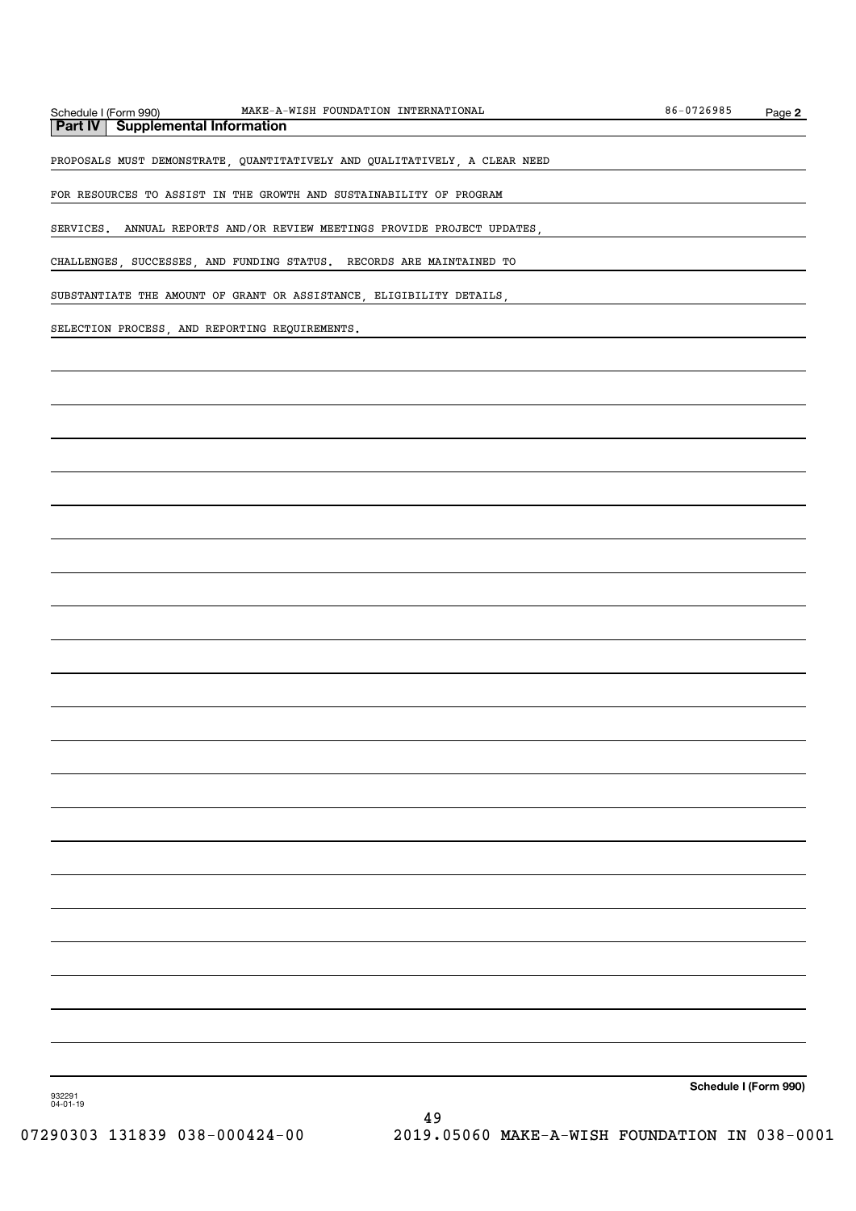## Part IV | Supplemental Information

PROPOSALS MUST DEMONSTRATE, QUANTITATIVELY AND QUALITATIVELY, A CLEAR NEED FOR RESOURCES TO ASSIST IN THE GROWTH AND SUSTAINABILITY OF PROGRAM SERVICES. ANNUAL REPORTS AND/OR REVIEW MEETINGS PROVIDE PROJECT UPDATES, CHALLENGES, SUCCESSES, AND FUNDING STATUS. RECORDS ARE MAINTAINED TO SUBSTANTIATE THE AMOUNT OF GRANT OR ASSISTANCE, ELIGIBILITY DETAILS, SELECTION PROCESS, AND REPORTING REQUIREMENTS.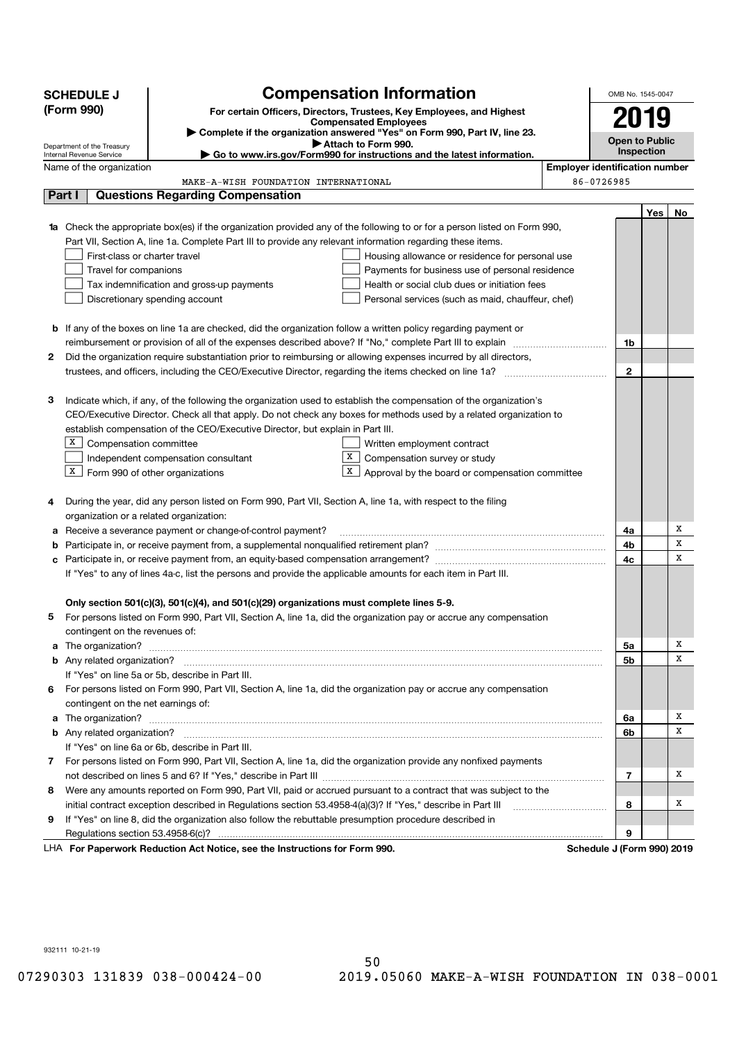**SCHEDULE J (Form 990)**

# Compensation Information

**For certain Officers, Directors, Trustees, Key Employees, and Highest Compensated Employees**

▶ Complete if the organization answered "Yes" on Form 990, Part IV, line 23.

▶ Attach to Form 990.

▶ Go to www.irs.gov/Form990 for instructions and the latest information.

Department of the Treasury
Internal Revenue Service

OMB No. 1545-0047

**2019**

**Open to Public Inspection**

Name of the organization: MAKE-A-WISH FOUNDATION INTERNATIONAL

Employer identification number: 86-0726985

## Part I Questions Regarding Compensation

| | | | Yes | No |
|---|---|---|---|---|
| **1a** | Check the appropriate box(es) if the organization provided any of the following to or for a person listed on Form 990, Part VII, Section A, line 1a. Complete Part III to provide any relevant information regarding these items.<br>☐ First-class or charter travel ☐ Housing allowance or residence for personal use<br>☐ Travel for companions ☐ Payments for business use of personal residence<br>☐ Tax indemnification and gross-up payments ☐ Health or social club dues or initiation fees<br>☐ Discretionary spending account ☐ Personal services (such as maid, chauffeur, chef) | | | |
| **b** | If any of the boxes on line 1a are checked, did the organization follow a written policy regarding payment or reimbursement or provision of all of the expenses described above? If "No," complete Part III to explain | 1b | | |
| **2** | Did the organization require substantiation prior to reimbursing or allowing expenses incurred by all directors, trustees, and officers, including the CEO/Executive Director, regarding the items checked on line 1a? | 2 | | |
| **3** | Indicate which, if any, of the following the organization used to establish the compensation of the organization's CEO/Executive Director. Check all that apply. Do not check any boxes for methods used by a related organization to establish compensation of the CEO/Executive Director, but explain in Part III.<br>☒ Compensation committee ☐ Written employment contract<br>☐ Independent compensation consultant ☒ Compensation survey or study<br>☒ Form 990 of other organizations ☒ Approval by the board or compensation committee | | | |
| **4** | During the year, did any person listed on Form 990, Part VII, Section A, line 1a, with respect to the filing organization or a related organization: | | | |
| **a** | Receive a severance payment or change-of-control payment? | 4a | | X |
| **b** | Participate in, or receive payment from, a supplemental nonqualified retirement plan? | 4b | | X |
| **c** | Participate in, or receive payment from, an equity-based compensation arrangement? | 4c | | X |
| | If "Yes" to any of lines 4a-c, list the persons and provide the applicable amounts for each item in Part III. | | | |
| | **Only section 501(c)(3), 501(c)(4), and 501(c)(29) organizations must complete lines 5-9.** | | | |
| **5** | For persons listed on Form 990, Part VII, Section A, line 1a, did the organization pay or accrue any compensation contingent on the revenues of: | | | |
| **a** | The organization? | 5a | | X |
| **b** | Any related organization? | 5b | | X |
| | If "Yes" on line 5a or 5b, describe in Part III. | | | |
| **6** | For persons listed on Form 990, Part VII, Section A, line 1a, did the organization pay or accrue any compensation contingent on the net earnings of: | | | |
| **a** | The organization? | 6a | | X |
| **b** | Any related organization? | 6b | | X |
| | If "Yes" on line 6a or 6b, describe in Part III. | | | |
| **7** | For persons listed on Form 990, Part VII, Section A, line 1a, did the organization provide any nonfixed payments not described on lines 5 and 6? If "Yes," describe in Part III | 7 | | X |
| **8** | Were any amounts reported on Form 990, Part VII, paid or accrued pursuant to a contract that was subject to the initial contract exception described in Regulations section 53.4958-4(a)(3)? If "Yes," describe in Part III | 8 | | X |
| **9** | If "Yes" on line 8, did the organization also follow the rebuttable presumption procedure described in Regulations section 53.4958-6(c)? | 9 | | |

LHA **For Paperwork Reduction Act Notice, see the Instructions for Form 990.** **Schedule J (Form 990) 2019**

932111 10-21-19

07290303 131839 038-000424-00 2019.05060 MAKE-A-WISH FOUNDATION IN 038-0001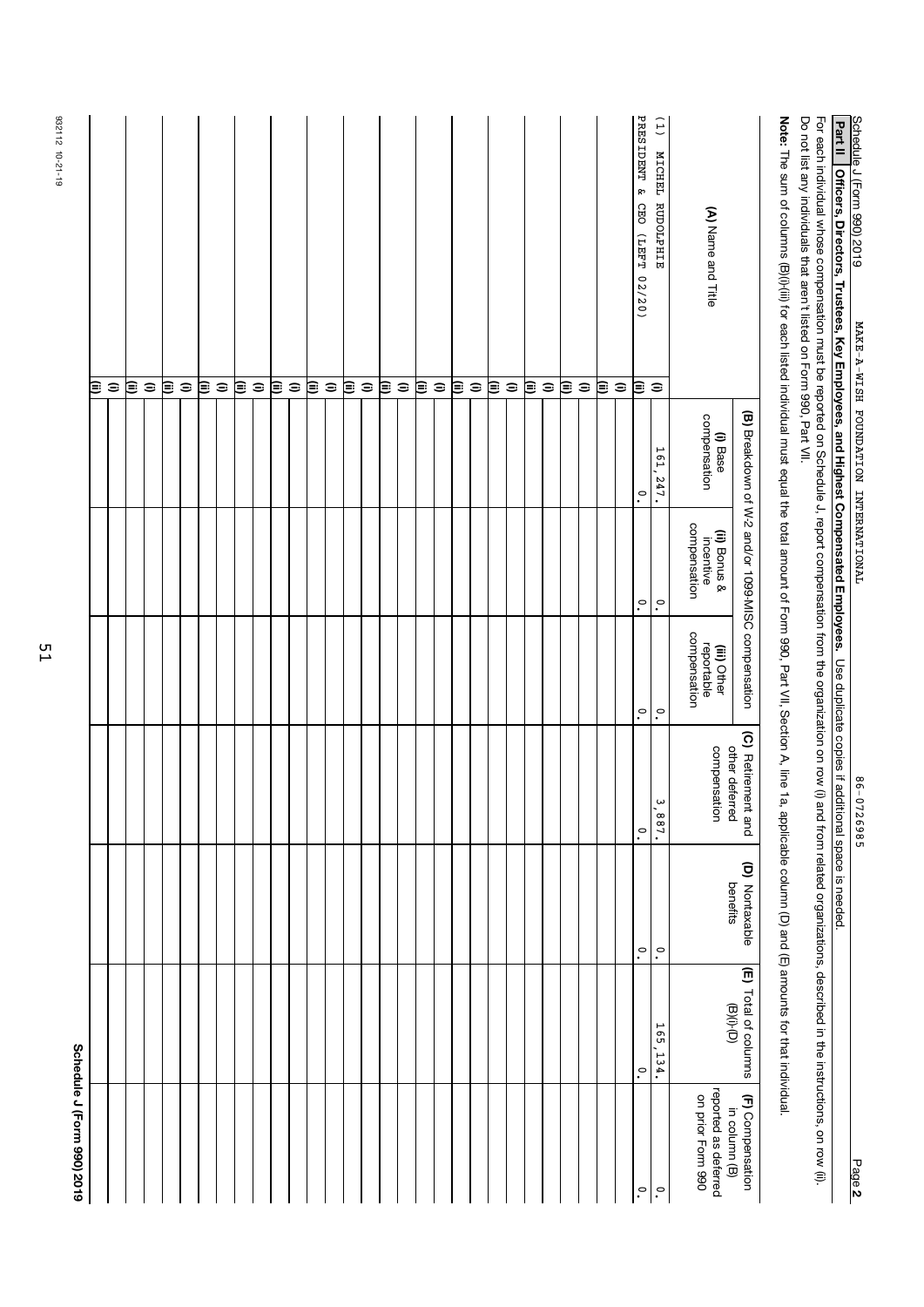Schedule J (Form 990) 2019 MAKE-A-WISH FOUNDATION INTERNATIONAL 86-0726985 Page 2

**Part II** **Officers, Directors, Trustees, Key Employees, and Highest Compensated Employees.** Use duplicate copies if additional space is needed.

For each individual whose compensation must be reported on Schedule J, report compensation from the organization on row (i) and from related organizations, described in the instructions, on row (ii).

Do not list any individuals that aren't listed on Form 990, Part VII.

**Note:** The sum of columns (B)(i)-(iii) for each listed individual must equal the total amount of Form 990, Part VII, Section A, line 1a, applicable column (D) and (E) amounts for that individual.

| (A) Name and Title | | (B) Breakdown of W-2 and/or 1099-MISC compensation | | | (C) Retirement and other deferred compensation | (D) Nontaxable benefits | (E) Total of columns (B)(i)-(D) | (F) Compensation in column (B) reported as deferred on prior Form 990 |
|---|---|---|---|---|---|---|---|---|
| | | (i) Base compensation | (ii) Bonus & incentive compensation | (iii) Other reportable compensation | | | | |
| (1) MICHEL RUDOLPHIE | (i) | 161,247. | 0. | 0. | 3,887. | 0. | 165,134. | 0. |
| PRESIDENT & CEO (LEFT 02/20) | (ii) | 0. | 0. | 0. | 0. | 0. | 0. | 0. |
| | (i) | | | | | | | |
| | (ii) | | | | | | | |
| | (i) | | | | | | | |
| | (ii) | | | | | | | |
| | (i) | | | | | | | |
| | (ii) | | | | | | | |
| | (i) | | | | | | | |
| | (ii) | | | | | | | |
| | (i) | | | | | | | |
| | (ii) | | | | | | | |
| | (i) | | | | | | | |
| | (ii) | | | | | | | |
| | (i) | | | | | | | |
| | (ii) | | | | | | | |
| | (i) | | | | | | | |
| | (ii) | | | | | | | |
| | (i) | | | | | | | |
| | (ii) | | | | | | | |
| | (i) | | | | | | | |
| | (ii) | | | | | | | |
| | (i) | | | | | | | |
| | (ii) | | | | | | | |
| | (i) | | | | | | | |
| | (ii) | | | | | | | |
| | (i) | | | | | | | |
| | (ii) | | | | | | | |
| | (i) | | | | | | | |
| | (ii) | | | | | | | |
| | (i) | | | | | | | |
| | (ii) | | | | | | | |

932112 10-21-19

Schedule J (Form 990) 2019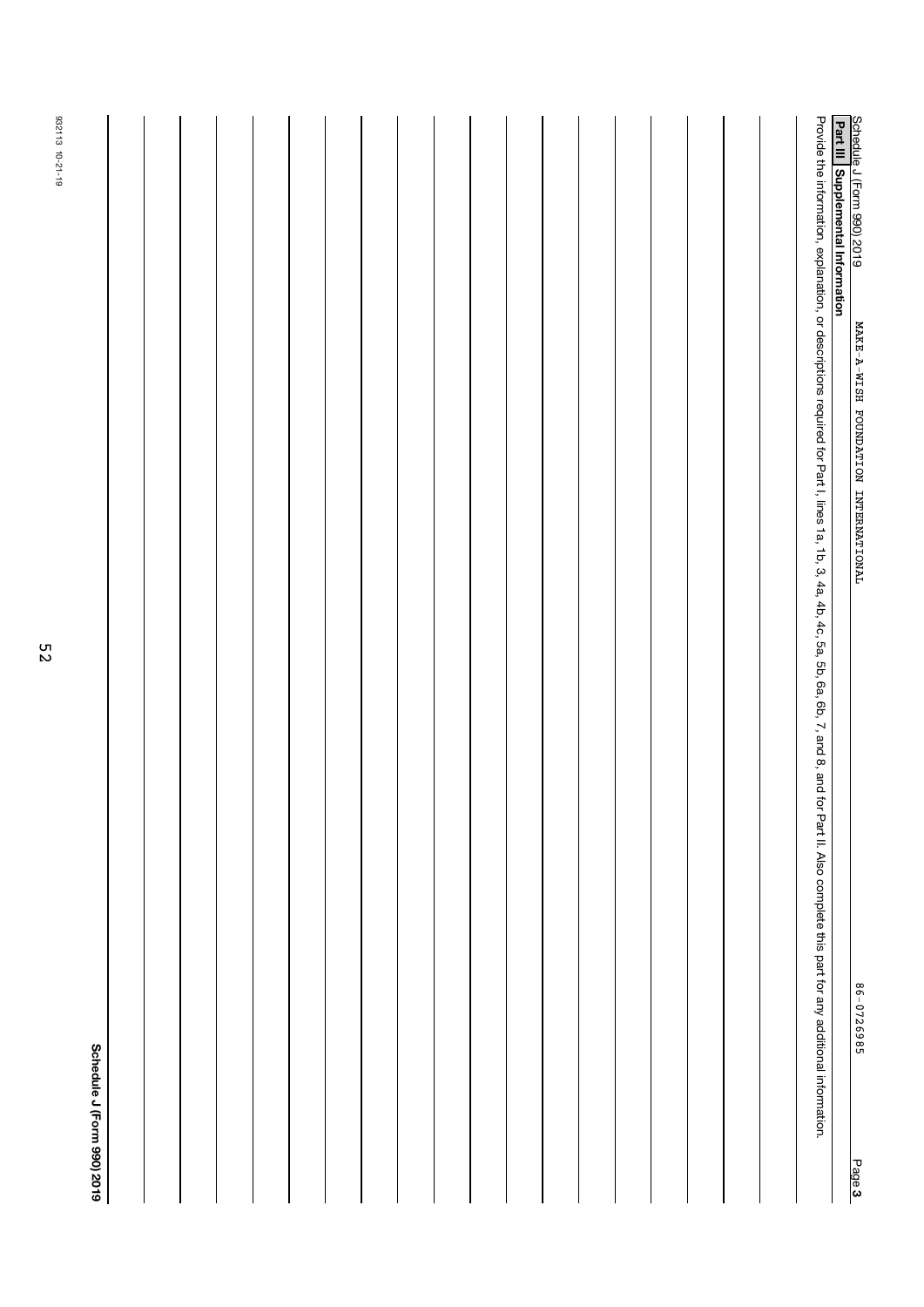Schedule J (Form 990) 2019 MAKE-A-WISH FOUNDATION INTERNATIONAL 86-0726985 Page **3**

**Part III** **Supplemental Information**

Provide the information, explanation, or descriptions required for Part I, lines 1a, 1b, 3, 4a, 4b, 4c, 5a, 5b, 6a, 6b, 7, and 8, and for Part II. Also complete this part for any additional information.

932113 10-21-19

**Schedule J (Form 990) 2019**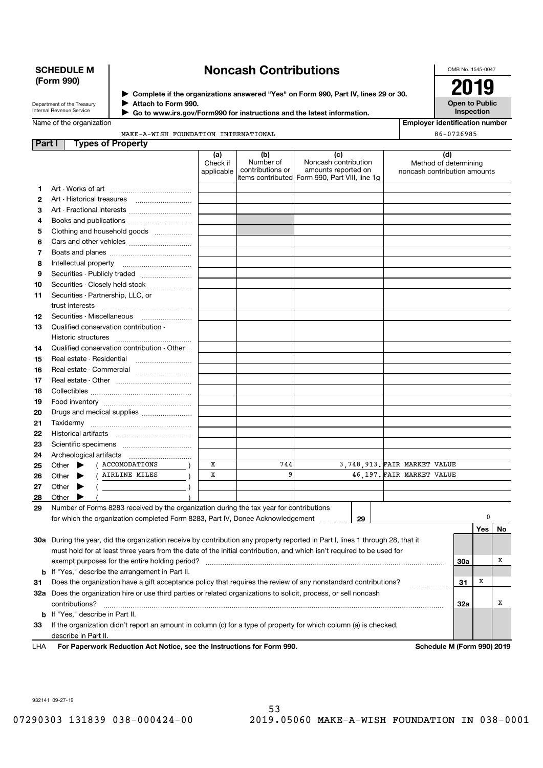**SCHEDULE M (Form 990)**

# Noncash Contributions

▶ Complete if the organizations answered "Yes" on Form 990, Part IV, lines 29 or 30.
▶ Attach to Form 990.
▶ Go to www.irs.gov/Form990 for instructions and the latest information.

Department of the Treasury
Internal Revenue Service

OMB No. 1545-0047

**2019**

**Open to Public Inspection**

Name of the organization: MAKE-A-WISH FOUNDATION INTERNATIONAL

Employer identification number: 86-0726985

## Part I Types of Property

| | | (a) Check if applicable | (b) Number of contributions or items contributed | (c) Noncash contribution amounts reported on Form 990, Part VIII, line 1g | (d) Method of determining noncash contribution amounts |
|---|---|---|---|---|---|
| 1 | Art - Works of art | | | | |
| 2 | Art - Historical treasures | | | | |
| 3 | Art - Fractional interests | | | | |
| 4 | Books and publications | | | | |
| 5 | Clothing and household goods | | | | |
| 6 | Cars and other vehicles | | | | |
| 7 | Boats and planes | | | | |
| 8 | Intellectual property | | | | |
| 9 | Securities - Publicly traded | | | | |
| 10 | Securities - Closely held stock | | | | |
| 11 | Securities - Partnership, LLC, or trust interests | | | | |
| 12 | Securities - Miscellaneous | | | | |
| 13 | Qualified conservation contribution - Historic structures | | | | |
| 14 | Qualified conservation contribution - Other | | | | |
| 15 | Real estate - Residential | | | | |
| 16 | Real estate - Commercial | | | | |
| 17 | Real estate - Other | | | | |
| 18 | Collectibles | | | | |
| 19 | Food inventory | | | | |
| 20 | Drugs and medical supplies | | | | |
| 21 | Taxidermy | | | | |
| 22 | Historical artifacts | | | | |
| 23 | Scientific specimens | | | | |
| 24 | Archeological artifacts | | | | |
| 25 | Other ▶ ( ACCOMODATIONS ) | X | 744 | 3,748,913. | FAIR MARKET VALUE |
| 26 | Other ▶ ( AIRLINE MILES ) | X | 9 | 46,197. | FAIR MARKET VALUE |
| 27 | Other ▶ ( ) | | | | |
| 28 | Other ▶ ( ) | | | | |

**29** Number of Forms 8283 received by the organization during the tax year for contributions for which the organization completed Form 8283, Part IV, Donee Acknowledgement ..... **29** | 0

| | | | Yes | No |
|---|---|---|---|---|
| **30a** | During the year, did the organization receive by contribution any property reported in Part I, lines 1 through 28, that it must hold for at least three years from the date of the initial contribution, and which isn't required to be used for exempt purposes for the entire holding period? | 30a | | X |
| **b** | If "Yes," describe the arrangement in Part II. | | | |
| **31** | Does the organization have a gift acceptance policy that requires the review of any nonstandard contributions? | 31 | X | |
| **32a** | Does the organization hire or use third parties or related organizations to solicit, process, or sell noncash contributions? | 32a | | X |
| **b** | If "Yes," describe in Part II. | | | |
| **33** | If the organization didn't report an amount in column (c) for a type of property for which column (a) is checked, describe in Part II. | | | |

LHA **For Paperwork Reduction Act Notice, see the Instructions for Form 990.** **Schedule M (Form 990) 2019**

932141 09-27-19

07290303 131839 038-000424-00 2019.05060 MAKE-A-WISH FOUNDATION IN 038-0001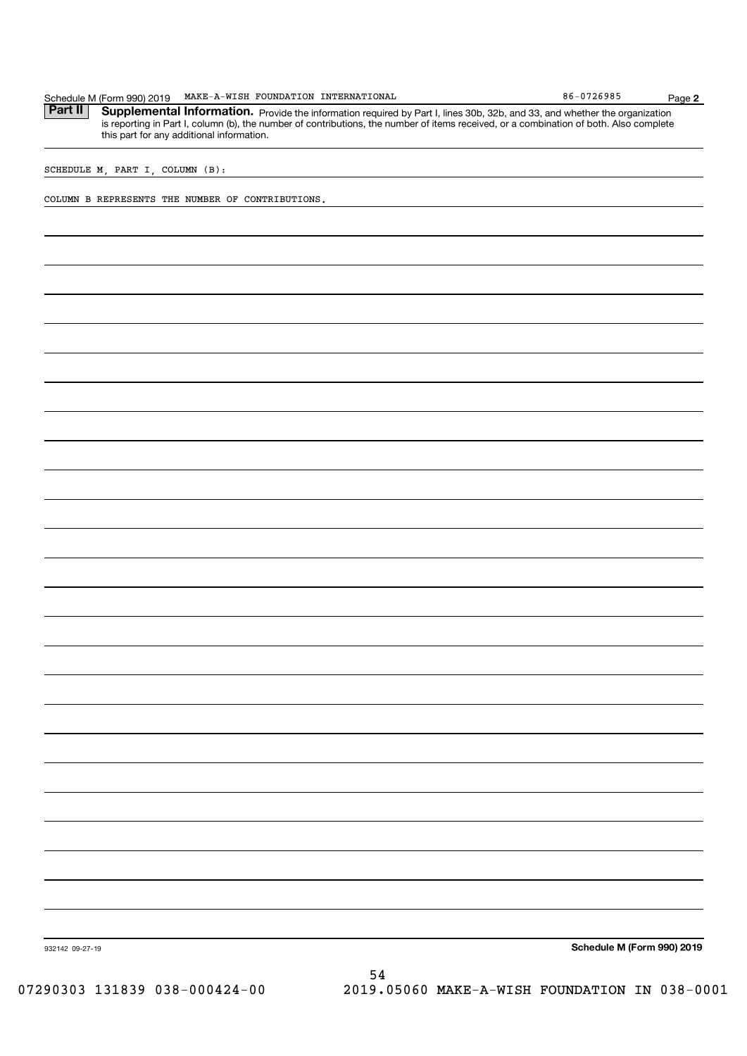## Part II Supplemental Information.

Provide the information required by Part I, lines 30b, 32b, and 33, and whether the organization is reporting in Part I, column (b), the number of contributions, the number of items received, or a combination of both. Also complete this part for any additional information.

SCHEDULE M, PART I, COLUMN (B):

COLUMN B REPRESENTS THE NUMBER OF CONTRIBUTIONS.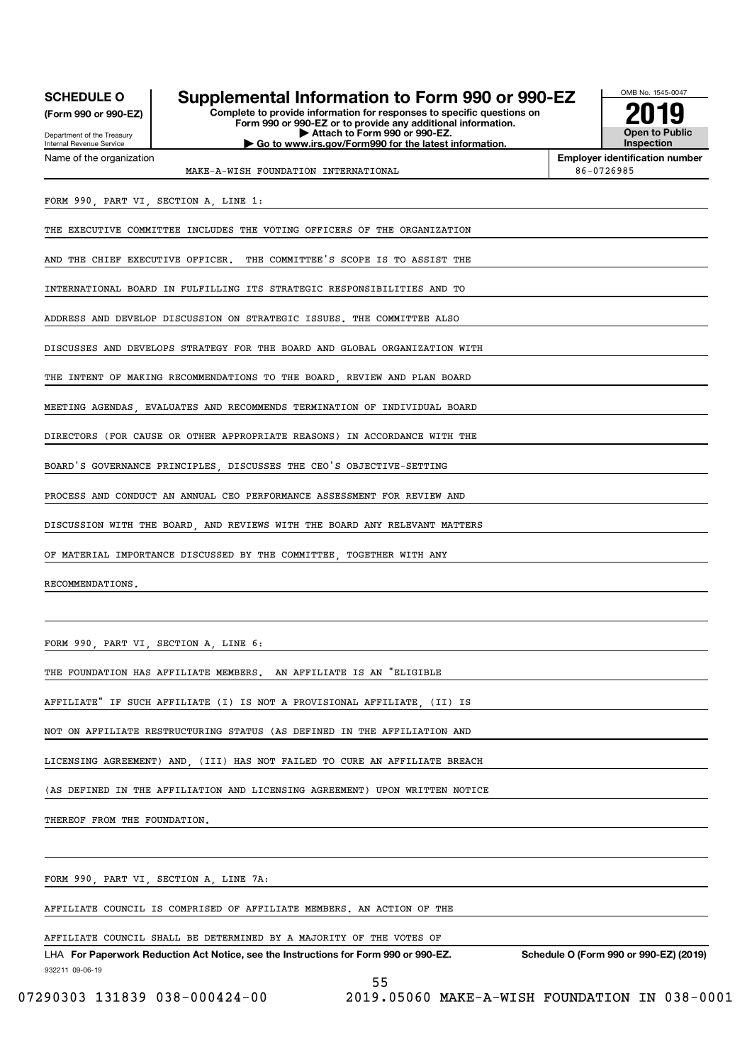**SCHEDULE O**
**(Form 990 or 990-EZ)**

Department of the Treasury
Internal Revenue Service

# Supplemental Information to Form 990 or 990-EZ

**Complete to provide information for responses to specific questions on Form 990 or 990-EZ or to provide any additional information.**
**▶ Attach to Form 990 or 990-EZ.**
**▶ Go to www.irs.gov/Form990 for the latest information.**

OMB No. 1545-0047

**2019**

**Open to Public Inspection**

Name of the organization: MAKE-A-WISH FOUNDATION INTERNATIONAL

**Employer identification number:** 86-0726985

FORM 990, PART VI, SECTION A, LINE 1:

THE EXECUTIVE COMMITTEE INCLUDES THE VOTING OFFICERS OF THE ORGANIZATION AND THE CHIEF EXECUTIVE OFFICER. THE COMMITTEE'S SCOPE IS TO ASSIST THE INTERNATIONAL BOARD IN FULFILLING ITS STRATEGIC RESPONSIBILITIES AND TO ADDRESS AND DEVELOP DISCUSSION ON STRATEGIC ISSUES. THE COMMITTEE ALSO DISCUSSES AND DEVELOPS STRATEGY FOR THE BOARD AND GLOBAL ORGANIZATION WITH THE INTENT OF MAKING RECOMMENDATIONS TO THE BOARD, REVIEW AND PLAN BOARD MEETING AGENDAS, EVALUATES AND RECOMMENDS TERMINATION OF INDIVIDUAL BOARD DIRECTORS (FOR CAUSE OR OTHER APPROPRIATE REASONS) IN ACCORDANCE WITH THE BOARD'S GOVERNANCE PRINCIPLES, DISCUSSES THE CEO'S OBJECTIVE-SETTING PROCESS AND CONDUCT AN ANNUAL CEO PERFORMANCE ASSESSMENT FOR REVIEW AND DISCUSSION WITH THE BOARD, AND REVIEWS WITH THE BOARD ANY RELEVANT MATTERS OF MATERIAL IMPORTANCE DISCUSSED BY THE COMMITTEE, TOGETHER WITH ANY RECOMMENDATIONS.

FORM 990, PART VI, SECTION A, LINE 6:

THE FOUNDATION HAS AFFILIATE MEMBERS. AN AFFILIATE IS AN "ELIGIBLE AFFILIATE" IF SUCH AFFILIATE (I) IS NOT A PROVISIONAL AFFILIATE, (II) IS NOT ON AFFILIATE RESTRUCTURING STATUS (AS DEFINED IN THE AFFILIATION AND LICENSING AGREEMENT) AND, (III) HAS NOT FAILED TO CURE AN AFFILIATE BREACH (AS DEFINED IN THE AFFILIATION AND LICENSING AGREEMENT) UPON WRITTEN NOTICE THEREOF FROM THE FOUNDATION.

FORM 990, PART VI, SECTION A, LINE 7A:

AFFILIATE COUNCIL IS COMPRISED OF AFFILIATE MEMBERS. AN ACTION OF THE AFFILIATE COUNCIL SHALL BE DETERMINED BY A MAJORITY OF THE VOTES OF

LHA **For Paperwork Reduction Act Notice, see the Instructions for Form 990 or 990-EZ.** **Schedule O (Form 990 or 990-EZ) (2019)**

932211 09-06-19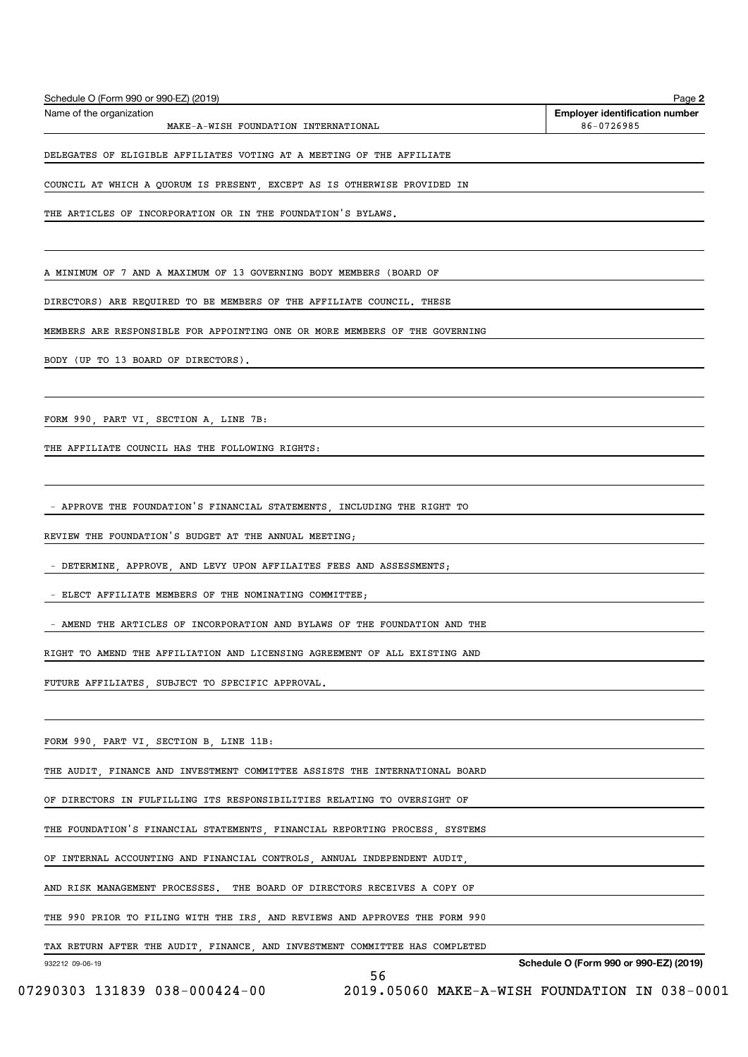Schedule O (Form 990 or 990-EZ) (2019) Page **2**

Name of the organization: MAKE-A-WISH FOUNDATION INTERNATIONAL

**Employer identification number**: 86-0726985

DELEGATES OF ELIGIBLE AFFILIATES VOTING AT A MEETING OF THE AFFILIATE COUNCIL AT WHICH A QUORUM IS PRESENT, EXCEPT AS IS OTHERWISE PROVIDED IN THE ARTICLES OF INCORPORATION OR IN THE FOUNDATION'S BYLAWS.

A MINIMUM OF 7 AND A MAXIMUM OF 13 GOVERNING BODY MEMBERS (BOARD OF DIRECTORS) ARE REQUIRED TO BE MEMBERS OF THE AFFILIATE COUNCIL. THESE MEMBERS ARE RESPONSIBLE FOR APPOINTING ONE OR MORE MEMBERS OF THE GOVERNING BODY (UP TO 13 BOARD OF DIRECTORS).

FORM 990, PART VI, SECTION A, LINE 7B:

THE AFFILIATE COUNCIL HAS THE FOLLOWING RIGHTS:

- APPROVE THE FOUNDATION'S FINANCIAL STATEMENTS, INCLUDING THE RIGHT TO REVIEW THE FOUNDATION'S BUDGET AT THE ANNUAL MEETING;
- DETERMINE, APPROVE, AND LEVY UPON AFFILAITES FEES AND ASSESSMENTS;
- ELECT AFFILIATE MEMBERS OF THE NOMINATING COMMITTEE;
- AMEND THE ARTICLES OF INCORPORATION AND BYLAWS OF THE FOUNDATION AND THE RIGHT TO AMEND THE AFFILIATION AND LICENSING AGREEMENT OF ALL EXISTING AND FUTURE AFFILIATES, SUBJECT TO SPECIFIC APPROVAL.

FORM 990, PART VI, SECTION B, LINE 11B:

THE AUDIT, FINANCE AND INVESTMENT COMMITTEE ASSISTS THE INTERNATIONAL BOARD OF DIRECTORS IN FULFILLING ITS RESPONSIBILITIES RELATING TO OVERSIGHT OF THE FOUNDATION'S FINANCIAL STATEMENTS, FINANCIAL REPORTING PROCESS, SYSTEMS OF INTERNAL ACCOUNTING AND FINANCIAL CONTROLS, ANNUAL INDEPENDENT AUDIT, AND RISK MANAGEMENT PROCESSES. THE BOARD OF DIRECTORS RECEIVES A COPY OF THE 990 PRIOR TO FILING WITH THE IRS, AND REVIEWS AND APPROVES THE FORM 990 TAX RETURN AFTER THE AUDIT, FINANCE, AND INVESTMENT COMMITTEE HAS COMPLETED

932212 09-06-19 **Schedule O (Form 990 or 990-EZ) (2019)**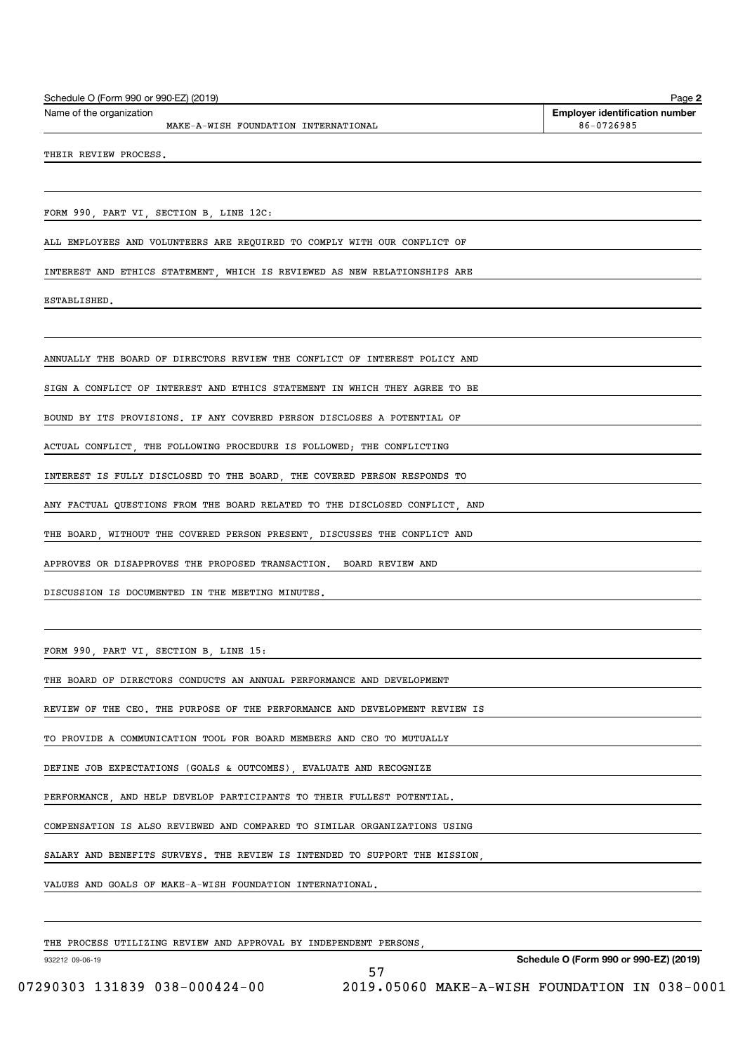Schedule O (Form 990 or 990-EZ) (2019)

Name of the organization: MAKE-A-WISH FOUNDATION INTERNATIONAL

Employer identification number: 86-0726985

THEIR REVIEW PROCESS.

FORM 990, PART VI, SECTION B, LINE 12C:

ALL EMPLOYEES AND VOLUNTEERS ARE REQUIRED TO COMPLY WITH OUR CONFLICT OF INTEREST AND ETHICS STATEMENT, WHICH IS REVIEWED AS NEW RELATIONSHIPS ARE ESTABLISHED.

ANNUALLY THE BOARD OF DIRECTORS REVIEW THE CONFLICT OF INTEREST POLICY AND SIGN A CONFLICT OF INTEREST AND ETHICS STATEMENT IN WHICH THEY AGREE TO BE BOUND BY ITS PROVISIONS. IF ANY COVERED PERSON DISCLOSES A POTENTIAL OF ACTUAL CONFLICT, THE FOLLOWING PROCEDURE IS FOLLOWED; THE CONFLICTING INTEREST IS FULLY DISCLOSED TO THE BOARD, THE COVERED PERSON RESPONDS TO ANY FACTUAL QUESTIONS FROM THE BOARD RELATED TO THE DISCLOSED CONFLICT, AND THE BOARD, WITHOUT THE COVERED PERSON PRESENT, DISCUSSES THE CONFLICT AND APPROVES OR DISAPPROVES THE PROPOSED TRANSACTION. BOARD REVIEW AND DISCUSSION IS DOCUMENTED IN THE MEETING MINUTES.

FORM 990, PART VI, SECTION B, LINE 15:

THE BOARD OF DIRECTORS CONDUCTS AN ANNUAL PERFORMANCE AND DEVELOPMENT REVIEW OF THE CEO. THE PURPOSE OF THE PERFORMANCE AND DEVELOPMENT REVIEW IS TO PROVIDE A COMMUNICATION TOOL FOR BOARD MEMBERS AND CEO TO MUTUALLY DEFINE JOB EXPECTATIONS (GOALS & OUTCOMES), EVALUATE AND RECOGNIZE PERFORMANCE, AND HELP DEVELOP PARTICIPANTS TO THEIR FULLEST POTENTIAL. COMPENSATION IS ALSO REVIEWED AND COMPARED TO SIMILAR ORGANIZATIONS USING SALARY AND BENEFITS SURVEYS. THE REVIEW IS INTENDED TO SUPPORT THE MISSION, VALUES AND GOALS OF MAKE-A-WISH FOUNDATION INTERNATIONAL.

THE PROCESS UTILIZING REVIEW AND APPROVAL BY INDEPENDENT PERSONS,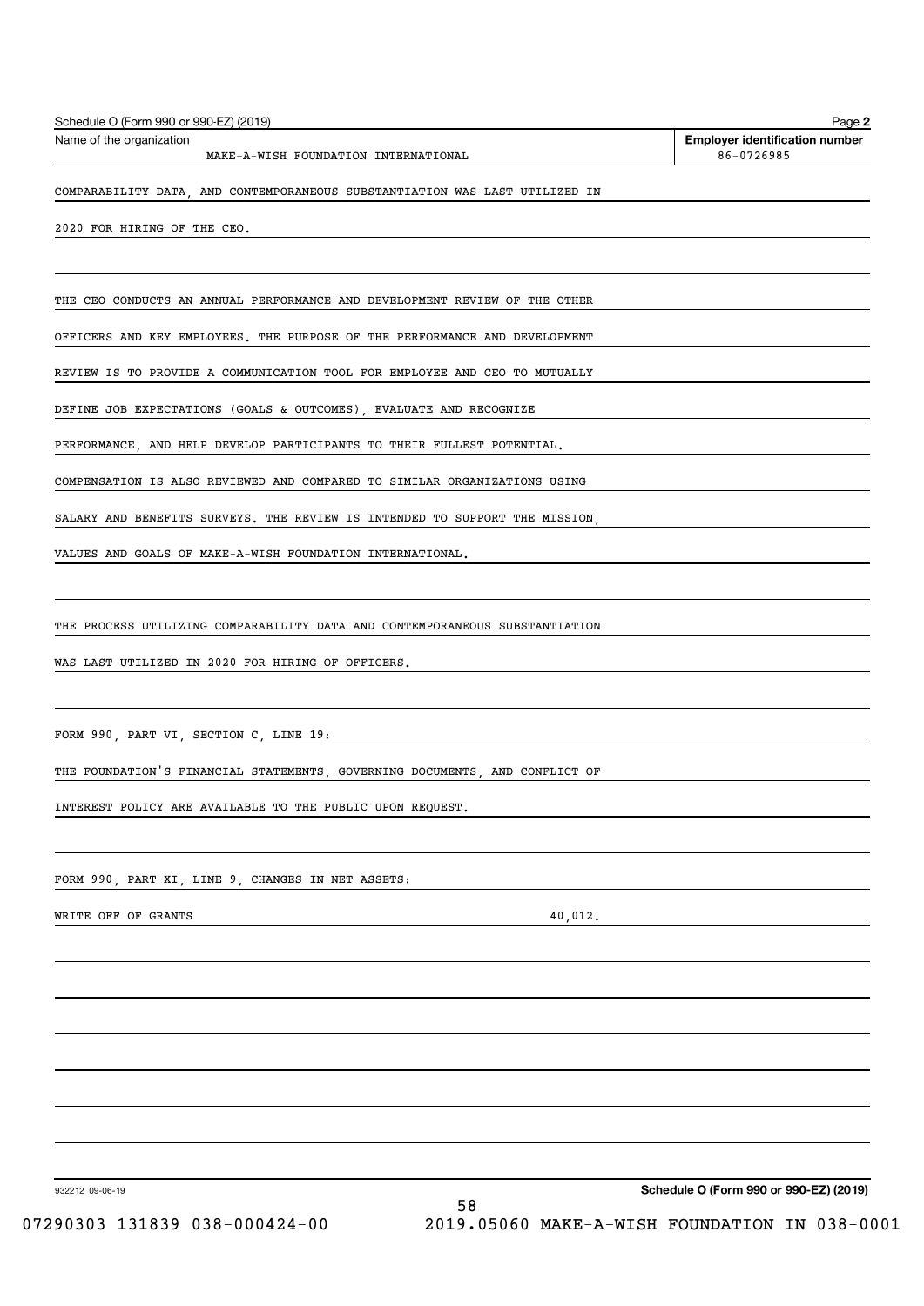Schedule O (Form 990 or 990-EZ) (2019)

Name of the organization: MAKE-A-WISH FOUNDATION INTERNATIONAL

Employer identification number: 86-0726985

COMPARABILITY DATA, AND CONTEMPORANEOUS SUBSTANTIATION WAS LAST UTILIZED IN 2020 FOR HIRING OF THE CEO.

THE CEO CONDUCTS AN ANNUAL PERFORMANCE AND DEVELOPMENT REVIEW OF THE OTHER OFFICERS AND KEY EMPLOYEES. THE PURPOSE OF THE PERFORMANCE AND DEVELOPMENT REVIEW IS TO PROVIDE A COMMUNICATION TOOL FOR EMPLOYEE AND CEO TO MUTUALLY DEFINE JOB EXPECTATIONS (GOALS & OUTCOMES), EVALUATE AND RECOGNIZE PERFORMANCE, AND HELP DEVELOP PARTICIPANTS TO THEIR FULLEST POTENTIAL. COMPENSATION IS ALSO REVIEWED AND COMPARED TO SIMILAR ORGANIZATIONS USING SALARY AND BENEFITS SURVEYS. THE REVIEW IS INTENDED TO SUPPORT THE MISSION, VALUES AND GOALS OF MAKE-A-WISH FOUNDATION INTERNATIONAL.

THE PROCESS UTILIZING COMPARABILITY DATA AND CONTEMPORANEOUS SUBSTANTIATION WAS LAST UTILIZED IN 2020 FOR HIRING OF OFFICERS.

FORM 990, PART VI, SECTION C, LINE 19:

THE FOUNDATION'S FINANCIAL STATEMENTS, GOVERNING DOCUMENTS, AND CONFLICT OF INTEREST POLICY ARE AVAILABLE TO THE PUBLIC UPON REQUEST.

FORM 990, PART XI, LINE 9, CHANGES IN NET ASSETS:

| | |
|---|---|
| WRITE OFF OF GRANTS | 40,012. |

932212 09-06-19

Schedule O (Form 990 or 990-EZ) (2019)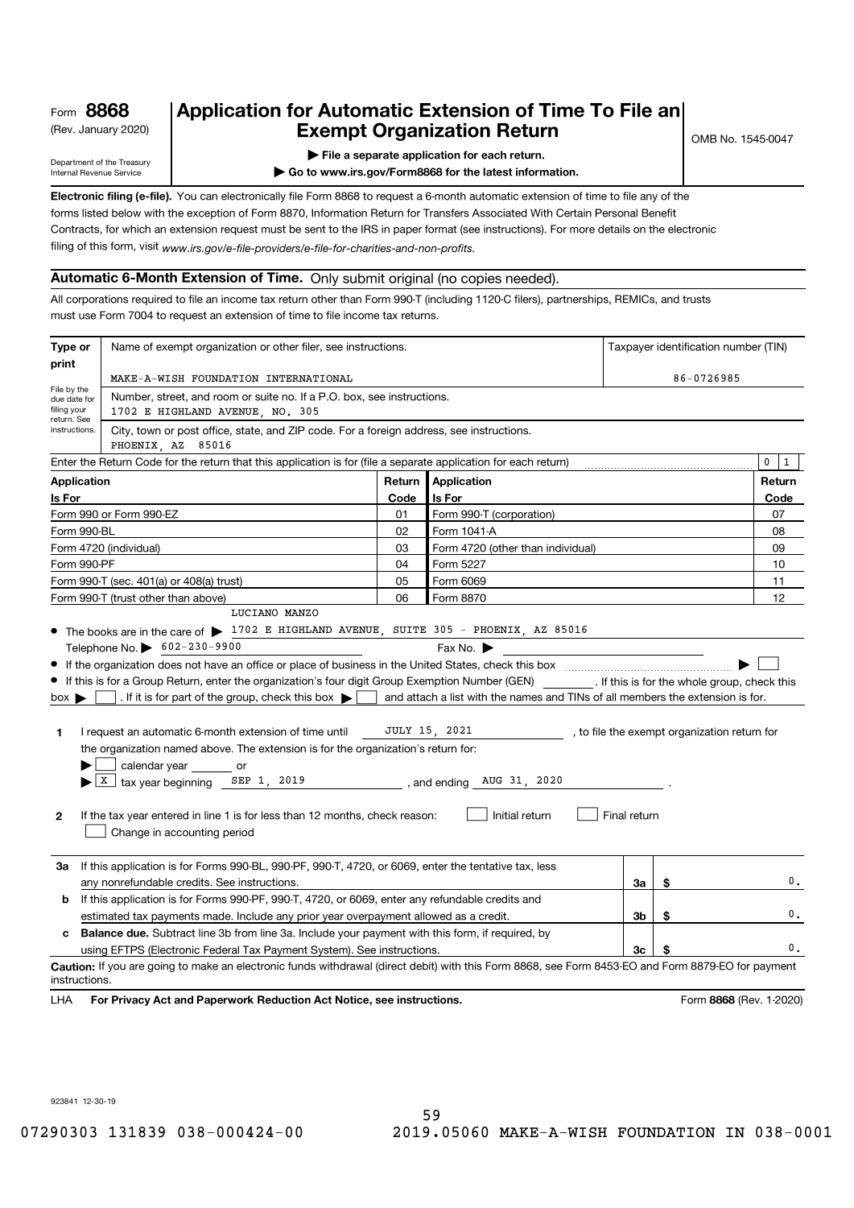Form **8868**
(Rev. January 2020)

Department of the Treasury
Internal Revenue Service

# Application for Automatic Extension of Time To File an Exempt Organization Return

▶ File a separate application for each return.

▶ Go to www.irs.gov/Form8868 for the latest information.

OMB No. 1545-0047

**Electronic filing (e-file).** You can electronically file Form 8868 to request a 6-month automatic extension of time to file any of the forms listed below with the exception of Form 8870, Information Return for Transfers Associated With Certain Personal Benefit Contracts, for which an extension request must be sent to the IRS in paper format (see instructions). For more details on the electronic filing of this form, visit *www.irs.gov/e-file-providers/e-file-for-charities-and-non-profits.*

## Automatic 6-Month Extension of Time. Only submit original (no copies needed).

All corporations required to file an income tax return other than Form 990-T (including 1120-C filers), partnerships, REMICs, and trusts must use Form 7004 to request an extension of time to file income tax returns.

**Type or print**

File by the due date for filing your return. See instructions.

Name of exempt organization or other filer, see instructions.
MAKE-A-WISH FOUNDATION INTERNATIONAL

Taxpayer identification number (TIN)
86-0726985

Number, street, and room or suite no. If a P.O. box, see instructions.
1702 E HIGHLAND AVENUE, NO. 305

City, town or post office, state, and ZIP code. For a foreign address, see instructions.
PHOENIX, AZ 85016

Enter the Return Code for the return that this application is for (file a separate application for each return) 0 1

| Application Is For | Return Code | Application Is For | Return Code |
|---|---|---|---|
| Form 990 or Form 990-EZ | 01 | Form 990-T (corporation) | 07 |
| Form 990-BL | 02 | Form 1041-A | 08 |
| Form 4720 (individual) | 03 | Form 4720 (other than individual) | 09 |
| Form 990-PF | 04 | Form 5227 | 10 |
| Form 990-T (sec. 401(a) or 408(a) trust) | 05 | Form 6069 | 11 |
| Form 990-T (trust other than above) | 06 | Form 8870 | 12 |

- The books are in the care of ▶ LUCIANO MANZO 1702 E HIGHLAND AVENUE, SUITE 305 - PHOENIX, AZ 85016
  Telephone No. ▶ 602-230-9900 Fax No. ▶
- If the organization does not have an office or place of business in the United States, check this box ▶ ☐
- If this is for a Group Return, enter the organization's four digit Group Exemption Number (GEN) \_\_\_\_\_\_ . If this is for the whole group, check this box ▶ ☐ . If it is for part of the group, check this box ▶ ☐ and attach a list with the names and TINs of all members the extension is for.

**1** I request an automatic 6-month extension of time until JULY 15, 2021 , to file the exempt organization return for the organization named above. The extension is for the organization's return for:
▶ ☐ calendar year \_\_\_\_\_\_ or
▶ ☒ tax year beginning SEP 1, 2019 , and ending AUG 31, 2020 .

**2** If the tax year entered in line 1 is for less than 12 months, check reason: ☐ Initial return ☐ Final return
☐ Change in accounting period

| | | | |
|---|---|---|---|
| **3a** | If this application is for Forms 990-BL, 990-PF, 990-T, 4720, or 6069, enter the tentative tax, less any nonrefundable credits. See instructions. | 3a | $ 0. |
| **b** | If this application is for Forms 990-PF, 990-T, 4720, or 6069, enter any refundable credits and estimated tax payments made. Include any prior year overpayment allowed as a credit. | 3b | $ 0. |
| **c** | **Balance due.** Subtract line 3b from line 3a. Include your payment with this form, if required, by using EFTPS (Electronic Federal Tax Payment System). See instructions. | 3c | $ 0. |

**Caution:** If you are going to make an electronic funds withdrawal (direct debit) with this Form 8868, see Form 8453-EO and Form 8879-EO for payment instructions.

LHA **For Privacy Act and Paperwork Reduction Act Notice, see instructions.** Form **8868** (Rev. 1-2020)

923841 12-30-19

07290303 131839 038-000424-00 2019.05060 MAKE-A-WISH FOUNDATION IN 038-0001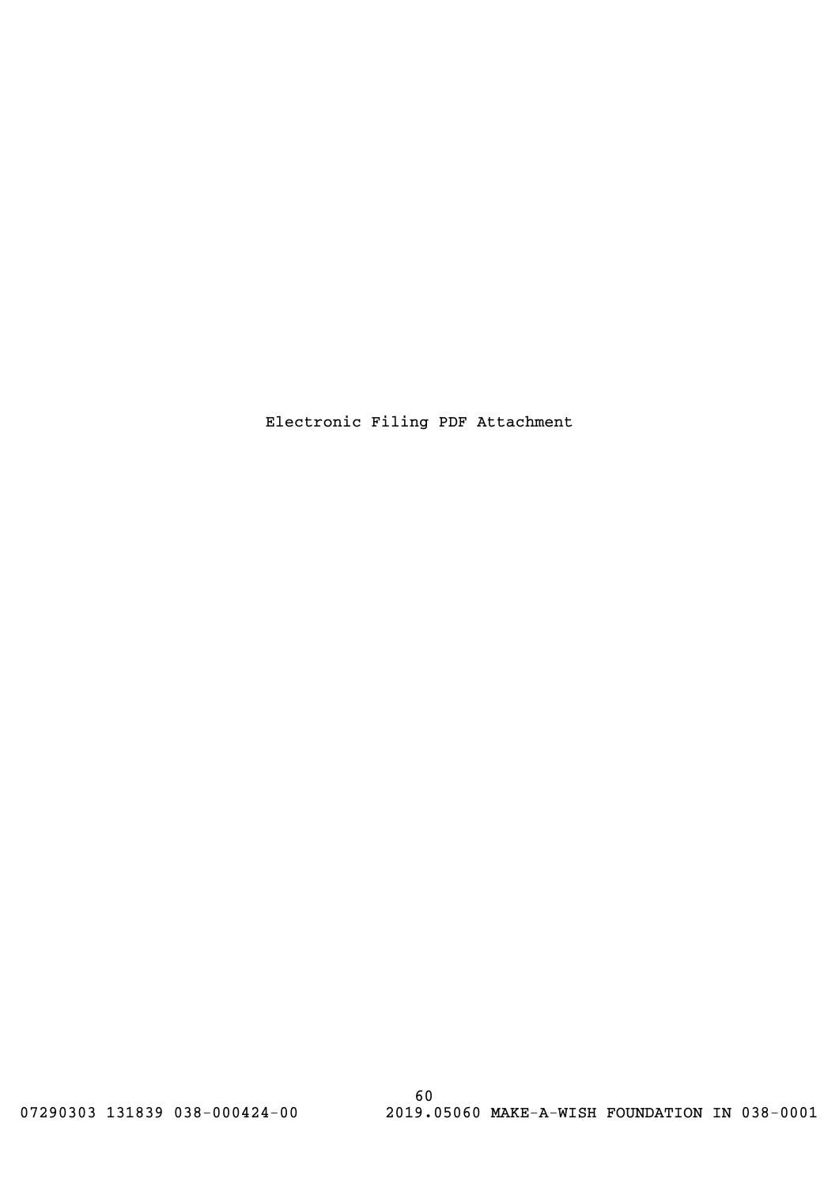Electronic Filing PDF Attachment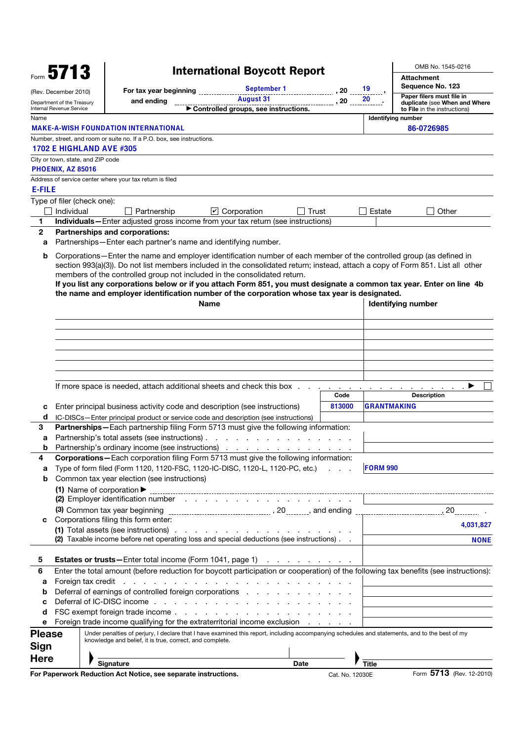Form **5713** (Rev. December 2010)
Department of the Treasury
Internal Revenue Service

# International Boycott Report

For tax year beginning September 1, 20 19, and ending August 31, 20 20.
▶ Controlled groups, see instructions.

OMB No. 1545-0216
Attachment Sequence No. 123
Paper filers must file in duplicate (see When and Where to File in the instructions)

| Name | Identifying number |
|---|---|
| MAKE-A-WISH FOUNDATION INTERNATIONAL | 86-0726985 |

Number, street, and room or suite no. If a P.O. box, see instructions.
1702 E HIGHLAND AVE #305

City or town, state, and ZIP code
PHOENIX, AZ 85016

Address of service center where your tax return is filed
E-FILE

Type of filer (check one):
☐ Individual ☐ Partnership ☑ Corporation ☐ Trust ☐ Estate ☐ Other

**1** **Individuals—**Enter adjusted gross income from your tax return (see instructions)

**2** **Partnerships and corporations:**

**a** Partnerships—Enter each partner's name and identifying number.

**b** Corporations—Enter the name and employer identification number of each member of the controlled group (as defined in section 993(a)(3)). Do not list members included in the consolidated return; instead, attach a copy of Form 851. List all other members of the controlled group not included in the consolidated return.
**If you list any corporations below or if you attach Form 851, you must designate a common tax year. Enter on line 4b the name and employer identification number of the corporation whose tax year is designated.**

| Name | Identifying number |
|---|---|
| | |
| | |
| | |
| | |
| | |
| | |

If more space is needed, attach additional sheets and check this box . . . ▶ ☐

| | Code | Description |
|---|---|---|
| **c** Enter principal business activity code and description (see instructions) | 813000 | GRANTMAKING |
| **d** IC-DISCs—Enter principal product or service code and description (see instructions) | | |

**3** **Partnerships—**Each partnership filing Form 5713 must give the following information:

**a** Partnership's total assets (see instructions)

**b** Partnership's ordinary income (see instructions)

**4** **Corporations—**Each corporation filing Form 5713 must give the following information:

**a** Type of form filed (Form 1120, 1120-FSC, 1120-IC-DISC, 1120-L, 1120-PC, etc.) . . . FORM 990

**b** Common tax year election (see instructions)

(1) Name of corporation ▶

(2) Employer identification number

(3) Common tax year beginning ______, 20____, and ending ______, 20____.

**c** Corporations filing this form enter:

(1) Total assets (see instructions) . . . 4,031,827

(2) Taxable income before net operating loss and special deductions (see instructions) . . . NONE

**5** **Estates or trusts—**Enter total income (Form 1041, page 1)

**6** Enter the total amount (before reduction for boycott participation or cooperation) of the following tax benefits (see instructions):

**a** Foreign tax credit

**b** Deferral of earnings of controlled foreign corporations

**c** Deferral of IC-DISC income

**d** FSC exempt foreign trade income

**e** Foreign trade income qualifying for the extraterritorial income exclusion

**Please Sign Here**

Under penalties of perjury, I declare that I have examined this report, including accompanying schedules and statements, and to the best of my knowledge and belief, it is true, correct, and complete.

▶ Signature Date ▶ Title

**For Paperwork Reduction Act Notice, see separate instructions.** Cat. No. 12030E Form **5713** (Rev. 12-2010)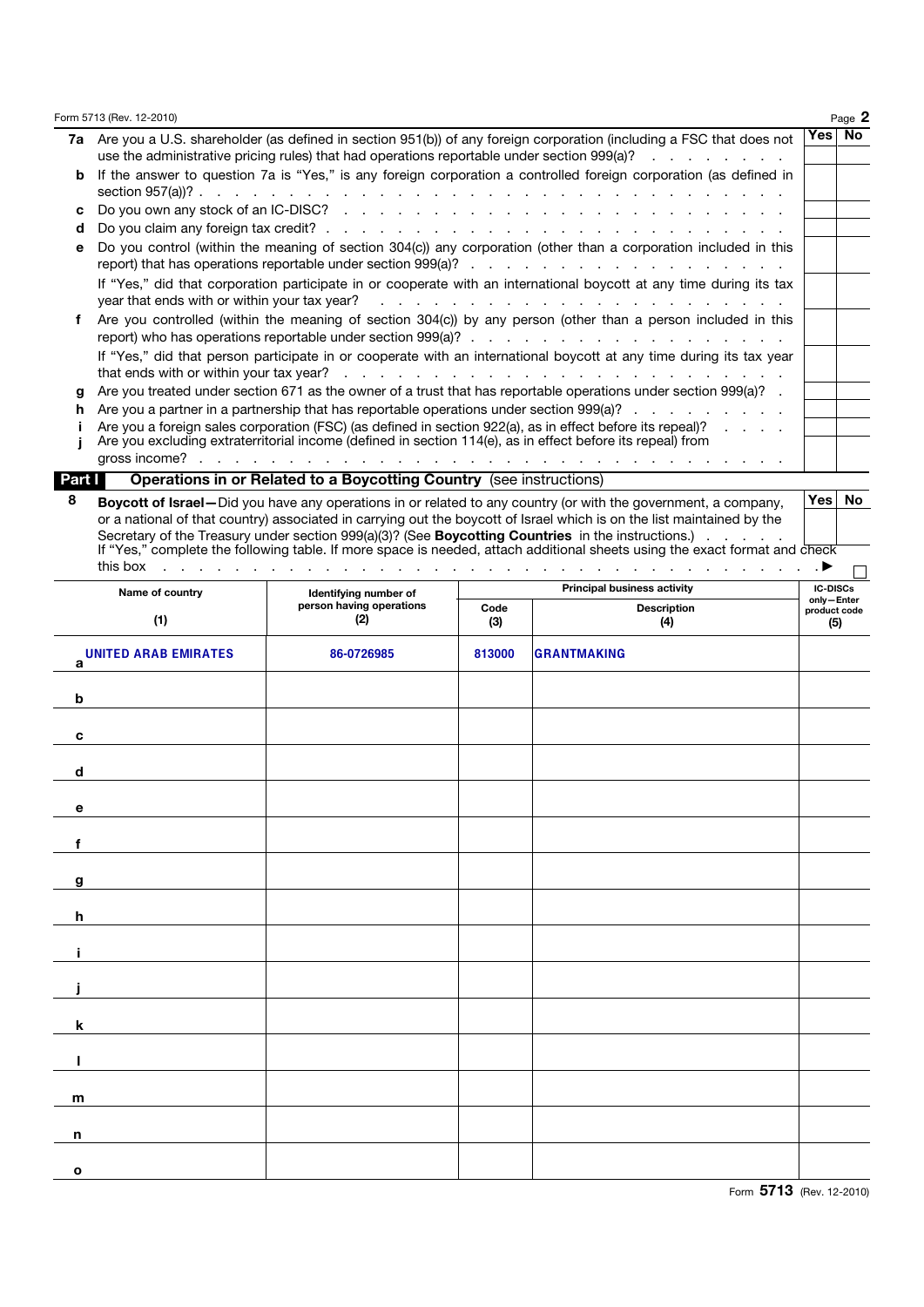Form 5713 (Rev. 12-2010) Page 2

| | | Yes | No |
|---|---|---|---|
| **7a** | Are you a U.S. shareholder (as defined in section 951(b)) of any foreign corporation (including a FSC that does not use the administrative pricing rules) that had operations reportable under section 999(a)? | | |
| **b** | If the answer to question 7a is "Yes," is any foreign corporation a controlled foreign corporation (as defined in section 957(a))? | | |
| **c** | Do you own any stock of an IC-DISC? | | |
| **d** | Do you claim any foreign tax credit? | | |
| **e** | Do you control (within the meaning of section 304(c)) any corporation (other than a corporation included in this report) that has operations reportable under section 999(a)? | | |
| | If "Yes," did that corporation participate in or cooperate with an international boycott at any time during its tax year that ends with or within your tax year? | | |
| **f** | Are you controlled (within the meaning of section 304(c)) by any person (other than a person included in this report) who has operations reportable under section 999(a)? | | |
| | If "Yes," did that person participate in or cooperate with an international boycott at any time during its tax year that ends with or within your tax year? | | |
| **g** | Are you treated under section 671 as the owner of a trust that has reportable operations under section 999(a)? | | |
| **h** | Are you a partner in a partnership that has reportable operations under section 999(a)? | | |
| **i** | Are you a foreign sales corporation (FSC) (as defined in section 922(a), as in effect before its repeal)? | | |
| **j** | Are you excluding extraterritorial income (defined in section 114(e), as in effect before its repeal) from gross income? | | |

## Part I Operations in or Related to a Boycotting Country (see instructions)

| | | Yes | No |
|---|---|---|---|
| **8** | **Boycott of Israel—** Did you have any operations in or related to any country (or with the government, a company, or a national of that country) associated in carrying out the boycott of Israel which is on the list maintained by the Secretary of the Treasury under section 999(a)(3)? (See **Boycotting Countries** in the instructions.) | | |

If "Yes," complete the following table. If more space is needed, attach additional sheets using the exact format and check this box ▶ ☐

| | Name of country (1) | Identifying number of person having operations (2) | Principal business activity Code (3) | Principal business activity Description (4) | IC-DISCs only—Enter product code (5) |
|---|---|---|---|---|---|
| a | UNITED ARAB EMIRATES | 86-0726985 | 813000 | GRANTMAKING | |
| b | | | | | |
| c | | | | | |
| d | | | | | |
| e | | | | | |
| f | | | | | |
| g | | | | | |
| h | | | | | |
| i | | | | | |
| j | | | | | |
| k | | | | | |
| l | | | | | |
| m | | | | | |
| n | | | | | |
| o | | | | | |

Form **5713** (Rev. 12-2010)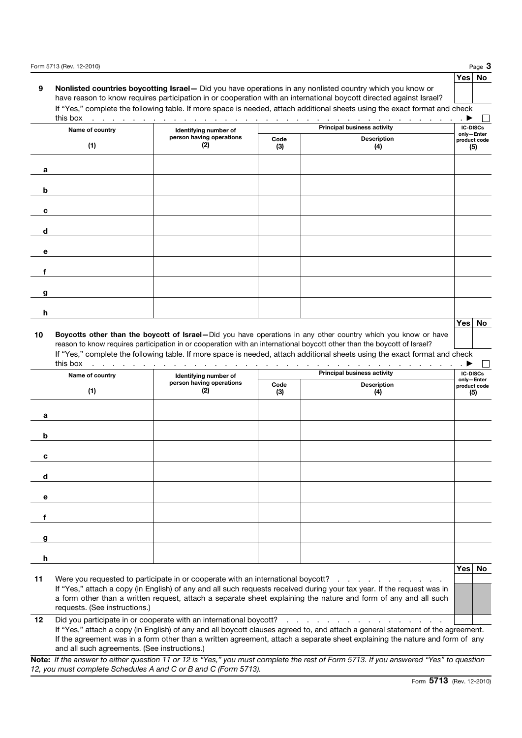| | | Yes | No |
|---|---|---|---|
| **9** | **Nonlisted countries boycotting Israel—** Did you have operations in any nonlisted country which you know or have reason to know requires participation in or cooperation with an international boycott directed against Israel? | | |

If "Yes," complete the following table. If more space is needed, attach additional sheets using the exact format and check this box . . . . . . . . . . . . . . . . . . . . . . . . . . . . . . . . . . . . ▶ ☐

| | Name of country<br>(1) | Identifying number of person having operations<br>(2) | Principal business activity<br>Code<br>(3) | <br>Description<br>(4) | IC-DISCs only—Enter product code<br>(5) |
|---|---|---|---|---|---|
| **a** | | | | | |
| **b** | | | | | |
| **c** | | | | | |
| **d** | | | | | |
| **e** | | | | | |
| **f** | | | | | |
| **g** | | | | | |
| **h** | | | | | |

| | | Yes | No |
|---|---|---|---|
| **10** | **Boycotts other than the boycott of Israel—**Did you have operations in any other country which you know or have reason to know requires participation in or cooperation with an international boycott other than the boycott of Israel? | | |

If "Yes," complete the following table. If more space is needed, attach additional sheets using the exact format and check this box . . . . . . . . . . . . . . . . . . . . . . . . . . . . . . . . . . . . ▶ ☐

| | Name of country<br>(1) | Identifying number of person having operations<br>(2) | Principal business activity<br>Code<br>(3) | <br>Description<br>(4) | IC-DISCs only—Enter product code<br>(5) |
|---|---|---|---|---|---|
| **a** | | | | | |
| **b** | | | | | |
| **c** | | | | | |
| **d** | | | | | |
| **e** | | | | | |
| **f** | | | | | |
| **g** | | | | | |
| **h** | | | | | |

| | | Yes | No |
|---|---|---|---|
| **11** | Were you requested to participate in or cooperate with an international boycott? . . . . . . . . . . . . . | | |
| | If "Yes," attach a copy (in English) of any and all such requests received during your tax year. If the request was in a form other than a written request, attach a separate sheet explaining the nature and form of any and all such requests. (See instructions.) | | |
| **12** | Did you participate in or cooperate with an international boycott? . . . . . . . . . . . . . . . . . . | | |
| | If "Yes," attach a copy (in English) of any and all boycott clauses agreed to, and attach a general statement of the agreement. If the agreement was in a form other than a written agreement, attach a separate sheet explaining the nature and form of any and all such agreements. (See instructions.) | | |

**Note:** *If the answer to either question 11 or 12 is "Yes," you must complete the rest of Form 5713. If you answered "Yes" to question 12, you must complete Schedules A and C or B and C (Form 5713).*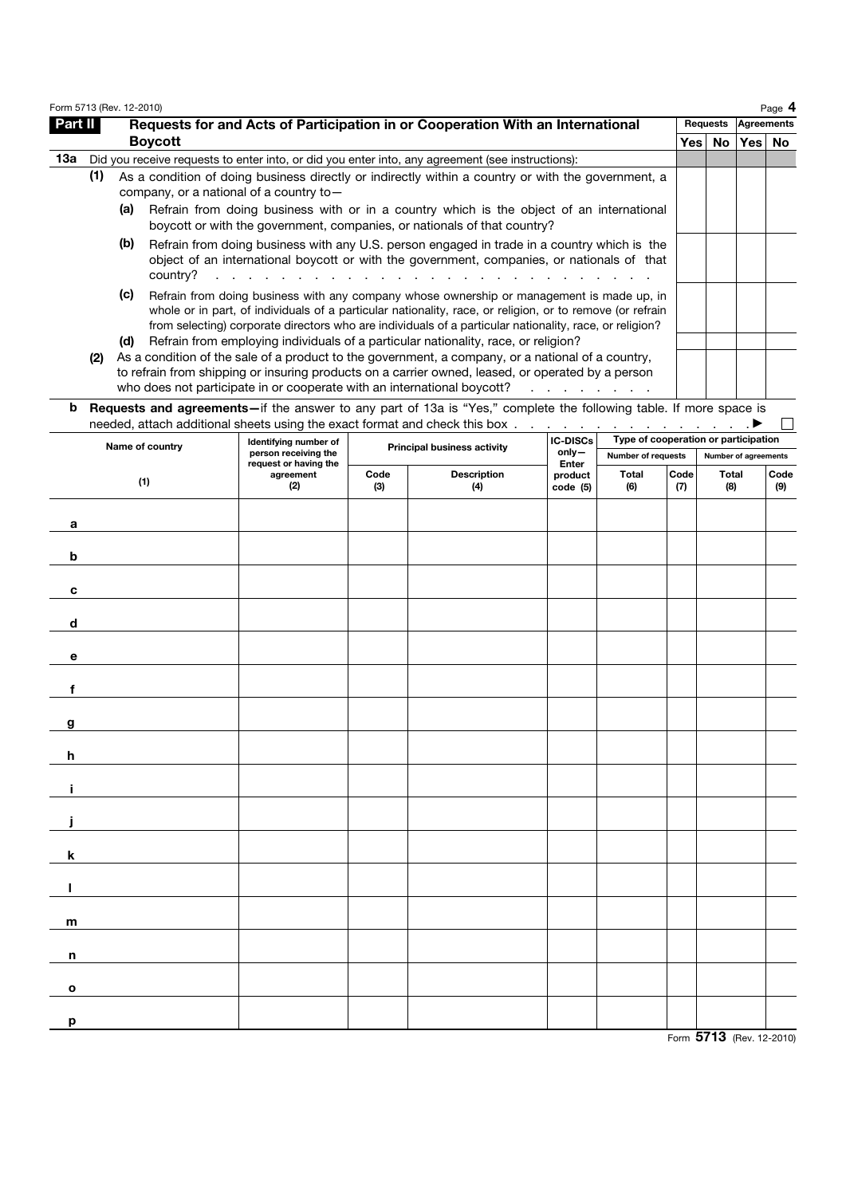## Part II Requests for and Acts of Participation in or Cooperation With an International Boycott

| | Requests Yes | Requests No | Agreements Yes | Agreements No |
|---|---|---|---|---|
| **13a** Did you receive requests to enter into, or did you enter into, any agreement (see instructions): | | | | |
| **(1)** As a condition of doing business directly or indirectly within a country or with the government, a company, or a national of a country to— | | | | |
| **(a)** Refrain from doing business with or in a country which is the object of an international boycott or with the government, companies, or nationals of that country? | | | | |
| **(b)** Refrain from doing business with any U.S. person engaged in trade in a country which is the object of an international boycott or with the government, companies, or nationals of that country? | | | | |
| **(c)** Refrain from doing business with any company whose ownership or management is made up, in whole or in part, of individuals of a particular nationality, race, or religion, or to remove (or refrain from selecting) corporate directors who are individuals of a particular nationality, race, or religion? | | | | |
| **(d)** Refrain from employing individuals of a particular nationality, race, or religion? | | | | |
| **(2)** As a condition of the sale of a product to the government, a company, or a national of a country, to refrain from shipping or insuring products on a carrier owned, leased, or operated by a person who does not participate in or cooperate with an international boycott? | | | | |

**b** **Requests and agreements—** if the answer to any part of 13a is "Yes," complete the following table. If more space is needed, attach additional sheets using the exact format and check this box . . . . . . . . . . . . . . . . ▶ ☐

| | Name of country | Identifying number of person receiving the request or having the agreement | Principal business activity | | IC-DISCs only—Enter product code | Type of cooperation or participation | | | |
|---|---|---|---|---|---|---|---|---|---|
| | | | | | | Number of requests | | Number of agreements | |
| | (1) | (2) | Code (3) | Description (4) | (5) | Total (6) | Code (7) | Total (8) | Code (9) |
| a | | | | | | | | | |
| b | | | | | | | | | |
| c | | | | | | | | | |
| d | | | | | | | | | |
| e | | | | | | | | | |
| f | | | | | | | | | |
| g | | | | | | | | | |
| h | | | | | | | | | |
| i | | | | | | | | | |
| j | | | | | | | | | |
| k | | | | | | | | | |
| l | | | | | | | | | |
| m | | | | | | | | | |
| n | | | | | | | | | |
| o | | | | | | | | | |
| p | | | | | | | | | |